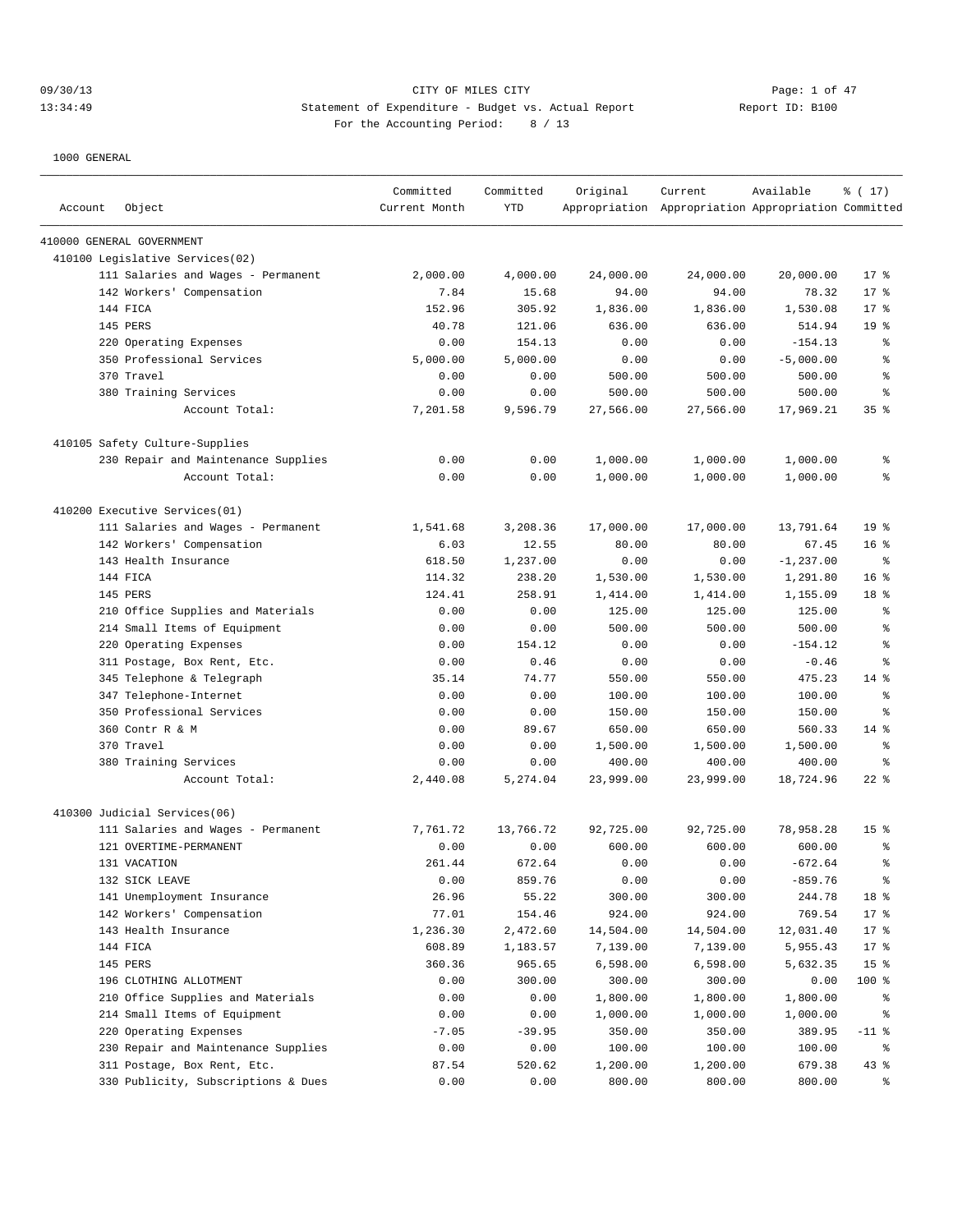CITY OF MILES CITY

Statement of Expenditure - Budget vs. Actual Report

Report ID: B100

For the Accounting Period: 8 / 13

09/30/13 13:34:49

1000 GENERAL

| Account | Object | Committed Current Month | Committed YTD | Original Appropriation | Current Appropriation | Available Appropriation | % ( 17) Committed |
|---|---|---|---|---|---|---|---|
| 410000 GENERAL GOVERNMENT | | | | | | | |
| 410100 Legislative Services(02) | | | | | | | |
| | 111 Salaries and Wages - Permanent | 2,000.00 | 4,000.00 | 24,000.00 | 24,000.00 | 20,000.00 | 17 % |
| | 142 Workers' Compensation | 7.84 | 15.68 | 94.00 | 94.00 | 78.32 | 17 % |
| | 144 FICA | 152.96 | 305.92 | 1,836.00 | 1,836.00 | 1,530.08 | 17 % |
| | 145 PERS | 40.78 | 121.06 | 636.00 | 636.00 | 514.94 | 19 % |
| | 220 Operating Expenses | 0.00 | 154.13 | 0.00 | 0.00 | -154.13 | % |
| | 350 Professional Services | 5,000.00 | 5,000.00 | 0.00 | 0.00 | -5,000.00 | % |
| | 370 Travel | 0.00 | 0.00 | 500.00 | 500.00 | 500.00 | % |
| | 380 Training Services | 0.00 | 0.00 | 500.00 | 500.00 | 500.00 | % |
| | Account Total: | 7,201.58 | 9,596.79 | 27,566.00 | 27,566.00 | 17,969.21 | 35 % |
| 410105 Safety Culture-Supplies | | | | | | | |
| | 230 Repair and Maintenance Supplies | 0.00 | 0.00 | 1,000.00 | 1,000.00 | 1,000.00 | % |
| | Account Total: | 0.00 | 0.00 | 1,000.00 | 1,000.00 | 1,000.00 | % |
| 410200 Executive Services(01) | | | | | | | |
| | 111 Salaries and Wages - Permanent | 1,541.68 | 3,208.36 | 17,000.00 | 17,000.00 | 13,791.64 | 19 % |
| | 142 Workers' Compensation | 6.03 | 12.55 | 80.00 | 80.00 | 67.45 | 16 % |
| | 143 Health Insurance | 618.50 | 1,237.00 | 0.00 | 0.00 | -1,237.00 | % |
| | 144 FICA | 114.32 | 238.20 | 1,530.00 | 1,530.00 | 1,291.80 | 16 % |
| | 145 PERS | 124.41 | 258.91 | 1,414.00 | 1,414.00 | 1,155.09 | 18 % |
| | 210 Office Supplies and Materials | 0.00 | 0.00 | 125.00 | 125.00 | 125.00 | % |
| | 214 Small Items of Equipment | 0.00 | 0.00 | 500.00 | 500.00 | 500.00 | % |
| | 220 Operating Expenses | 0.00 | 154.12 | 0.00 | 0.00 | -154.12 | % |
| | 311 Postage, Box Rent, Etc. | 0.00 | 0.46 | 0.00 | 0.00 | -0.46 | % |
| | 345 Telephone & Telegraph | 35.14 | 74.77 | 550.00 | 550.00 | 475.23 | 14 % |
| | 347 Telephone-Internet | 0.00 | 0.00 | 100.00 | 100.00 | 100.00 | % |
| | 350 Professional Services | 0.00 | 0.00 | 150.00 | 150.00 | 150.00 | % |
| | 360 Contr R & M | 0.00 | 89.67 | 650.00 | 650.00 | 560.33 | 14 % |
| | 370 Travel | 0.00 | 0.00 | 1,500.00 | 1,500.00 | 1,500.00 | % |
| | 380 Training Services | 0.00 | 0.00 | 400.00 | 400.00 | 400.00 | % |
| | Account Total: | 2,440.08 | 5,274.04 | 23,999.00 | 23,999.00 | 18,724.96 | 22 % |
| 410300 Judicial Services(06) | | | | | | | |
| | 111 Salaries and Wages - Permanent | 7,761.72 | 13,766.72 | 92,725.00 | 92,725.00 | 78,958.28 | 15 % |
| | 121 OVERTIME-PERMANENT | 0.00 | 0.00 | 600.00 | 600.00 | 600.00 | % |
| | 131 VACATION | 261.44 | 672.64 | 0.00 | 0.00 | -672.64 | % |
| | 132 SICK LEAVE | 0.00 | 859.76 | 0.00 | 0.00 | -859.76 | % |
| | 141 Unemployment Insurance | 26.96 | 55.22 | 300.00 | 300.00 | 244.78 | 18 % |
| | 142 Workers' Compensation | 77.01 | 154.46 | 924.00 | 924.00 | 769.54 | 17 % |
| | 143 Health Insurance | 1,236.30 | 2,472.60 | 14,504.00 | 14,504.00 | 12,031.40 | 17 % |
| | 144 FICA | 608.89 | 1,183.57 | 7,139.00 | 7,139.00 | 5,955.43 | 17 % |
| | 145 PERS | 360.36 | 965.65 | 6,598.00 | 6,598.00 | 5,632.35 | 15 % |
| | 196 CLOTHING ALLOTMENT | 0.00 | 300.00 | 300.00 | 300.00 | 0.00 | 100 % |
| | 210 Office Supplies and Materials | 0.00 | 0.00 | 1,800.00 | 1,800.00 | 1,800.00 | % |
| | 214 Small Items of Equipment | 0.00 | 0.00 | 1,000.00 | 1,000.00 | 1,000.00 | % |
| | 220 Operating Expenses | -7.05 | -39.95 | 350.00 | 350.00 | 389.95 | -11 % |
| | 230 Repair and Maintenance Supplies | 0.00 | 0.00 | 100.00 | 100.00 | 100.00 | % |
| | 311 Postage, Box Rent, Etc. | 87.54 | 520.62 | 1,200.00 | 1,200.00 | 679.38 | 43 % |
| | 330 Publicity, Subscriptions & Dues | 0.00 | 0.00 | 800.00 | 800.00 | 800.00 | % |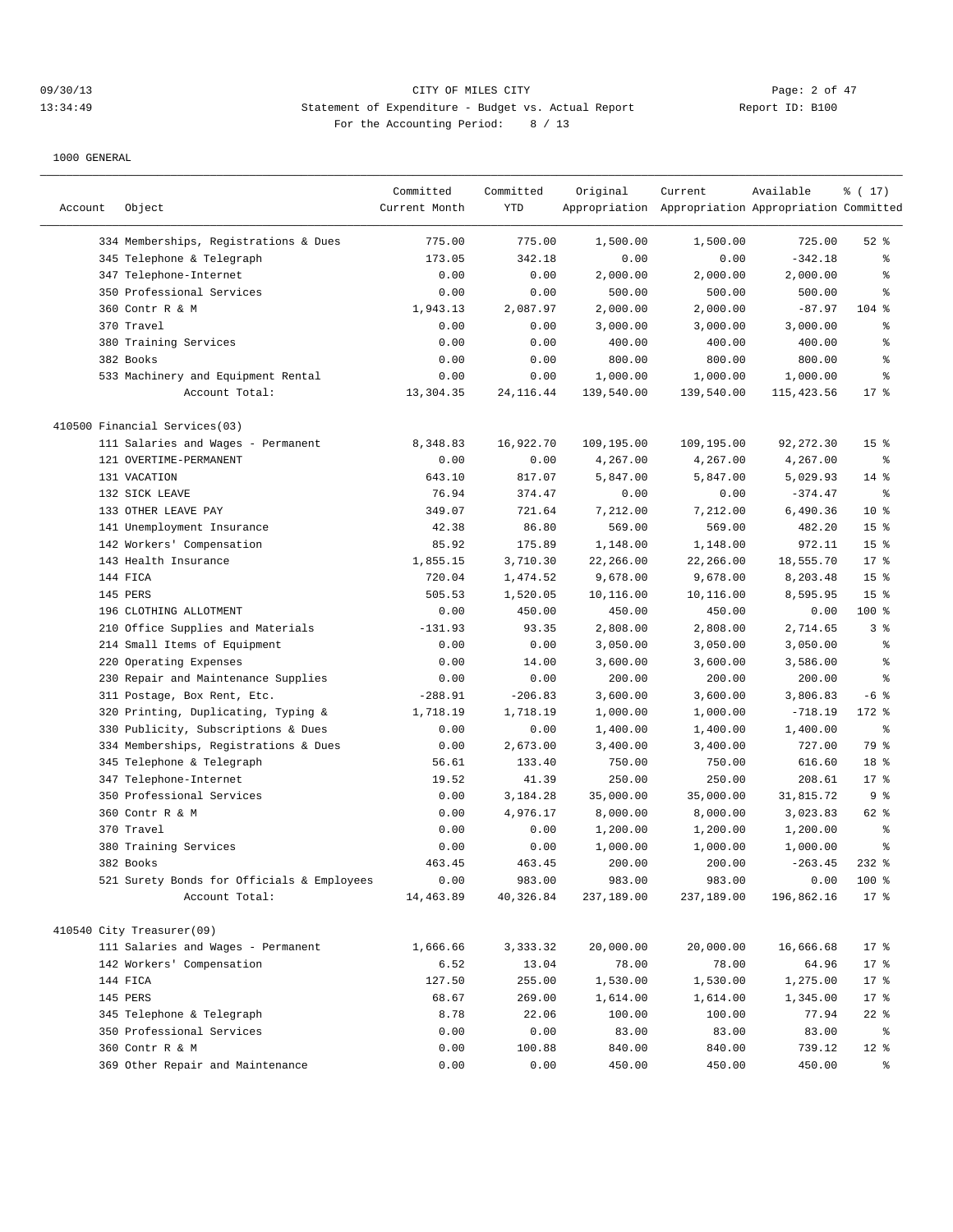CITY OF MILES CITY

Statement of Expenditure - Budget vs. Actual Report

Report ID: B100

For the Accounting Period: 8 / 13

1000 GENERAL

| Account | Object | Committed Current Month | Committed YTD | Original Appropriation | Current Appropriation | Available Appropriation | % ( 17) Committed |
|---|---|---|---|---|---|---|---|
| | 334 Memberships, Registrations & Dues | 775.00 | 775.00 | 1,500.00 | 1,500.00 | 725.00 | 52 % |
| | 345 Telephone & Telegraph | 173.05 | 342.18 | 0.00 | 0.00 | -342.18 | % |
| | 347 Telephone-Internet | 0.00 | 0.00 | 2,000.00 | 2,000.00 | 2,000.00 | % |
| | 350 Professional Services | 0.00 | 0.00 | 500.00 | 500.00 | 500.00 | % |
| | 360 Contr R & M | 1,943.13 | 2,087.97 | 2,000.00 | 2,000.00 | -87.97 | 104 % |
| | 370 Travel | 0.00 | 0.00 | 3,000.00 | 3,000.00 | 3,000.00 | % |
| | 380 Training Services | 0.00 | 0.00 | 400.00 | 400.00 | 400.00 | % |
| | 382 Books | 0.00 | 0.00 | 800.00 | 800.00 | 800.00 | % |
| | 533 Machinery and Equipment Rental | 0.00 | 0.00 | 1,000.00 | 1,000.00 | 1,000.00 | % |
| | Account Total: | 13,304.35 | 24,116.44 | 139,540.00 | 139,540.00 | 115,423.56 | 17 % |
| 410500 Financial Services(03) | | | | | | | |
| | 111 Salaries and Wages - Permanent | 8,348.83 | 16,922.70 | 109,195.00 | 109,195.00 | 92,272.30 | 15 % |
| | 121 OVERTIME-PERMANENT | 0.00 | 0.00 | 4,267.00 | 4,267.00 | 4,267.00 | % |
| | 131 VACATION | 643.10 | 817.07 | 5,847.00 | 5,847.00 | 5,029.93 | 14 % |
| | 132 SICK LEAVE | 76.94 | 374.47 | 0.00 | 0.00 | -374.47 | % |
| | 133 OTHER LEAVE PAY | 349.07 | 721.64 | 7,212.00 | 7,212.00 | 6,490.36 | 10 % |
| | 141 Unemployment Insurance | 42.38 | 86.80 | 569.00 | 569.00 | 482.20 | 15 % |
| | 142 Workers' Compensation | 85.92 | 175.89 | 1,148.00 | 1,148.00 | 972.11 | 15 % |
| | 143 Health Insurance | 1,855.15 | 3,710.30 | 22,266.00 | 22,266.00 | 18,555.70 | 17 % |
| | 144 FICA | 720.04 | 1,474.52 | 9,678.00 | 9,678.00 | 8,203.48 | 15 % |
| | 145 PERS | 505.53 | 1,520.05 | 10,116.00 | 10,116.00 | 8,595.95 | 15 % |
| | 196 CLOTHING ALLOTMENT | 0.00 | 450.00 | 450.00 | 450.00 | 0.00 | 100 % |
| | 210 Office Supplies and Materials | -131.93 | 93.35 | 2,808.00 | 2,808.00 | 2,714.65 | 3 % |
| | 214 Small Items of Equipment | 0.00 | 0.00 | 3,050.00 | 3,050.00 | 3,050.00 | % |
| | 220 Operating Expenses | 0.00 | 14.00 | 3,600.00 | 3,600.00 | 3,586.00 | % |
| | 230 Repair and Maintenance Supplies | 0.00 | 0.00 | 200.00 | 200.00 | 200.00 | % |
| | 311 Postage, Box Rent, Etc. | -288.91 | -206.83 | 3,600.00 | 3,600.00 | 3,806.83 | -6 % |
| | 320 Printing, Duplicating, Typing & | 1,718.19 | 1,718.19 | 1,000.00 | 1,000.00 | -718.19 | 172 % |
| | 330 Publicity, Subscriptions & Dues | 0.00 | 0.00 | 1,400.00 | 1,400.00 | 1,400.00 | % |
| | 334 Memberships, Registrations & Dues | 0.00 | 2,673.00 | 3,400.00 | 3,400.00 | 727.00 | 79 % |
| | 345 Telephone & Telegraph | 56.61 | 133.40 | 750.00 | 750.00 | 616.60 | 18 % |
| | 347 Telephone-Internet | 19.52 | 41.39 | 250.00 | 250.00 | 208.61 | 17 % |
| | 350 Professional Services | 0.00 | 3,184.28 | 35,000.00 | 35,000.00 | 31,815.72 | 9 % |
| | 360 Contr R & M | 0.00 | 4,976.17 | 8,000.00 | 8,000.00 | 3,023.83 | 62 % |
| | 370 Travel | 0.00 | 0.00 | 1,200.00 | 1,200.00 | 1,200.00 | % |
| | 380 Training Services | 0.00 | 0.00 | 1,000.00 | 1,000.00 | 1,000.00 | % |
| | 382 Books | 463.45 | 463.45 | 200.00 | 200.00 | -263.45 | 232 % |
| | 521 Surety Bonds for Officials & Employees | 0.00 | 983.00 | 983.00 | 983.00 | 0.00 | 100 % |
| | Account Total: | 14,463.89 | 40,326.84 | 237,189.00 | 237,189.00 | 196,862.16 | 17 % |
| 410540 City Treasurer(09) | | | | | | | |
| | 111 Salaries and Wages - Permanent | 1,666.66 | 3,333.32 | 20,000.00 | 20,000.00 | 16,666.68 | 17 % |
| | 142 Workers' Compensation | 6.52 | 13.04 | 78.00 | 78.00 | 64.96 | 17 % |
| | 144 FICA | 127.50 | 255.00 | 1,530.00 | 1,530.00 | 1,275.00 | 17 % |
| | 145 PERS | 68.67 | 269.00 | 1,614.00 | 1,614.00 | 1,345.00 | 17 % |
| | 345 Telephone & Telegraph | 8.78 | 22.06 | 100.00 | 100.00 | 77.94 | 22 % |
| | 350 Professional Services | 0.00 | 0.00 | 83.00 | 83.00 | 83.00 | % |
| | 360 Contr R & M | 0.00 | 100.88 | 840.00 | 840.00 | 739.12 | 12 % |
| | 369 Other Repair and Maintenance | 0.00 | 0.00 | 450.00 | 450.00 | 450.00 | % |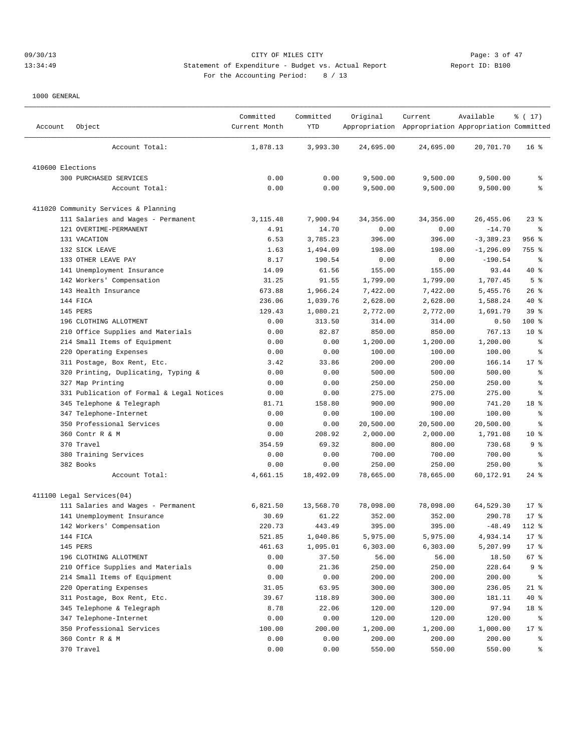1000 GENERAL

| Account | Object | Committed Current Month | Committed YTD | Original Appropriation | Current Appropriation | Available Appropriation | % ( 17) Committed |
|---|---|---|---|---|---|---|---|
| | Account Total: | 1,878.13 | 3,993.30 | 24,695.00 | 24,695.00 | 20,701.70 | 16 % |
| 410600 Elections | | | | | | | |
| | 300 PURCHASED SERVICES | 0.00 | 0.00 | 9,500.00 | 9,500.00 | 9,500.00 | % |
| | Account Total: | 0.00 | 0.00 | 9,500.00 | 9,500.00 | 9,500.00 | % |
| 411020 Community Services & Planning | | | | | | | |
| | 111 Salaries and Wages - Permanent | 3,115.48 | 7,900.94 | 34,356.00 | 34,356.00 | 26,455.06 | 23 % |
| | 121 OVERTIME-PERMANENT | 4.91 | 14.70 | 0.00 | 0.00 | -14.70 | % |
| | 131 VACATION | 6.53 | 3,785.23 | 396.00 | 396.00 | -3,389.23 | 956 % |
| | 132 SICK LEAVE | 1.63 | 1,494.09 | 198.00 | 198.00 | -1,296.09 | 755 % |
| | 133 OTHER LEAVE PAY | 8.17 | 190.54 | 0.00 | 0.00 | -190.54 | % |
| | 141 Unemployment Insurance | 14.09 | 61.56 | 155.00 | 155.00 | 93.44 | 40 % |
| | 142 Workers' Compensation | 31.25 | 91.55 | 1,799.00 | 1,799.00 | 1,707.45 | 5 % |
| | 143 Health Insurance | 673.88 | 1,966.24 | 7,422.00 | 7,422.00 | 5,455.76 | 26 % |
| | 144 FICA | 236.06 | 1,039.76 | 2,628.00 | 2,628.00 | 1,588.24 | 40 % |
| | 145 PERS | 129.43 | 1,080.21 | 2,772.00 | 2,772.00 | 1,691.79 | 39 % |
| | 196 CLOTHING ALLOTMENT | 0.00 | 313.50 | 314.00 | 314.00 | 0.50 | 100 % |
| | 210 Office Supplies and Materials | 0.00 | 82.87 | 850.00 | 850.00 | 767.13 | 10 % |
| | 214 Small Items of Equipment | 0.00 | 0.00 | 1,200.00 | 1,200.00 | 1,200.00 | % |
| | 220 Operating Expenses | 0.00 | 0.00 | 100.00 | 100.00 | 100.00 | % |
| | 311 Postage, Box Rent, Etc. | 3.42 | 33.86 | 200.00 | 200.00 | 166.14 | 17 % |
| | 320 Printing, Duplicating, Typing & | 0.00 | 0.00 | 500.00 | 500.00 | 500.00 | % |
| | 327 Map Printing | 0.00 | 0.00 | 250.00 | 250.00 | 250.00 | % |
| | 331 Publication of Formal & Legal Notices | 0.00 | 0.00 | 275.00 | 275.00 | 275.00 | % |
| | 345 Telephone & Telegraph | 81.71 | 158.80 | 900.00 | 900.00 | 741.20 | 18 % |
| | 347 Telephone-Internet | 0.00 | 0.00 | 100.00 | 100.00 | 100.00 | % |
| | 350 Professional Services | 0.00 | 0.00 | 20,500.00 | 20,500.00 | 20,500.00 | % |
| | 360 Contr R & M | 0.00 | 208.92 | 2,000.00 | 2,000.00 | 1,791.08 | 10 % |
| | 370 Travel | 354.59 | 69.32 | 800.00 | 800.00 | 730.68 | 9 % |
| | 380 Training Services | 0.00 | 0.00 | 700.00 | 700.00 | 700.00 | % |
| | 382 Books | 0.00 | 0.00 | 250.00 | 250.00 | 250.00 | % |
| | Account Total: | 4,661.15 | 18,492.09 | 78,665.00 | 78,665.00 | 60,172.91 | 24 % |
| 411100 Legal Services(04) | | | | | | | |
| | 111 Salaries and Wages - Permanent | 6,821.50 | 13,568.70 | 78,098.00 | 78,098.00 | 64,529.30 | 17 % |
| | 141 Unemployment Insurance | 30.69 | 61.22 | 352.00 | 352.00 | 290.78 | 17 % |
| | 142 Workers' Compensation | 220.73 | 443.49 | 395.00 | 395.00 | -48.49 | 112 % |
| | 144 FICA | 521.85 | 1,040.86 | 5,975.00 | 5,975.00 | 4,934.14 | 17 % |
| | 145 PERS | 461.63 | 1,095.01 | 6,303.00 | 6,303.00 | 5,207.99 | 17 % |
| | 196 CLOTHING ALLOTMENT | 0.00 | 37.50 | 56.00 | 56.00 | 18.50 | 67 % |
| | 210 Office Supplies and Materials | 0.00 | 21.36 | 250.00 | 250.00 | 228.64 | 9 % |
| | 214 Small Items of Equipment | 0.00 | 0.00 | 200.00 | 200.00 | 200.00 | % |
| | 220 Operating Expenses | 31.05 | 63.95 | 300.00 | 300.00 | 236.05 | 21 % |
| | 311 Postage, Box Rent, Etc. | 39.67 | 118.89 | 300.00 | 300.00 | 181.11 | 40 % |
| | 345 Telephone & Telegraph | 8.78 | 22.06 | 120.00 | 120.00 | 97.94 | 18 % |
| | 347 Telephone-Internet | 0.00 | 0.00 | 120.00 | 120.00 | 120.00 | % |
| | 350 Professional Services | 100.00 | 200.00 | 1,200.00 | 1,200.00 | 1,000.00 | 17 % |
| | 360 Contr R & M | 0.00 | 0.00 | 200.00 | 200.00 | 200.00 | % |
| | 370 Travel | 0.00 | 0.00 | 550.00 | 550.00 | 550.00 | % |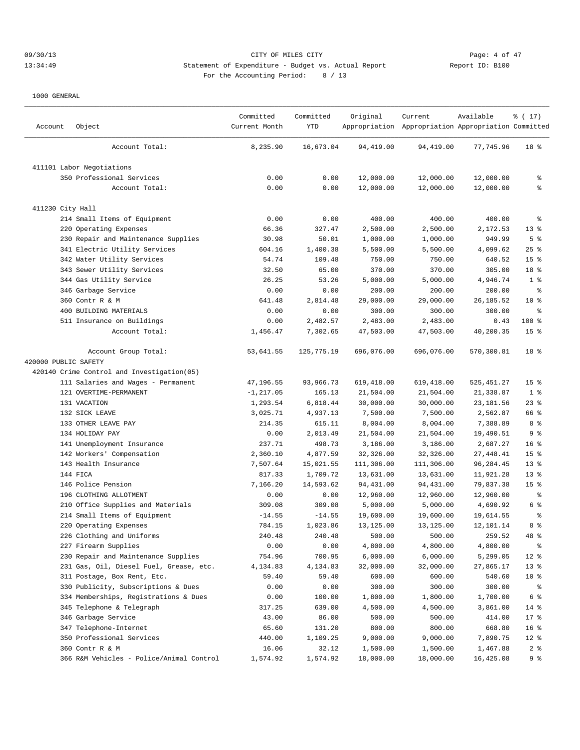# CITY OF MILES CITY

## Statement of Expenditure - Budget vs. Actual Report

For the Accounting Period: 8 / 13

09/30/13 13:34:49 — Report ID: B100

1000 GENERAL

| Account | Object | Committed Current Month | Committed YTD | Original Appropriation | Current Appropriation | Available Appropriation | % ( 17) Committed |
|---|---|---|---|---|---|---|---|
| | Account Total: | 8,235.90 | 16,673.04 | 94,419.00 | 94,419.00 | 77,745.96 | 18 % |
| 411101 Labor Negotiations | | | | | | | |
| | 350 Professional Services | 0.00 | 0.00 | 12,000.00 | 12,000.00 | 12,000.00 | % |
| | Account Total: | 0.00 | 0.00 | 12,000.00 | 12,000.00 | 12,000.00 | % |
| 411230 City Hall | | | | | | | |
| | 214 Small Items of Equipment | 0.00 | 0.00 | 400.00 | 400.00 | 400.00 | % |
| | 220 Operating Expenses | 66.36 | 327.47 | 2,500.00 | 2,500.00 | 2,172.53 | 13 % |
| | 230 Repair and Maintenance Supplies | 30.98 | 50.01 | 1,000.00 | 1,000.00 | 949.99 | 5 % |
| | 341 Electric Utility Services | 604.16 | 1,400.38 | 5,500.00 | 5,500.00 | 4,099.62 | 25 % |
| | 342 Water Utility Services | 54.74 | 109.48 | 750.00 | 750.00 | 640.52 | 15 % |
| | 343 Sewer Utility Services | 32.50 | 65.00 | 370.00 | 370.00 | 305.00 | 18 % |
| | 344 Gas Utility Service | 26.25 | 53.26 | 5,000.00 | 5,000.00 | 4,946.74 | 1 % |
| | 346 Garbage Service | 0.00 | 0.00 | 200.00 | 200.00 | 200.00 | % |
| | 360 Contr R & M | 641.48 | 2,814.48 | 29,000.00 | 29,000.00 | 26,185.52 | 10 % |
| | 400 BUILDING MATERIALS | 0.00 | 0.00 | 300.00 | 300.00 | 300.00 | % |
| | 511 Insurance on Buildings | 0.00 | 2,482.57 | 2,483.00 | 2,483.00 | 0.43 | 100 % |
| | Account Total: | 1,456.47 | 7,302.65 | 47,503.00 | 47,503.00 | 40,200.35 | 15 % |
| | Account Group Total: | 53,641.55 | 125,775.19 | 696,076.00 | 696,076.00 | 570,300.81 | 18 % |
| 420000 PUBLIC SAFETY | | | | | | | |
| 420140 Crime Control and Investigation(05) | | | | | | | |
| | 111 Salaries and Wages - Permanent | 47,196.55 | 93,966.73 | 619,418.00 | 619,418.00 | 525,451.27 | 15 % |
| | 121 OVERTIME-PERMANENT | -1,217.05 | 165.13 | 21,504.00 | 21,504.00 | 21,338.87 | 1 % |
| | 131 VACATION | 1,293.54 | 6,818.44 | 30,000.00 | 30,000.00 | 23,181.56 | 23 % |
| | 132 SICK LEAVE | 3,025.71 | 4,937.13 | 7,500.00 | 7,500.00 | 2,562.87 | 66 % |
| | 133 OTHER LEAVE PAY | 214.35 | 615.11 | 8,004.00 | 8,004.00 | 7,388.89 | 8 % |
| | 134 HOLIDAY PAY | 0.00 | 2,013.49 | 21,504.00 | 21,504.00 | 19,490.51 | 9 % |
| | 141 Unemployment Insurance | 237.71 | 498.73 | 3,186.00 | 3,186.00 | 2,687.27 | 16 % |
| | 142 Workers' Compensation | 2,360.10 | 4,877.59 | 32,326.00 | 32,326.00 | 27,448.41 | 15 % |
| | 143 Health Insurance | 7,507.64 | 15,021.55 | 111,306.00 | 111,306.00 | 96,284.45 | 13 % |
| | 144 FICA | 817.33 | 1,709.72 | 13,631.00 | 13,631.00 | 11,921.28 | 13 % |
| | 146 Police Pension | 7,166.20 | 14,593.62 | 94,431.00 | 94,431.00 | 79,837.38 | 15 % |
| | 196 CLOTHING ALLOTMENT | 0.00 | 0.00 | 12,960.00 | 12,960.00 | 12,960.00 | % |
| | 210 Office Supplies and Materials | 309.08 | 309.08 | 5,000.00 | 5,000.00 | 4,690.92 | 6 % |
| | 214 Small Items of Equipment | -14.55 | -14.55 | 19,600.00 | 19,600.00 | 19,614.55 | % |
| | 220 Operating Expenses | 784.15 | 1,023.86 | 13,125.00 | 13,125.00 | 12,101.14 | 8 % |
| | 226 Clothing and Uniforms | 240.48 | 240.48 | 500.00 | 500.00 | 259.52 | 48 % |
| | 227 Firearm Supplies | 0.00 | 0.00 | 4,800.00 | 4,800.00 | 4,800.00 | % |
| | 230 Repair and Maintenance Supplies | 754.96 | 700.95 | 6,000.00 | 6,000.00 | 5,299.05 | 12 % |
| | 231 Gas, Oil, Diesel Fuel, Grease, etc. | 4,134.83 | 4,134.83 | 32,000.00 | 32,000.00 | 27,865.17 | 13 % |
| | 311 Postage, Box Rent, Etc. | 59.40 | 59.40 | 600.00 | 600.00 | 540.60 | 10 % |
| | 330 Publicity, Subscriptions & Dues | 0.00 | 0.00 | 300.00 | 300.00 | 300.00 | % |
| | 334 Memberships, Registrations & Dues | 0.00 | 100.00 | 1,800.00 | 1,800.00 | 1,700.00 | 6 % |
| | 345 Telephone & Telegraph | 317.25 | 639.00 | 4,500.00 | 4,500.00 | 3,861.00 | 14 % |
| | 346 Garbage Service | 43.00 | 86.00 | 500.00 | 500.00 | 414.00 | 17 % |
| | 347 Telephone-Internet | 65.60 | 131.20 | 800.00 | 800.00 | 668.80 | 16 % |
| | 350 Professional Services | 440.00 | 1,109.25 | 9,000.00 | 9,000.00 | 7,890.75 | 12 % |
| | 360 Contr R & M | 16.06 | 32.12 | 1,500.00 | 1,500.00 | 1,467.88 | 2 % |
| | 366 R&M Vehicles - Police/Animal Control | 1,574.92 | 1,574.92 | 18,000.00 | 18,000.00 | 16,425.08 | 9 % |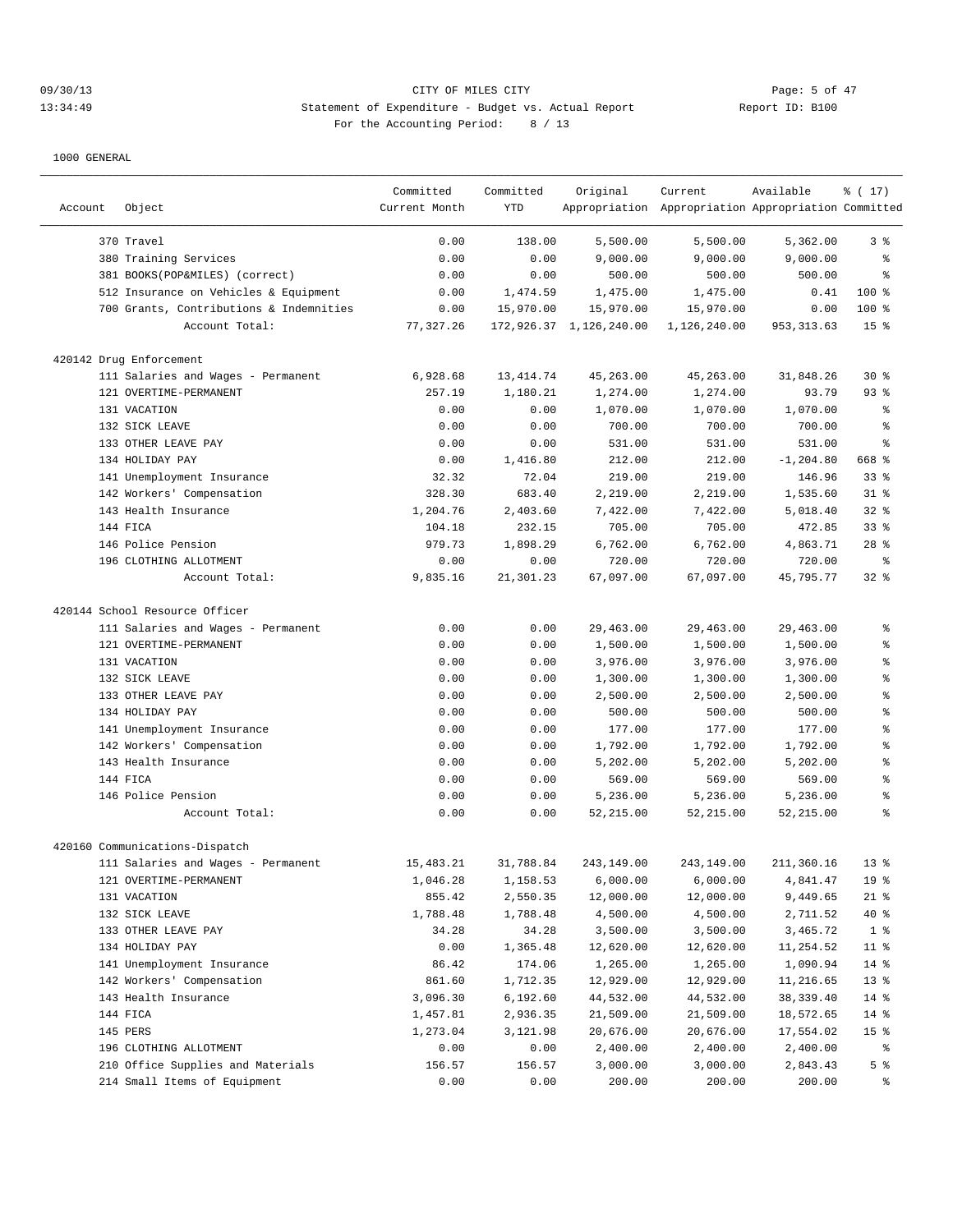1000 GENERAL

| Account | Object | Committed Current Month | Committed YTD | Original Appropriation | Current Appropriation | Available Appropriation | % ( 17) Committed |
|---|---|---|---|---|---|---|---|
| | 370 Travel | 0.00 | 138.00 | 5,500.00 | 5,500.00 | 5,362.00 | 3 % |
| | 380 Training Services | 0.00 | 0.00 | 9,000.00 | 9,000.00 | 9,000.00 | % |
| | 381 BOOKS(POP&MILES) (correct) | 0.00 | 0.00 | 500.00 | 500.00 | 500.00 | % |
| | 512 Insurance on Vehicles & Equipment | 0.00 | 1,474.59 | 1,475.00 | 1,475.00 | 0.41 | 100 % |
| | 700 Grants, Contributions & Indemnities | 0.00 | 15,970.00 | 15,970.00 | 15,970.00 | 0.00 | 100 % |
| | Account Total: | 77,327.26 | 172,926.37 | 1,126,240.00 | 1,126,240.00 | 953,313.63 | 15 % |
| 420142 Drug Enforcement | | | | | | | |
| | 111 Salaries and Wages - Permanent | 6,928.68 | 13,414.74 | 45,263.00 | 45,263.00 | 31,848.26 | 30 % |
| | 121 OVERTIME-PERMANENT | 257.19 | 1,180.21 | 1,274.00 | 1,274.00 | 93.79 | 93 % |
| | 131 VACATION | 0.00 | 0.00 | 1,070.00 | 1,070.00 | 1,070.00 | % |
| | 132 SICK LEAVE | 0.00 | 0.00 | 700.00 | 700.00 | 700.00 | % |
| | 133 OTHER LEAVE PAY | 0.00 | 0.00 | 531.00 | 531.00 | 531.00 | % |
| | 134 HOLIDAY PAY | 0.00 | 1,416.80 | 212.00 | 212.00 | -1,204.80 | 668 % |
| | 141 Unemployment Insurance | 32.32 | 72.04 | 219.00 | 219.00 | 146.96 | 33 % |
| | 142 Workers' Compensation | 328.30 | 683.40 | 2,219.00 | 2,219.00 | 1,535.60 | 31 % |
| | 143 Health Insurance | 1,204.76 | 2,403.60 | 7,422.00 | 7,422.00 | 5,018.40 | 32 % |
| | 144 FICA | 104.18 | 232.15 | 705.00 | 705.00 | 472.85 | 33 % |
| | 146 Police Pension | 979.73 | 1,898.29 | 6,762.00 | 6,762.00 | 4,863.71 | 28 % |
| | 196 CLOTHING ALLOTMENT | 0.00 | 0.00 | 720.00 | 720.00 | 720.00 | % |
| | Account Total: | 9,835.16 | 21,301.23 | 67,097.00 | 67,097.00 | 45,795.77 | 32 % |
| 420144 School Resource Officer | | | | | | | |
| | 111 Salaries and Wages - Permanent | 0.00 | 0.00 | 29,463.00 | 29,463.00 | 29,463.00 | % |
| | 121 OVERTIME-PERMANENT | 0.00 | 0.00 | 1,500.00 | 1,500.00 | 1,500.00 | % |
| | 131 VACATION | 0.00 | 0.00 | 3,976.00 | 3,976.00 | 3,976.00 | % |
| | 132 SICK LEAVE | 0.00 | 0.00 | 1,300.00 | 1,300.00 | 1,300.00 | % |
| | 133 OTHER LEAVE PAY | 0.00 | 0.00 | 2,500.00 | 2,500.00 | 2,500.00 | % |
| | 134 HOLIDAY PAY | 0.00 | 0.00 | 500.00 | 500.00 | 500.00 | % |
| | 141 Unemployment Insurance | 0.00 | 0.00 | 177.00 | 177.00 | 177.00 | % |
| | 142 Workers' Compensation | 0.00 | 0.00 | 1,792.00 | 1,792.00 | 1,792.00 | % |
| | 143 Health Insurance | 0.00 | 0.00 | 5,202.00 | 5,202.00 | 5,202.00 | % |
| | 144 FICA | 0.00 | 0.00 | 569.00 | 569.00 | 569.00 | % |
| | 146 Police Pension | 0.00 | 0.00 | 5,236.00 | 5,236.00 | 5,236.00 | % |
| | Account Total: | 0.00 | 0.00 | 52,215.00 | 52,215.00 | 52,215.00 | % |
| 420160 Communications-Dispatch | | | | | | | |
| | 111 Salaries and Wages - Permanent | 15,483.21 | 31,788.84 | 243,149.00 | 243,149.00 | 211,360.16 | 13 % |
| | 121 OVERTIME-PERMANENT | 1,046.28 | 1,158.53 | 6,000.00 | 6,000.00 | 4,841.47 | 19 % |
| | 131 VACATION | 855.42 | 2,550.35 | 12,000.00 | 12,000.00 | 9,449.65 | 21 % |
| | 132 SICK LEAVE | 1,788.48 | 1,788.48 | 4,500.00 | 4,500.00 | 2,711.52 | 40 % |
| | 133 OTHER LEAVE PAY | 34.28 | 34.28 | 3,500.00 | 3,500.00 | 3,465.72 | 1 % |
| | 134 HOLIDAY PAY | 0.00 | 1,365.48 | 12,620.00 | 12,620.00 | 11,254.52 | 11 % |
| | 141 Unemployment Insurance | 86.42 | 174.06 | 1,265.00 | 1,265.00 | 1,090.94 | 14 % |
| | 142 Workers' Compensation | 861.60 | 1,712.35 | 12,929.00 | 12,929.00 | 11,216.65 | 13 % |
| | 143 Health Insurance | 3,096.30 | 6,192.60 | 44,532.00 | 44,532.00 | 38,339.40 | 14 % |
| | 144 FICA | 1,457.81 | 2,936.35 | 21,509.00 | 21,509.00 | 18,572.65 | 14 % |
| | 145 PERS | 1,273.04 | 3,121.98 | 20,676.00 | 20,676.00 | 17,554.02 | 15 % |
| | 196 CLOTHING ALLOTMENT | 0.00 | 0.00 | 2,400.00 | 2,400.00 | 2,400.00 | % |
| | 210 Office Supplies and Materials | 156.57 | 156.57 | 3,000.00 | 3,000.00 | 2,843.43 | 5 % |
| | 214 Small Items of Equipment | 0.00 | 0.00 | 200.00 | 200.00 | 200.00 | % |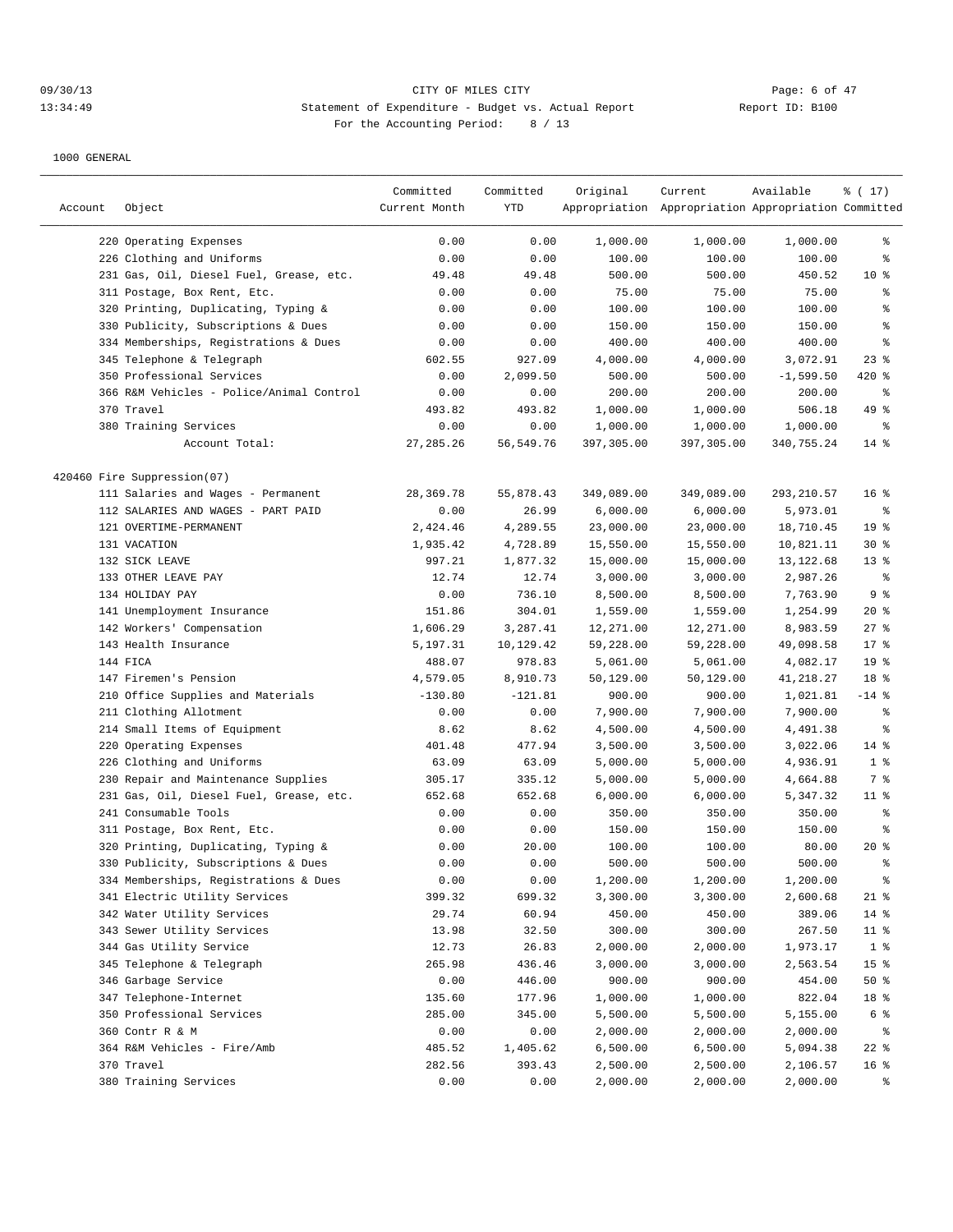09/30/13 CITY OF MILES CITY
13:34:49 Statement of Expenditure - Budget vs. Actual Report Report ID: B100
For the Accounting Period: 8 / 13

1000 GENERAL

| Account | Object | Committed Current Month | Committed YTD | Original Appropriation | Current Appropriation | Available Appropriation | % ( 17) Committed |
|---|---|---|---|---|---|---|---|
| | 220 Operating Expenses | 0.00 | 0.00 | 1,000.00 | 1,000.00 | 1,000.00 | % |
| | 226 Clothing and Uniforms | 0.00 | 0.00 | 100.00 | 100.00 | 100.00 | % |
| | 231 Gas, Oil, Diesel Fuel, Grease, etc. | 49.48 | 49.48 | 500.00 | 500.00 | 450.52 | 10 % |
| | 311 Postage, Box Rent, Etc. | 0.00 | 0.00 | 75.00 | 75.00 | 75.00 | % |
| | 320 Printing, Duplicating, Typing & | 0.00 | 0.00 | 100.00 | 100.00 | 100.00 | % |
| | 330 Publicity, Subscriptions & Dues | 0.00 | 0.00 | 150.00 | 150.00 | 150.00 | % |
| | 334 Memberships, Registrations & Dues | 0.00 | 0.00 | 400.00 | 400.00 | 400.00 | % |
| | 345 Telephone & Telegraph | 602.55 | 927.09 | 4,000.00 | 4,000.00 | 3,072.91 | 23 % |
| | 350 Professional Services | 0.00 | 2,099.50 | 500.00 | 500.00 | -1,599.50 | 420 % |
| | 366 R&M Vehicles - Police/Animal Control | 0.00 | 0.00 | 200.00 | 200.00 | 200.00 | % |
| | 370 Travel | 493.82 | 493.82 | 1,000.00 | 1,000.00 | 506.18 | 49 % |
| | 380 Training Services | 0.00 | 0.00 | 1,000.00 | 1,000.00 | 1,000.00 | % |
| | Account Total: | 27,285.26 | 56,549.76 | 397,305.00 | 397,305.00 | 340,755.24 | 14 % |
| 420460 Fire Suppression(07) | | | | | | | |
| | 111 Salaries and Wages - Permanent | 28,369.78 | 55,878.43 | 349,089.00 | 349,089.00 | 293,210.57 | 16 % |
| | 112 SALARIES AND WAGES - PART PAID | 0.00 | 26.99 | 6,000.00 | 6,000.00 | 5,973.01 | % |
| | 121 OVERTIME-PERMANENT | 2,424.46 | 4,289.55 | 23,000.00 | 23,000.00 | 18,710.45 | 19 % |
| | 131 VACATION | 1,935.42 | 4,728.89 | 15,550.00 | 15,550.00 | 10,821.11 | 30 % |
| | 132 SICK LEAVE | 997.21 | 1,877.32 | 15,000.00 | 15,000.00 | 13,122.68 | 13 % |
| | 133 OTHER LEAVE PAY | 12.74 | 12.74 | 3,000.00 | 3,000.00 | 2,987.26 | % |
| | 134 HOLIDAY PAY | 0.00 | 736.10 | 8,500.00 | 8,500.00 | 7,763.90 | 9 % |
| | 141 Unemployment Insurance | 151.86 | 304.01 | 1,559.00 | 1,559.00 | 1,254.99 | 20 % |
| | 142 Workers' Compensation | 1,606.29 | 3,287.41 | 12,271.00 | 12,271.00 | 8,983.59 | 27 % |
| | 143 Health Insurance | 5,197.31 | 10,129.42 | 59,228.00 | 59,228.00 | 49,098.58 | 17 % |
| | 144 FICA | 488.07 | 978.83 | 5,061.00 | 5,061.00 | 4,082.17 | 19 % |
| | 147 Firemen's Pension | 4,579.05 | 8,910.73 | 50,129.00 | 50,129.00 | 41,218.27 | 18 % |
| | 210 Office Supplies and Materials | -130.80 | -121.81 | 900.00 | 900.00 | 1,021.81 | -14 % |
| | 211 Clothing Allotment | 0.00 | 0.00 | 7,900.00 | 7,900.00 | 7,900.00 | % |
| | 214 Small Items of Equipment | 8.62 | 8.62 | 4,500.00 | 4,500.00 | 4,491.38 | % |
| | 220 Operating Expenses | 401.48 | 477.94 | 3,500.00 | 3,500.00 | 3,022.06 | 14 % |
| | 226 Clothing and Uniforms | 63.09 | 63.09 | 5,000.00 | 5,000.00 | 4,936.91 | 1 % |
| | 230 Repair and Maintenance Supplies | 305.17 | 335.12 | 5,000.00 | 5,000.00 | 4,664.88 | 7 % |
| | 231 Gas, Oil, Diesel Fuel, Grease, etc. | 652.68 | 652.68 | 6,000.00 | 6,000.00 | 5,347.32 | 11 % |
| | 241 Consumable Tools | 0.00 | 0.00 | 350.00 | 350.00 | 350.00 | % |
| | 311 Postage, Box Rent, Etc. | 0.00 | 0.00 | 150.00 | 150.00 | 150.00 | % |
| | 320 Printing, Duplicating, Typing & | 0.00 | 20.00 | 100.00 | 100.00 | 80.00 | 20 % |
| | 330 Publicity, Subscriptions & Dues | 0.00 | 0.00 | 500.00 | 500.00 | 500.00 | % |
| | 334 Memberships, Registrations & Dues | 0.00 | 0.00 | 1,200.00 | 1,200.00 | 1,200.00 | % |
| | 341 Electric Utility Services | 399.32 | 699.32 | 3,300.00 | 3,300.00 | 2,600.68 | 21 % |
| | 342 Water Utility Services | 29.74 | 60.94 | 450.00 | 450.00 | 389.06 | 14 % |
| | 343 Sewer Utility Services | 13.98 | 32.50 | 300.00 | 300.00 | 267.50 | 11 % |
| | 344 Gas Utility Service | 12.73 | 26.83 | 2,000.00 | 2,000.00 | 1,973.17 | 1 % |
| | 345 Telephone & Telegraph | 265.98 | 436.46 | 3,000.00 | 3,000.00 | 2,563.54 | 15 % |
| | 346 Garbage Service | 0.00 | 446.00 | 900.00 | 900.00 | 454.00 | 50 % |
| | 347 Telephone-Internet | 135.60 | 177.96 | 1,000.00 | 1,000.00 | 822.04 | 18 % |
| | 350 Professional Services | 285.00 | 345.00 | 5,500.00 | 5,500.00 | 5,155.00 | 6 % |
| | 360 Contr R & M | 0.00 | 0.00 | 2,000.00 | 2,000.00 | 2,000.00 | % |
| | 364 R&M Vehicles - Fire/Amb | 485.52 | 1,405.62 | 6,500.00 | 6,500.00 | 5,094.38 | 22 % |
| | 370 Travel | 282.56 | 393.43 | 2,500.00 | 2,500.00 | 2,106.57 | 16 % |
| | 380 Training Services | 0.00 | 0.00 | 2,000.00 | 2,000.00 | 2,000.00 | % |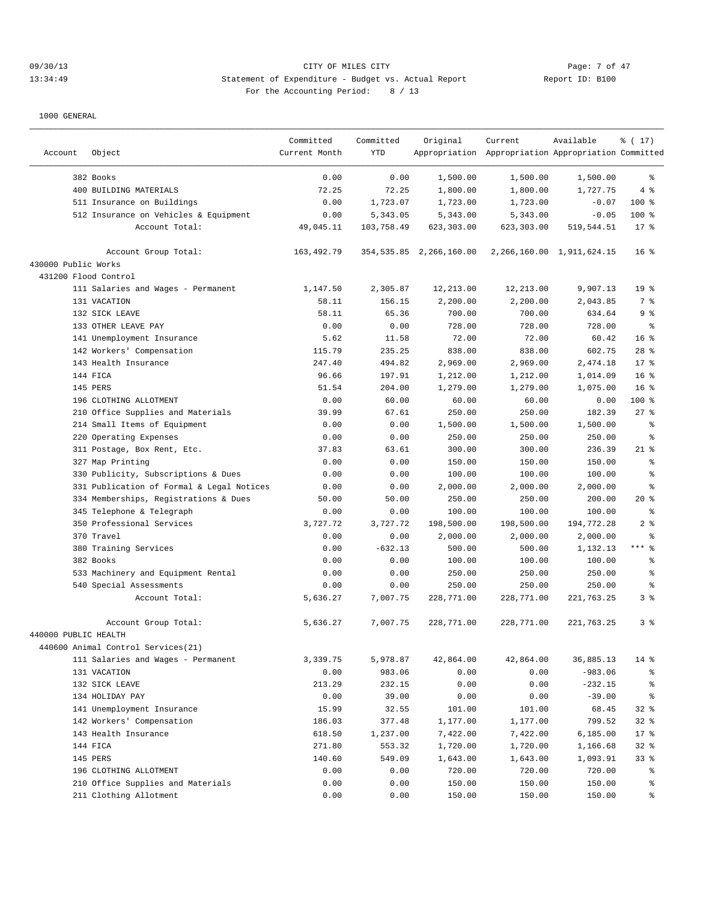CITY OF MILES CITY

Statement of Expenditure - Budget vs. Actual Report

Report ID: B100

For the Accounting Period: 8 / 13

09/30/13
13:34:49

1000 GENERAL

| Account | Object | Committed Current Month | Committed YTD | Original Appropriation | Current Appropriation | Available Appropriation | % ( 17) Committed |
|---|---|---|---|---|---|---|---|
| | 382 Books | 0.00 | 0.00 | 1,500.00 | 1,500.00 | 1,500.00 | % |
| | 400 BUILDING MATERIALS | 72.25 | 72.25 | 1,800.00 | 1,800.00 | 1,727.75 | 4 % |
| | 511 Insurance on Buildings | 0.00 | 1,723.07 | 1,723.00 | 1,723.00 | -0.07 | 100 % |
| | 512 Insurance on Vehicles & Equipment | 0.00 | 5,343.05 | 5,343.00 | 5,343.00 | -0.05 | 100 % |
| | Account Total: | 49,045.11 | 103,758.49 | 623,303.00 | 623,303.00 | 519,544.51 | 17 % |
| | Account Group Total: | 163,492.79 | 354,535.85 | 2,266,160.00 | 2,266,160.00 | 1,911,624.15 | 16 % |
| 430000 Public Works | | | | | | | |
| 431200 Flood Control | | | | | | | |
| | 111 Salaries and Wages - Permanent | 1,147.50 | 2,305.87 | 12,213.00 | 12,213.00 | 9,907.13 | 19 % |
| | 131 VACATION | 58.11 | 156.15 | 2,200.00 | 2,200.00 | 2,043.85 | 7 % |
| | 132 SICK LEAVE | 58.11 | 65.36 | 700.00 | 700.00 | 634.64 | 9 % |
| | 133 OTHER LEAVE PAY | 0.00 | 0.00 | 728.00 | 728.00 | 728.00 | % |
| | 141 Unemployment Insurance | 5.62 | 11.58 | 72.00 | 72.00 | 60.42 | 16 % |
| | 142 Workers' Compensation | 115.79 | 235.25 | 838.00 | 838.00 | 602.75 | 28 % |
| | 143 Health Insurance | 247.40 | 494.82 | 2,969.00 | 2,969.00 | 2,474.18 | 17 % |
| | 144 FICA | 96.66 | 197.91 | 1,212.00 | 1,212.00 | 1,014.09 | 16 % |
| | 145 PERS | 51.54 | 204.00 | 1,279.00 | 1,279.00 | 1,075.00 | 16 % |
| | 196 CLOTHING ALLOTMENT | 0.00 | 60.00 | 60.00 | 60.00 | 0.00 | 100 % |
| | 210 Office Supplies and Materials | 39.99 | 67.61 | 250.00 | 250.00 | 182.39 | 27 % |
| | 214 Small Items of Equipment | 0.00 | 0.00 | 1,500.00 | 1,500.00 | 1,500.00 | % |
| | 220 Operating Expenses | 0.00 | 0.00 | 250.00 | 250.00 | 250.00 | % |
| | 311 Postage, Box Rent, Etc. | 37.83 | 63.61 | 300.00 | 300.00 | 236.39 | 21 % |
| | 327 Map Printing | 0.00 | 0.00 | 150.00 | 150.00 | 150.00 | % |
| | 330 Publicity, Subscriptions & Dues | 0.00 | 0.00 | 100.00 | 100.00 | 100.00 | % |
| | 331 Publication of Formal & Legal Notices | 0.00 | 0.00 | 2,000.00 | 2,000.00 | 2,000.00 | % |
| | 334 Memberships, Registrations & Dues | 50.00 | 50.00 | 250.00 | 250.00 | 200.00 | 20 % |
| | 345 Telephone & Telegraph | 0.00 | 0.00 | 100.00 | 100.00 | 100.00 | % |
| | 350 Professional Services | 3,727.72 | 3,727.72 | 198,500.00 | 198,500.00 | 194,772.28 | 2 % |
| | 370 Travel | 0.00 | 0.00 | 2,000.00 | 2,000.00 | 2,000.00 | % |
| | 380 Training Services | 0.00 | -632.13 | 500.00 | 500.00 | 1,132.13 | *** % |
| | 382 Books | 0.00 | 0.00 | 100.00 | 100.00 | 100.00 | % |
| | 533 Machinery and Equipment Rental | 0.00 | 0.00 | 250.00 | 250.00 | 250.00 | % |
| | 540 Special Assessments | 0.00 | 0.00 | 250.00 | 250.00 | 250.00 | % |
| | Account Total: | 5,636.27 | 7,007.75 | 228,771.00 | 228,771.00 | 221,763.25 | 3 % |
| | Account Group Total: | 5,636.27 | 7,007.75 | 228,771.00 | 228,771.00 | 221,763.25 | 3 % |
| 440000 PUBLIC HEALTH | | | | | | | |
| 440600 Animal Control Services(21) | | | | | | | |
| | 111 Salaries and Wages - Permanent | 3,339.75 | 5,978.87 | 42,864.00 | 42,864.00 | 36,885.13 | 14 % |
| | 131 VACATION | 0.00 | 983.06 | 0.00 | 0.00 | -983.06 | % |
| | 132 SICK LEAVE | 213.29 | 232.15 | 0.00 | 0.00 | -232.15 | % |
| | 134 HOLIDAY PAY | 0.00 | 39.00 | 0.00 | 0.00 | -39.00 | % |
| | 141 Unemployment Insurance | 15.99 | 32.55 | 101.00 | 101.00 | 68.45 | 32 % |
| | 142 Workers' Compensation | 186.03 | 377.48 | 1,177.00 | 1,177.00 | 799.52 | 32 % |
| | 143 Health Insurance | 618.50 | 1,237.00 | 7,422.00 | 7,422.00 | 6,185.00 | 17 % |
| | 144 FICA | 271.80 | 553.32 | 1,720.00 | 1,720.00 | 1,166.68 | 32 % |
| | 145 PERS | 140.60 | 549.09 | 1,643.00 | 1,643.00 | 1,093.91 | 33 % |
| | 196 CLOTHING ALLOTMENT | 0.00 | 0.00 | 720.00 | 720.00 | 720.00 | % |
| | 210 Office Supplies and Materials | 0.00 | 0.00 | 150.00 | 150.00 | 150.00 | % |
| | 211 Clothing Allotment | 0.00 | 0.00 | 150.00 | 150.00 | 150.00 | % |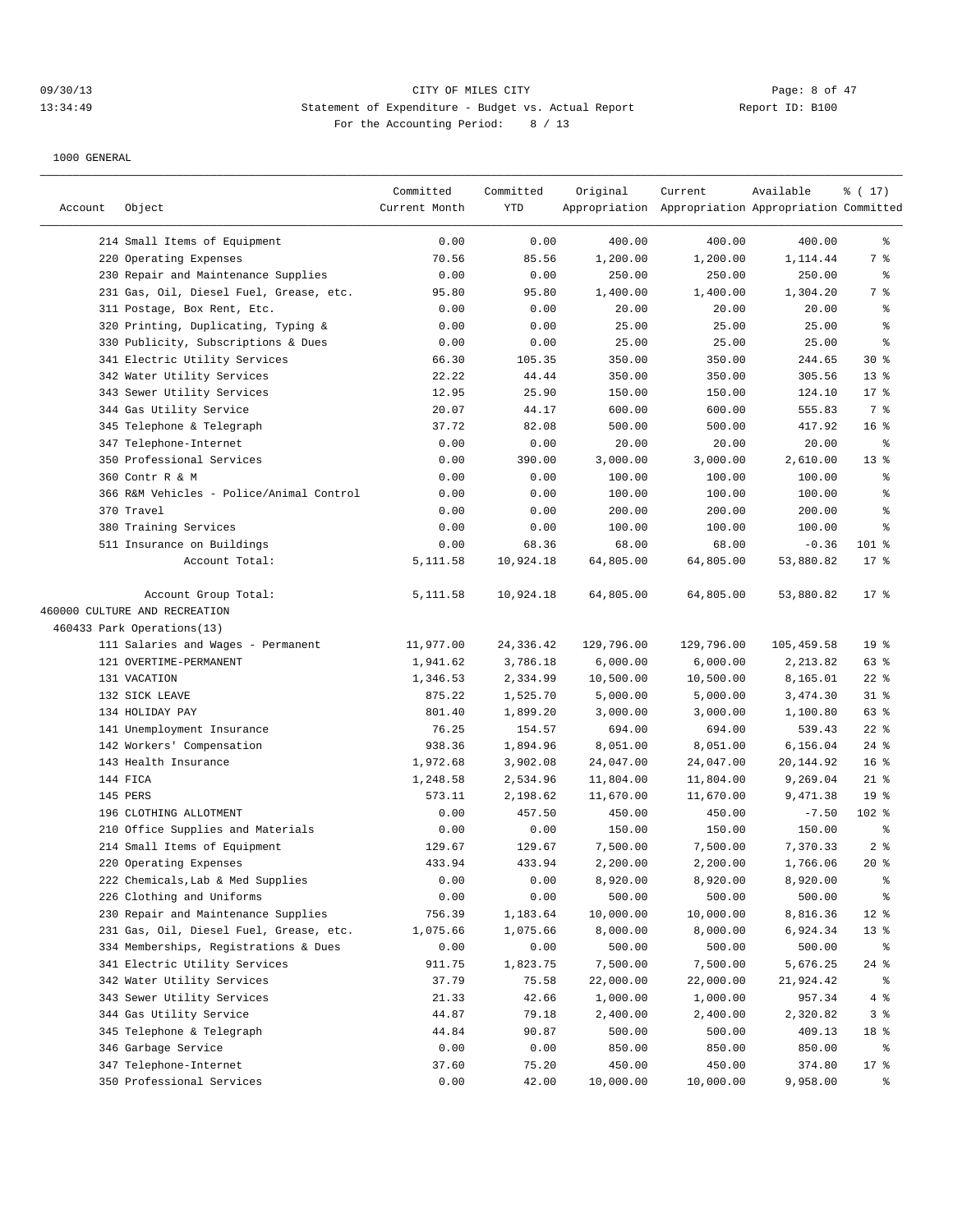CITY OF MILES CITY

Statement of Expenditure - Budget vs. Actual Report

Report ID: B100

For the Accounting Period: 8 / 13

09/30/13 13:34:49

1000 GENERAL

| Account | Object | Committed Current Month | Committed YTD | Original Appropriation | Current Appropriation | Available Appropriation | % ( 17) Committed |
|---|---|---|---|---|---|---|---|
| | 214 Small Items of Equipment | 0.00 | 0.00 | 400.00 | 400.00 | 400.00 | % |
| | 220 Operating Expenses | 70.56 | 85.56 | 1,200.00 | 1,200.00 | 1,114.44 | 7 % |
| | 230 Repair and Maintenance Supplies | 0.00 | 0.00 | 250.00 | 250.00 | 250.00 | % |
| | 231 Gas, Oil, Diesel Fuel, Grease, etc. | 95.80 | 95.80 | 1,400.00 | 1,400.00 | 1,304.20 | 7 % |
| | 311 Postage, Box Rent, Etc. | 0.00 | 0.00 | 20.00 | 20.00 | 20.00 | % |
| | 320 Printing, Duplicating, Typing & | 0.00 | 0.00 | 25.00 | 25.00 | 25.00 | % |
| | 330 Publicity, Subscriptions & Dues | 0.00 | 0.00 | 25.00 | 25.00 | 25.00 | % |
| | 341 Electric Utility Services | 66.30 | 105.35 | 350.00 | 350.00 | 244.65 | 30 % |
| | 342 Water Utility Services | 22.22 | 44.44 | 350.00 | 350.00 | 305.56 | 13 % |
| | 343 Sewer Utility Services | 12.95 | 25.90 | 150.00 | 150.00 | 124.10 | 17 % |
| | 344 Gas Utility Service | 20.07 | 44.17 | 600.00 | 600.00 | 555.83 | 7 % |
| | 345 Telephone & Telegraph | 37.72 | 82.08 | 500.00 | 500.00 | 417.92 | 16 % |
| | 347 Telephone-Internet | 0.00 | 0.00 | 20.00 | 20.00 | 20.00 | % |
| | 350 Professional Services | 0.00 | 390.00 | 3,000.00 | 3,000.00 | 2,610.00 | 13 % |
| | 360 Contr R & M | 0.00 | 0.00 | 100.00 | 100.00 | 100.00 | % |
| | 366 R&M Vehicles - Police/Animal Control | 0.00 | 0.00 | 100.00 | 100.00 | 100.00 | % |
| | 370 Travel | 0.00 | 0.00 | 200.00 | 200.00 | 200.00 | % |
| | 380 Training Services | 0.00 | 0.00 | 100.00 | 100.00 | 100.00 | % |
| | 511 Insurance on Buildings | 0.00 | 68.36 | 68.00 | 68.00 | -0.36 | 101 % |
| | Account Total: | 5,111.58 | 10,924.18 | 64,805.00 | 64,805.00 | 53,880.82 | 17 % |
| | Account Group Total: | 5,111.58 | 10,924.18 | 64,805.00 | 64,805.00 | 53,880.82 | 17 % |
| 460000 CULTURE AND RECREATION | | | | | | | |
| 460433 Park Operations(13) | | | | | | | |
| | 111 Salaries and Wages - Permanent | 11,977.00 | 24,336.42 | 129,796.00 | 129,796.00 | 105,459.58 | 19 % |
| | 121 OVERTIME-PERMANENT | 1,941.62 | 3,786.18 | 6,000.00 | 6,000.00 | 2,213.82 | 63 % |
| | 131 VACATION | 1,346.53 | 2,334.99 | 10,500.00 | 10,500.00 | 8,165.01 | 22 % |
| | 132 SICK LEAVE | 875.22 | 1,525.70 | 5,000.00 | 5,000.00 | 3,474.30 | 31 % |
| | 134 HOLIDAY PAY | 801.40 | 1,899.20 | 3,000.00 | 3,000.00 | 1,100.80 | 63 % |
| | 141 Unemployment Insurance | 76.25 | 154.57 | 694.00 | 694.00 | 539.43 | 22 % |
| | 142 Workers' Compensation | 938.36 | 1,894.96 | 8,051.00 | 8,051.00 | 6,156.04 | 24 % |
| | 143 Health Insurance | 1,972.68 | 3,902.08 | 24,047.00 | 24,047.00 | 20,144.92 | 16 % |
| | 144 FICA | 1,248.58 | 2,534.96 | 11,804.00 | 11,804.00 | 9,269.04 | 21 % |
| | 145 PERS | 573.11 | 2,198.62 | 11,670.00 | 11,670.00 | 9,471.38 | 19 % |
| | 196 CLOTHING ALLOTMENT | 0.00 | 457.50 | 450.00 | 450.00 | -7.50 | 102 % |
| | 210 Office Supplies and Materials | 0.00 | 0.00 | 150.00 | 150.00 | 150.00 | % |
| | 214 Small Items of Equipment | 129.67 | 129.67 | 7,500.00 | 7,500.00 | 7,370.33 | 2 % |
| | 220 Operating Expenses | 433.94 | 433.94 | 2,200.00 | 2,200.00 | 1,766.06 | 20 % |
| | 222 Chemicals,Lab & Med Supplies | 0.00 | 0.00 | 8,920.00 | 8,920.00 | 8,920.00 | % |
| | 226 Clothing and Uniforms | 0.00 | 0.00 | 500.00 | 500.00 | 500.00 | % |
| | 230 Repair and Maintenance Supplies | 756.39 | 1,183.64 | 10,000.00 | 10,000.00 | 8,816.36 | 12 % |
| | 231 Gas, Oil, Diesel Fuel, Grease, etc. | 1,075.66 | 1,075.66 | 8,000.00 | 8,000.00 | 6,924.34 | 13 % |
| | 334 Memberships, Registrations & Dues | 0.00 | 0.00 | 500.00 | 500.00 | 500.00 | % |
| | 341 Electric Utility Services | 911.75 | 1,823.75 | 7,500.00 | 7,500.00 | 5,676.25 | 24 % |
| | 342 Water Utility Services | 37.79 | 75.58 | 22,000.00 | 22,000.00 | 21,924.42 | % |
| | 343 Sewer Utility Services | 21.33 | 42.66 | 1,000.00 | 1,000.00 | 957.34 | 4 % |
| | 344 Gas Utility Service | 44.87 | 79.18 | 2,400.00 | 2,400.00 | 2,320.82 | 3 % |
| | 345 Telephone & Telegraph | 44.84 | 90.87 | 500.00 | 500.00 | 409.13 | 18 % |
| | 346 Garbage Service | 0.00 | 0.00 | 850.00 | 850.00 | 850.00 | % |
| | 347 Telephone-Internet | 37.60 | 75.20 | 450.00 | 450.00 | 374.80 | 17 % |
| | 350 Professional Services | 0.00 | 42.00 | 10,000.00 | 10,000.00 | 9,958.00 | % |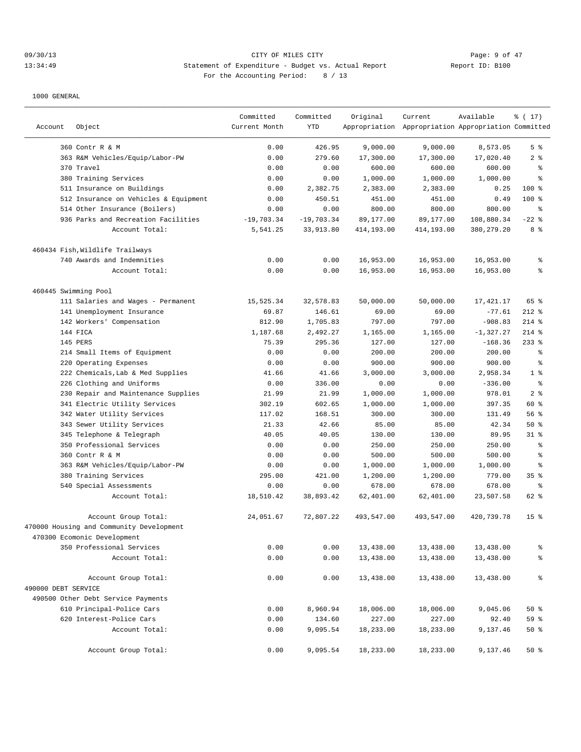CITY OF MILES CITY

Statement of Expenditure - Budget vs. Actual Report

Report ID: B100

For the Accounting Period: 8 / 13

09/30/13 13:34:49

1000 GENERAL

| Account | Object | Committed Current Month | Committed YTD | Original Appropriation | Current Appropriation | Available Appropriation | % ( 17) Committed |
|---|---|---|---|---|---|---|---|
| | 360 Contr R & M | 0.00 | 426.95 | 9,000.00 | 9,000.00 | 8,573.05 | 5 % |
| | 363 R&M Vehicles/Equip/Labor-PW | 0.00 | 279.60 | 17,300.00 | 17,300.00 | 17,020.40 | 2 % |
| | 370 Travel | 0.00 | 0.00 | 600.00 | 600.00 | 600.00 | % |
| | 380 Training Services | 0.00 | 0.00 | 1,000.00 | 1,000.00 | 1,000.00 | % |
| | 511 Insurance on Buildings | 0.00 | 2,382.75 | 2,383.00 | 2,383.00 | 0.25 | 100 % |
| | 512 Insurance on Vehicles & Equipment | 0.00 | 450.51 | 451.00 | 451.00 | 0.49 | 100 % |
| | 514 Other Insurance (Boilers) | 0.00 | 0.00 | 800.00 | 800.00 | 800.00 | % |
| | 936 Parks and Recreation Facilities | -19,703.34 | -19,703.34 | 89,177.00 | 89,177.00 | 108,880.34 | -22 % |
| | Account Total: | 5,541.25 | 33,913.80 | 414,193.00 | 414,193.00 | 380,279.20 | 8 % |
| 460434 Fish,Wildlife Trailways | | | | | | | |
| | 740 Awards and Indemnities | 0.00 | 0.00 | 16,953.00 | 16,953.00 | 16,953.00 | % |
| | Account Total: | 0.00 | 0.00 | 16,953.00 | 16,953.00 | 16,953.00 | % |
| 460445 Swimming Pool | | | | | | | |
| | 111 Salaries and Wages - Permanent | 15,525.34 | 32,578.83 | 50,000.00 | 50,000.00 | 17,421.17 | 65 % |
| | 141 Unemployment Insurance | 69.87 | 146.61 | 69.00 | 69.00 | -77.61 | 212 % |
| | 142 Workers' Compensation | 812.90 | 1,705.83 | 797.00 | 797.00 | -908.83 | 214 % |
| | 144 FICA | 1,187.68 | 2,492.27 | 1,165.00 | 1,165.00 | -1,327.27 | 214 % |
| | 145 PERS | 75.39 | 295.36 | 127.00 | 127.00 | -168.36 | 233 % |
| | 214 Small Items of Equipment | 0.00 | 0.00 | 200.00 | 200.00 | 200.00 | % |
| | 220 Operating Expenses | 0.00 | 0.00 | 900.00 | 900.00 | 900.00 | % |
| | 222 Chemicals,Lab & Med Supplies | 41.66 | 41.66 | 3,000.00 | 3,000.00 | 2,958.34 | 1 % |
| | 226 Clothing and Uniforms | 0.00 | 336.00 | 0.00 | 0.00 | -336.00 | % |
| | 230 Repair and Maintenance Supplies | 21.99 | 21.99 | 1,000.00 | 1,000.00 | 978.01 | 2 % |
| | 341 Electric Utility Services | 302.19 | 602.65 | 1,000.00 | 1,000.00 | 397.35 | 60 % |
| | 342 Water Utility Services | 117.02 | 168.51 | 300.00 | 300.00 | 131.49 | 56 % |
| | 343 Sewer Utility Services | 21.33 | 42.66 | 85.00 | 85.00 | 42.34 | 50 % |
| | 345 Telephone & Telegraph | 40.05 | 40.05 | 130.00 | 130.00 | 89.95 | 31 % |
| | 350 Professional Services | 0.00 | 0.00 | 250.00 | 250.00 | 250.00 | % |
| | 360 Contr R & M | 0.00 | 0.00 | 500.00 | 500.00 | 500.00 | % |
| | 363 R&M Vehicles/Equip/Labor-PW | 0.00 | 0.00 | 1,000.00 | 1,000.00 | 1,000.00 | % |
| | 380 Training Services | 295.00 | 421.00 | 1,200.00 | 1,200.00 | 779.00 | 35 % |
| | 540 Special Assessments | 0.00 | 0.00 | 678.00 | 678.00 | 678.00 | % |
| | Account Total: | 18,510.42 | 38,893.42 | 62,401.00 | 62,401.00 | 23,507.58 | 62 % |
| | Account Group Total: | 24,051.67 | 72,807.22 | 493,547.00 | 493,547.00 | 420,739.78 | 15 % |
| 470000 Housing and Community Development | | | | | | | |
| 470300 Ecomonic Development | | | | | | | |
| | 350 Professional Services | 0.00 | 0.00 | 13,438.00 | 13,438.00 | 13,438.00 | % |
| | Account Total: | 0.00 | 0.00 | 13,438.00 | 13,438.00 | 13,438.00 | % |
| | Account Group Total: | 0.00 | 0.00 | 13,438.00 | 13,438.00 | 13,438.00 | % |
| 490000 DEBT SERVICE | | | | | | | |
| 490500 Other Debt Service Payments | | | | | | | |
| | 610 Principal-Police Cars | 0.00 | 8,960.94 | 18,006.00 | 18,006.00 | 9,045.06 | 50 % |
| | 620 Interest-Police Cars | 0.00 | 134.60 | 227.00 | 227.00 | 92.40 | 59 % |
| | Account Total: | 0.00 | 9,095.54 | 18,233.00 | 18,233.00 | 9,137.46 | 50 % |
| | Account Group Total: | 0.00 | 9,095.54 | 18,233.00 | 18,233.00 | 9,137.46 | 50 % |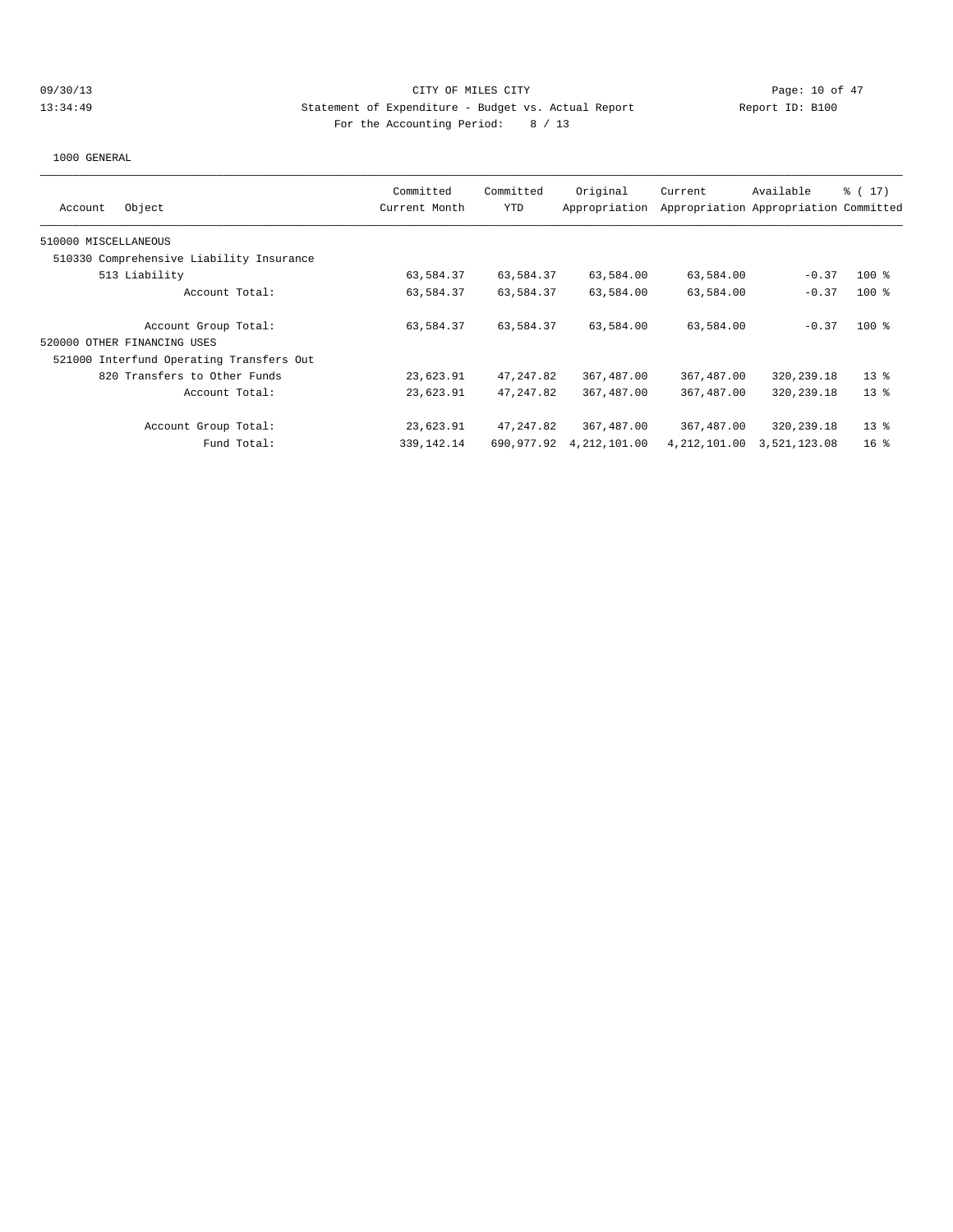CITY OF MILES CITY

Statement of Expenditure - Budget vs. Actual Report

Report ID: B100

For the Accounting Period: 8 / 13

09/30/13 13:34:49

1000 GENERAL

| Account Object | Committed Current Month | Committed YTD | Original Appropriation | Current Appropriation | Available Appropriation | % ( 17) Committed |
|---|---|---|---|---|---|---|
| 510000 MISCELLANEOUS | | | | | | |
| 510330 Comprehensive Liability Insurance | | | | | | |
| 513 Liability | 63,584.37 | 63,584.37 | 63,584.00 | 63,584.00 | -0.37 | 100 % |
| Account Total: | 63,584.37 | 63,584.37 | 63,584.00 | 63,584.00 | -0.37 | 100 % |
| Account Group Total: | 63,584.37 | 63,584.37 | 63,584.00 | 63,584.00 | -0.37 | 100 % |
| 520000 OTHER FINANCING USES | | | | | | |
| 521000 Interfund Operating Transfers Out | | | | | | |
| 820 Transfers to Other Funds | 23,623.91 | 47,247.82 | 367,487.00 | 367,487.00 | 320,239.18 | 13 % |
| Account Total: | 23,623.91 | 47,247.82 | 367,487.00 | 367,487.00 | 320,239.18 | 13 % |
| Account Group Total: | 23,623.91 | 47,247.82 | 367,487.00 | 367,487.00 | 320,239.18 | 13 % |
| Fund Total: | 339,142.14 | 690,977.92 | 4,212,101.00 | 4,212,101.00 | 3,521,123.08 | 16 % |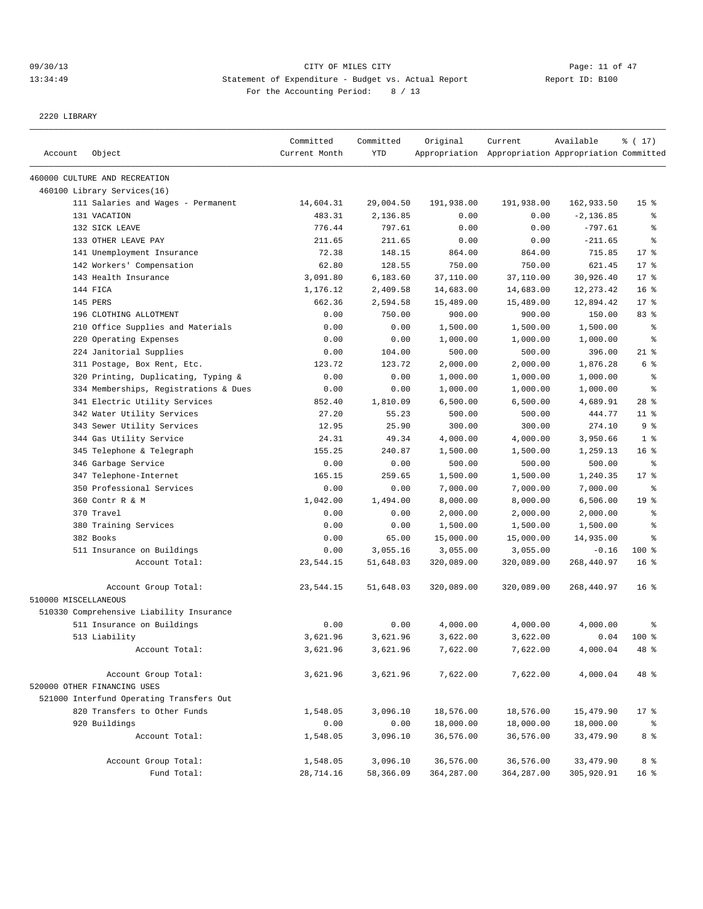CITY OF MILES CITY

Statement of Expenditure - Budget vs. Actual Report

For the Accounting Period: 8 / 13

09/30/13
13:34:49

Report ID: B100

2220 LIBRARY

| Account | Object | Committed Current Month | Committed YTD | Original Appropriation | Current Appropriation | Available Appropriation | % ( 17) Committed |
|---|---|---|---|---|---|---|---|
| 460000 CULTURE AND RECREATION | | | | | | | |
| 460100 Library Services(16) | | | | | | | |
| | 111 Salaries and Wages - Permanent | 14,604.31 | 29,004.50 | 191,938.00 | 191,938.00 | 162,933.50 | 15 % |
| | 131 VACATION | 483.31 | 2,136.85 | 0.00 | 0.00 | -2,136.85 | % |
| | 132 SICK LEAVE | 776.44 | 797.61 | 0.00 | 0.00 | -797.61 | % |
| | 133 OTHER LEAVE PAY | 211.65 | 211.65 | 0.00 | 0.00 | -211.65 | % |
| | 141 Unemployment Insurance | 72.38 | 148.15 | 864.00 | 864.00 | 715.85 | 17 % |
| | 142 Workers' Compensation | 62.80 | 128.55 | 750.00 | 750.00 | 621.45 | 17 % |
| | 143 Health Insurance | 3,091.80 | 6,183.60 | 37,110.00 | 37,110.00 | 30,926.40 | 17 % |
| | 144 FICA | 1,176.12 | 2,409.58 | 14,683.00 | 14,683.00 | 12,273.42 | 16 % |
| | 145 PERS | 662.36 | 2,594.58 | 15,489.00 | 15,489.00 | 12,894.42 | 17 % |
| | 196 CLOTHING ALLOTMENT | 0.00 | 750.00 | 900.00 | 900.00 | 150.00 | 83 % |
| | 210 Office Supplies and Materials | 0.00 | 0.00 | 1,500.00 | 1,500.00 | 1,500.00 | % |
| | 220 Operating Expenses | 0.00 | 0.00 | 1,000.00 | 1,000.00 | 1,000.00 | % |
| | 224 Janitorial Supplies | 0.00 | 104.00 | 500.00 | 500.00 | 396.00 | 21 % |
| | 311 Postage, Box Rent, Etc. | 123.72 | 123.72 | 2,000.00 | 2,000.00 | 1,876.28 | 6 % |
| | 320 Printing, Duplicating, Typing & | 0.00 | 0.00 | 1,000.00 | 1,000.00 | 1,000.00 | % |
| | 334 Memberships, Registrations & Dues | 0.00 | 0.00 | 1,000.00 | 1,000.00 | 1,000.00 | % |
| | 341 Electric Utility Services | 852.40 | 1,810.09 | 6,500.00 | 6,500.00 | 4,689.91 | 28 % |
| | 342 Water Utility Services | 27.20 | 55.23 | 500.00 | 500.00 | 444.77 | 11 % |
| | 343 Sewer Utility Services | 12.95 | 25.90 | 300.00 | 300.00 | 274.10 | 9 % |
| | 344 Gas Utility Service | 24.31 | 49.34 | 4,000.00 | 4,000.00 | 3,950.66 | 1 % |
| | 345 Telephone & Telegraph | 155.25 | 240.87 | 1,500.00 | 1,500.00 | 1,259.13 | 16 % |
| | 346 Garbage Service | 0.00 | 0.00 | 500.00 | 500.00 | 500.00 | % |
| | 347 Telephone-Internet | 165.15 | 259.65 | 1,500.00 | 1,500.00 | 1,240.35 | 17 % |
| | 350 Professional Services | 0.00 | 0.00 | 7,000.00 | 7,000.00 | 7,000.00 | % |
| | 360 Contr R & M | 1,042.00 | 1,494.00 | 8,000.00 | 8,000.00 | 6,506.00 | 19 % |
| | 370 Travel | 0.00 | 0.00 | 2,000.00 | 2,000.00 | 2,000.00 | % |
| | 380 Training Services | 0.00 | 0.00 | 1,500.00 | 1,500.00 | 1,500.00 | % |
| | 382 Books | 0.00 | 65.00 | 15,000.00 | 15,000.00 | 14,935.00 | % |
| | 511 Insurance on Buildings | 0.00 | 3,055.16 | 3,055.00 | 3,055.00 | -0.16 | 100 % |
| | Account Total: | 23,544.15 | 51,648.03 | 320,089.00 | 320,089.00 | 268,440.97 | 16 % |
| | Account Group Total: | 23,544.15 | 51,648.03 | 320,089.00 | 320,089.00 | 268,440.97 | 16 % |
| 510000 MISCELLANEOUS | | | | | | | |
| 510330 Comprehensive Liability Insurance | | | | | | | |
| | 511 Insurance on Buildings | 0.00 | 0.00 | 4,000.00 | 4,000.00 | 4,000.00 | % |
| | 513 Liability | 3,621.96 | 3,621.96 | 3,622.00 | 3,622.00 | 0.04 | 100 % |
| | Account Total: | 3,621.96 | 3,621.96 | 7,622.00 | 7,622.00 | 4,000.04 | 48 % |
| | Account Group Total: | 3,621.96 | 3,621.96 | 7,622.00 | 7,622.00 | 4,000.04 | 48 % |
| 520000 OTHER FINANCING USES | | | | | | | |
| 521000 Interfund Operating Transfers Out | | | | | | | |
| | 820 Transfers to Other Funds | 1,548.05 | 3,096.10 | 18,576.00 | 18,576.00 | 15,479.90 | 17 % |
| | 920 Buildings | 0.00 | 0.00 | 18,000.00 | 18,000.00 | 18,000.00 | % |
| | Account Total: | 1,548.05 | 3,096.10 | 36,576.00 | 36,576.00 | 33,479.90 | 8 % |
| | Account Group Total: | 1,548.05 | 3,096.10 | 36,576.00 | 36,576.00 | 33,479.90 | 8 % |
| | Fund Total: | 28,714.16 | 58,366.09 | 364,287.00 | 364,287.00 | 305,920.91 | 16 % |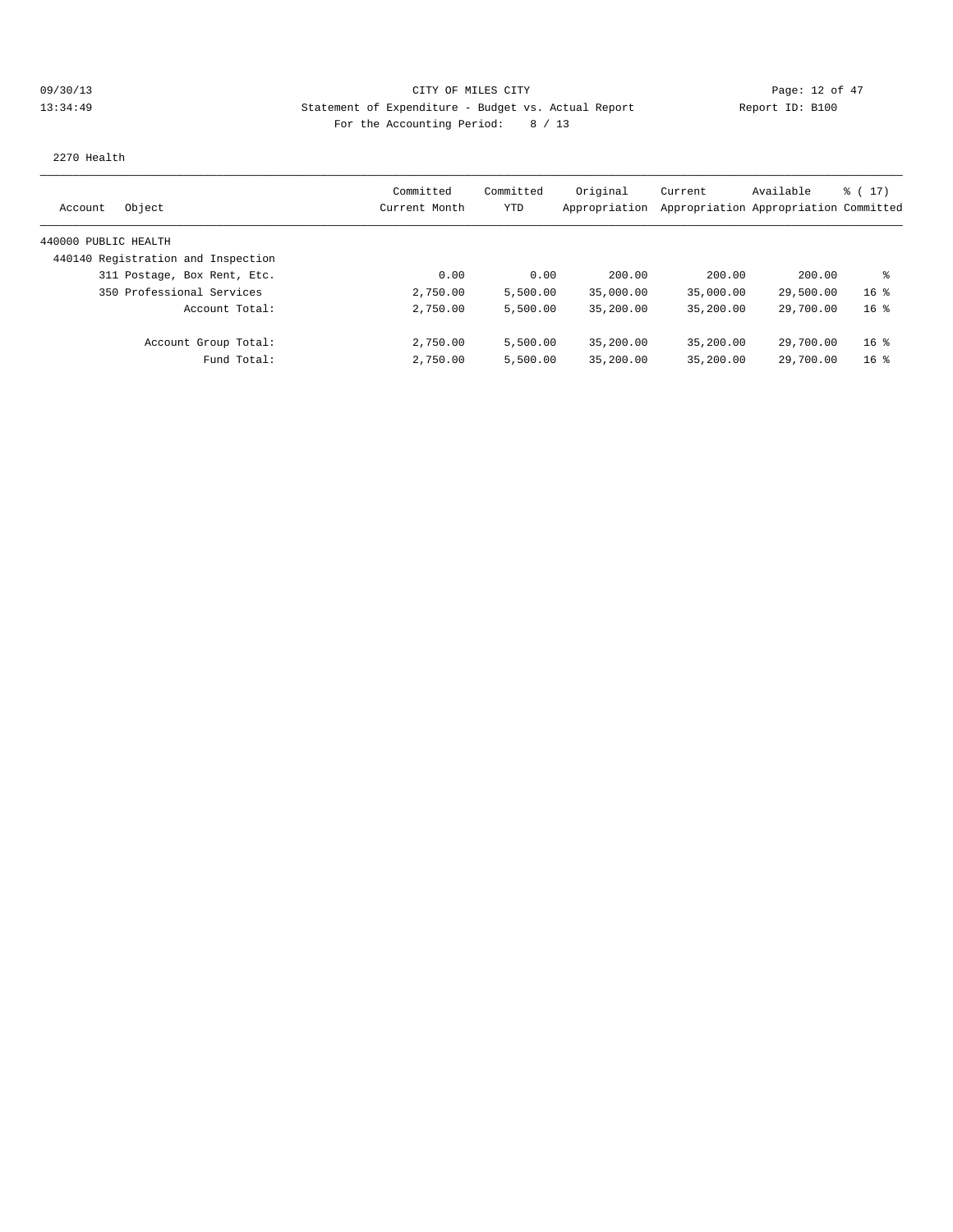CITY OF MILES CITY

Statement of Expenditure - Budget vs. Actual Report

Report ID: B100

For the Accounting Period: 8 / 13

09/30/13 13:34:49

2270 Health

| Account Object | Committed Current Month | Committed YTD | Original Appropriation | Current Appropriation | Available Appropriation | % ( 17) Committed |
|---|---|---|---|---|---|---|
| 440000 PUBLIC HEALTH | | | | | | |
| 440140 Registration and Inspection | | | | | | |
| 311 Postage, Box Rent, Etc. | 0.00 | 0.00 | 200.00 | 200.00 | 200.00 | % |
| 350 Professional Services | 2,750.00 | 5,500.00 | 35,000.00 | 35,000.00 | 29,500.00 | 16 % |
| Account Total: | 2,750.00 | 5,500.00 | 35,200.00 | 35,200.00 | 29,700.00 | 16 % |
| Account Group Total: | 2,750.00 | 5,500.00 | 35,200.00 | 35,200.00 | 29,700.00 | 16 % |
| Fund Total: | 2,750.00 | 5,500.00 | 35,200.00 | 35,200.00 | 29,700.00 | 16 % |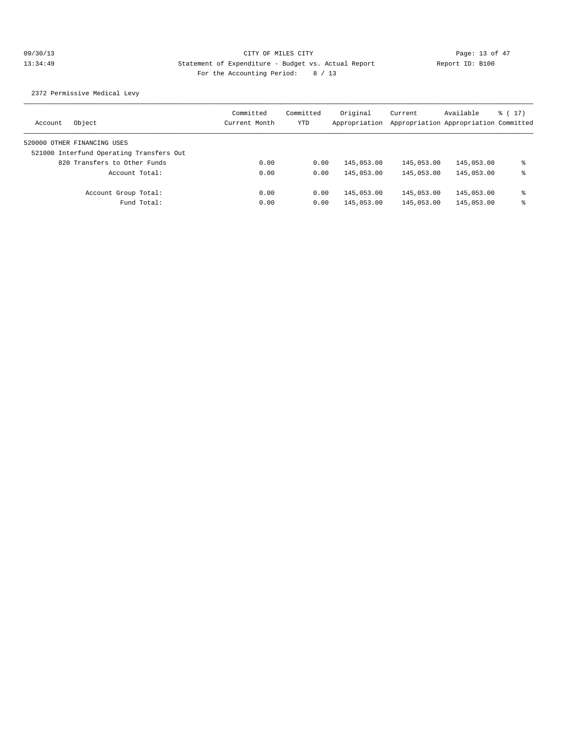CITY OF MILES CITY
Statement of Expenditure - Budget vs. Actual Report
For the Accounting Period: 8 / 13

09/30/13
13:34:49

Report ID: B100

2372 Permissive Medical Levy

| Account | Object | Committed Current Month | Committed YTD | Original Appropriation | Current Appropriation | Available Appropriation | % ( 17) Committed |
|---|---|---|---|---|---|---|---|
| 520000 OTHER FINANCING USES | | | | | | | |
| 521000 Interfund Operating Transfers Out | | | | | | | |
| | 820 Transfers to Other Funds | 0.00 | 0.00 | 145,053.00 | 145,053.00 | 145,053.00 | % |
| | Account Total: | 0.00 | 0.00 | 145,053.00 | 145,053.00 | 145,053.00 | % |
| | Account Group Total: | 0.00 | 0.00 | 145,053.00 | 145,053.00 | 145,053.00 | % |
| | Fund Total: | 0.00 | 0.00 | 145,053.00 | 145,053.00 | 145,053.00 | % |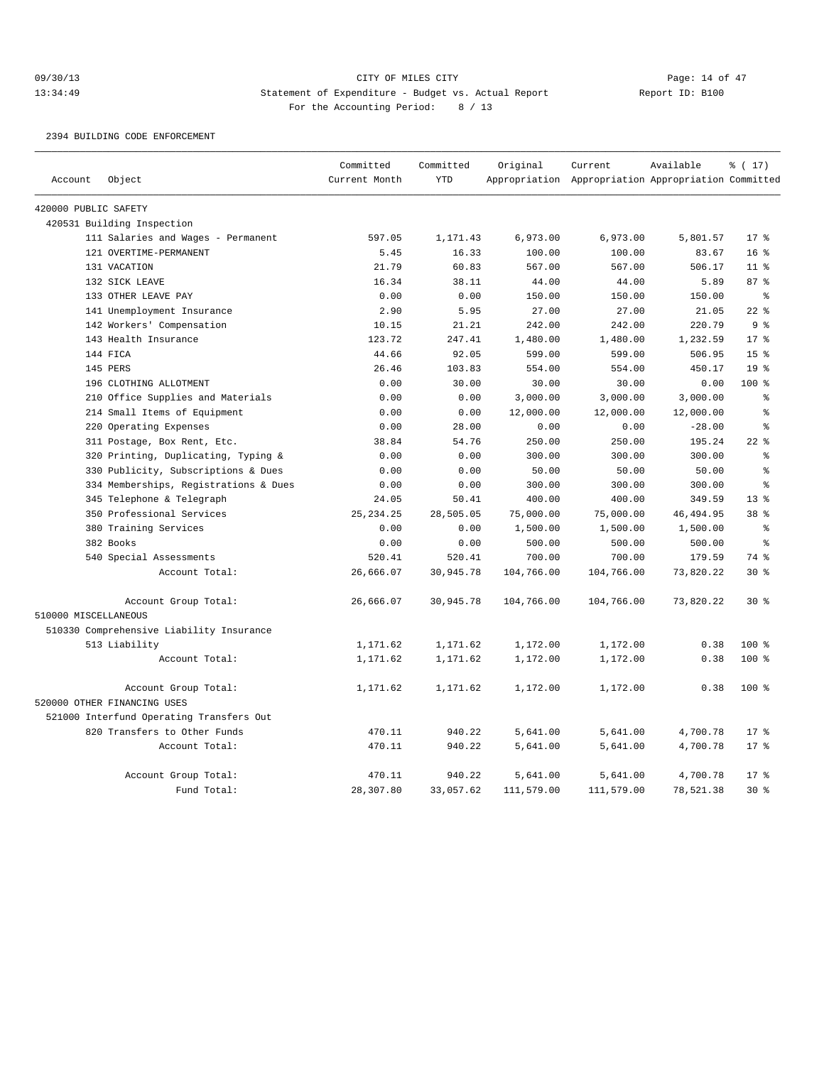CITY OF MILES CITY
Statement of Expenditure - Budget vs. Actual Report
For the Accounting Period: 8 / 13

2394 BUILDING CODE ENFORCEMENT

| Account | Object | Committed Current Month | Committed YTD | Original Appropriation | Current Appropriation | Available Appropriation | % ( 17) Committed |
|---|---|---|---|---|---|---|---|
| 420000 PUBLIC SAFETY | | | | | | | |
| 420531 Building Inspection | | | | | | | |
| | 111 Salaries and Wages - Permanent | 597.05 | 1,171.43 | 6,973.00 | 6,973.00 | 5,801.57 | 17 % |
| | 121 OVERTIME-PERMANENT | 5.45 | 16.33 | 100.00 | 100.00 | 83.67 | 16 % |
| | 131 VACATION | 21.79 | 60.83 | 567.00 | 567.00 | 506.17 | 11 % |
| | 132 SICK LEAVE | 16.34 | 38.11 | 44.00 | 44.00 | 5.89 | 87 % |
| | 133 OTHER LEAVE PAY | 0.00 | 0.00 | 150.00 | 150.00 | 150.00 | % |
| | 141 Unemployment Insurance | 2.90 | 5.95 | 27.00 | 27.00 | 21.05 | 22 % |
| | 142 Workers' Compensation | 10.15 | 21.21 | 242.00 | 242.00 | 220.79 | 9 % |
| | 143 Health Insurance | 123.72 | 247.41 | 1,480.00 | 1,480.00 | 1,232.59 | 17 % |
| | 144 FICA | 44.66 | 92.05 | 599.00 | 599.00 | 506.95 | 15 % |
| | 145 PERS | 26.46 | 103.83 | 554.00 | 554.00 | 450.17 | 19 % |
| | 196 CLOTHING ALLOTMENT | 0.00 | 30.00 | 30.00 | 30.00 | 0.00 | 100 % |
| | 210 Office Supplies and Materials | 0.00 | 0.00 | 3,000.00 | 3,000.00 | 3,000.00 | % |
| | 214 Small Items of Equipment | 0.00 | 0.00 | 12,000.00 | 12,000.00 | 12,000.00 | % |
| | 220 Operating Expenses | 0.00 | 28.00 | 0.00 | 0.00 | -28.00 | % |
| | 311 Postage, Box Rent, Etc. | 38.84 | 54.76 | 250.00 | 250.00 | 195.24 | 22 % |
| | 320 Printing, Duplicating, Typing & | 0.00 | 0.00 | 300.00 | 300.00 | 300.00 | % |
| | 330 Publicity, Subscriptions & Dues | 0.00 | 0.00 | 50.00 | 50.00 | 50.00 | % |
| | 334 Memberships, Registrations & Dues | 0.00 | 0.00 | 300.00 | 300.00 | 300.00 | % |
| | 345 Telephone & Telegraph | 24.05 | 50.41 | 400.00 | 400.00 | 349.59 | 13 % |
| | 350 Professional Services | 25,234.25 | 28,505.05 | 75,000.00 | 75,000.00 | 46,494.95 | 38 % |
| | 380 Training Services | 0.00 | 0.00 | 1,500.00 | 1,500.00 | 1,500.00 | % |
| | 382 Books | 0.00 | 0.00 | 500.00 | 500.00 | 500.00 | % |
| | 540 Special Assessments | 520.41 | 520.41 | 700.00 | 700.00 | 179.59 | 74 % |
| | Account Total: | 26,666.07 | 30,945.78 | 104,766.00 | 104,766.00 | 73,820.22 | 30 % |
| | Account Group Total: | 26,666.07 | 30,945.78 | 104,766.00 | 104,766.00 | 73,820.22 | 30 % |
| 510000 MISCELLANEOUS | | | | | | | |
| 510330 Comprehensive Liability Insurance | | | | | | | |
| | 513 Liability | 1,171.62 | 1,171.62 | 1,172.00 | 1,172.00 | 0.38 | 100 % |
| | Account Total: | 1,171.62 | 1,171.62 | 1,172.00 | 1,172.00 | 0.38 | 100 % |
| | Account Group Total: | 1,171.62 | 1,171.62 | 1,172.00 | 1,172.00 | 0.38 | 100 % |
| 520000 OTHER FINANCING USES | | | | | | | |
| 521000 Interfund Operating Transfers Out | | | | | | | |
| | 820 Transfers to Other Funds | 470.11 | 940.22 | 5,641.00 | 5,641.00 | 4,700.78 | 17 % |
| | Account Total: | 470.11 | 940.22 | 5,641.00 | 5,641.00 | 4,700.78 | 17 % |
| | Account Group Total: | 470.11 | 940.22 | 5,641.00 | 5,641.00 | 4,700.78 | 17 % |
| | Fund Total: | 28,307.80 | 33,057.62 | 111,579.00 | 111,579.00 | 78,521.38 | 30 % |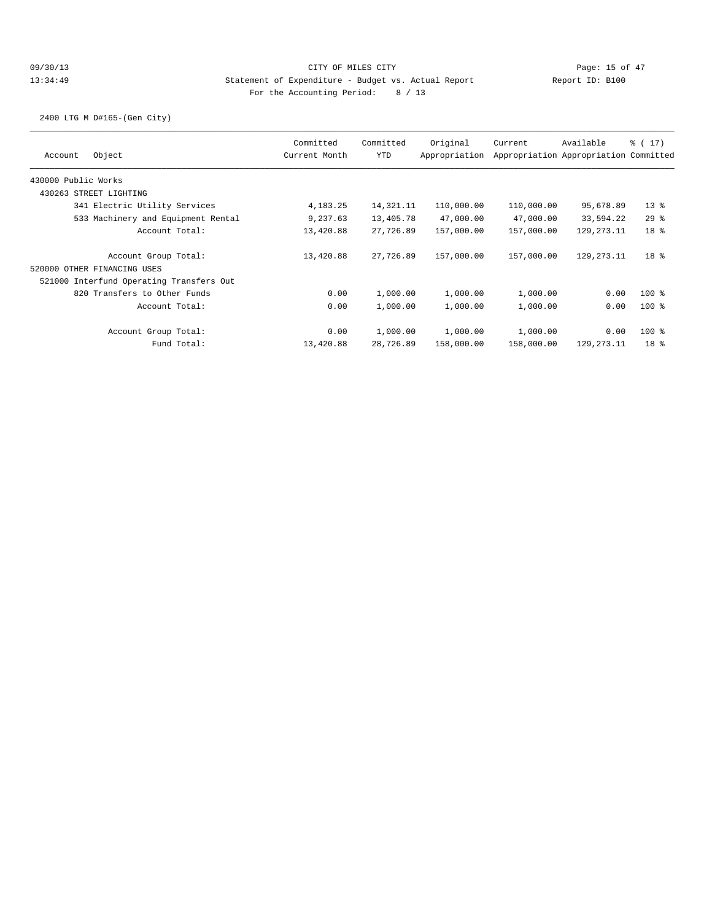CITY OF MILES CITY

Statement of Expenditure - Budget vs. Actual Report

Report ID: B100

For the Accounting Period: 8 / 13

09/30/13
13:34:49

2400 LTG M D#165-(Gen City)

| Account Object | Committed Current Month | Committed YTD | Original Appropriation | Current Appropriation | Available Appropriation | % ( 17) Committed |
|---|---|---|---|---|---|---|
| 430000 Public Works | | | | | | |
| 430263 STREET LIGHTING | | | | | | |
| 341 Electric Utility Services | 4,183.25 | 14,321.11 | 110,000.00 | 110,000.00 | 95,678.89 | 13 % |
| 533 Machinery and Equipment Rental | 9,237.63 | 13,405.78 | 47,000.00 | 47,000.00 | 33,594.22 | 29 % |
| Account Total: | 13,420.88 | 27,726.89 | 157,000.00 | 157,000.00 | 129,273.11 | 18 % |
| Account Group Total: | 13,420.88 | 27,726.89 | 157,000.00 | 157,000.00 | 129,273.11 | 18 % |
| 520000 OTHER FINANCING USES | | | | | | |
| 521000 Interfund Operating Transfers Out | | | | | | |
| 820 Transfers to Other Funds | 0.00 | 1,000.00 | 1,000.00 | 1,000.00 | 0.00 | 100 % |
| Account Total: | 0.00 | 1,000.00 | 1,000.00 | 1,000.00 | 0.00 | 100 % |
| Account Group Total: | 0.00 | 1,000.00 | 1,000.00 | 1,000.00 | 0.00 | 100 % |
| Fund Total: | 13,420.88 | 28,726.89 | 158,000.00 | 158,000.00 | 129,273.11 | 18 % |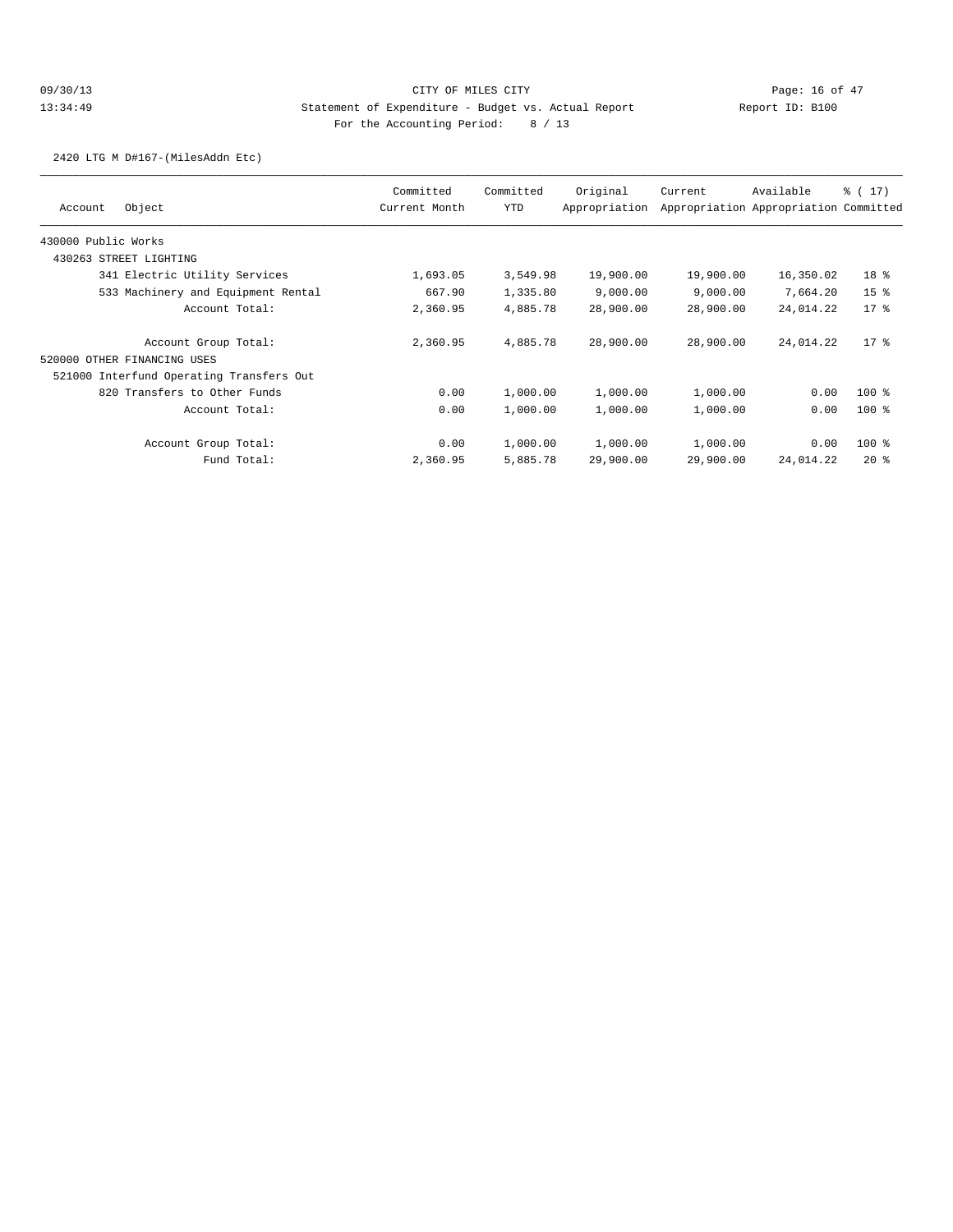# CITY OF MILES CITY

## Statement of Expenditure - Budget vs. Actual Report

09/30/13
13:34:49

Report ID: B100

For the Accounting Period: 8 / 13

### 2420 LTG M D#167-(MilesAddn Etc)

| Account Object | Committed Current Month | Committed YTD | Original Appropriation | Current Appropriation | Available Appropriation | % ( 17) Committed |
|---|---|---|---|---|---|---|
| 430000 Public Works | | | | | | |
| 430263 STREET LIGHTING | | | | | | |
| 341 Electric Utility Services | 1,693.05 | 3,549.98 | 19,900.00 | 19,900.00 | 16,350.02 | 18 % |
| 533 Machinery and Equipment Rental | 667.90 | 1,335.80 | 9,000.00 | 9,000.00 | 7,664.20 | 15 % |
| Account Total: | 2,360.95 | 4,885.78 | 28,900.00 | 28,900.00 | 24,014.22 | 17 % |
| Account Group Total: | 2,360.95 | 4,885.78 | 28,900.00 | 28,900.00 | 24,014.22 | 17 % |
| 520000 OTHER FINANCING USES | | | | | | |
| 521000 Interfund Operating Transfers Out | | | | | | |
| 820 Transfers to Other Funds | 0.00 | 1,000.00 | 1,000.00 | 1,000.00 | 0.00 | 100 % |
| Account Total: | 0.00 | 1,000.00 | 1,000.00 | 1,000.00 | 0.00 | 100 % |
| Account Group Total: | 0.00 | 1,000.00 | 1,000.00 | 1,000.00 | 0.00 | 100 % |
| Fund Total: | 2,360.95 | 5,885.78 | 29,900.00 | 29,900.00 | 24,014.22 | 20 % |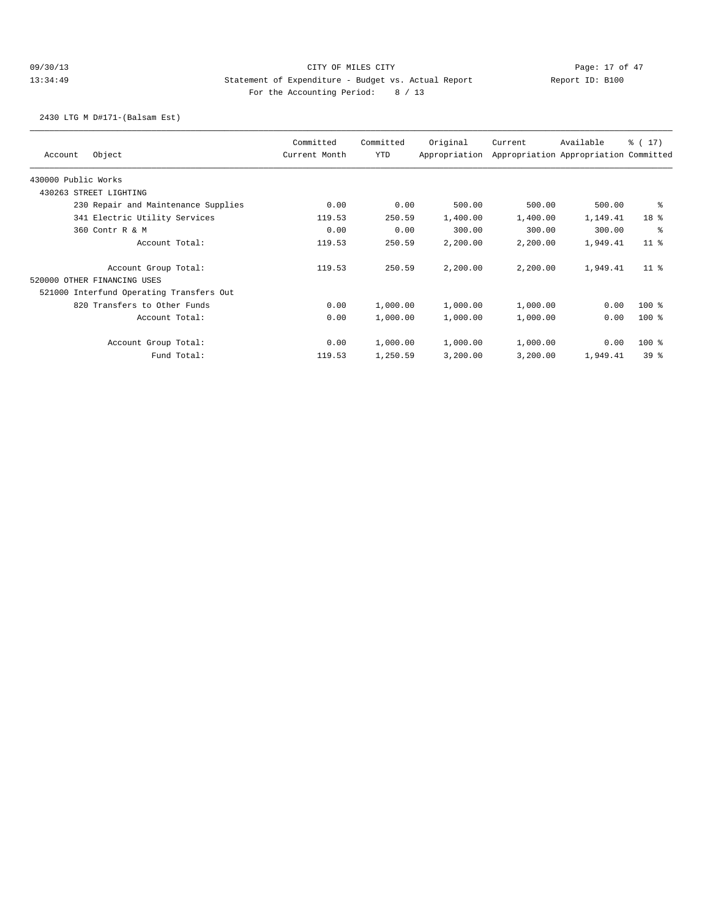CITY OF MILES CITY

Statement of Expenditure - Budget vs. Actual Report

Report ID: B100

For the Accounting Period: 8 / 13

09/30/13 13:34:49

2430 LTG M D#171-(Balsam Est)

| Account | Object | Committed Current Month | Committed YTD | Original Appropriation | Current Appropriation | Available Appropriation | % ( 17) Committed |
|---|---|---|---|---|---|---|---|
| 430000 Public Works | | | | | | | |
| 430263 STREET LIGHTING | | | | | | | |
| | 230 Repair and Maintenance Supplies | 0.00 | 0.00 | 500.00 | 500.00 | 500.00 | % |
| | 341 Electric Utility Services | 119.53 | 250.59 | 1,400.00 | 1,400.00 | 1,149.41 | 18 % |
| | 360 Contr R & M | 0.00 | 0.00 | 300.00 | 300.00 | 300.00 | % |
| | Account Total: | 119.53 | 250.59 | 2,200.00 | 2,200.00 | 1,949.41 | 11 % |
| | Account Group Total: | 119.53 | 250.59 | 2,200.00 | 2,200.00 | 1,949.41 | 11 % |
| 520000 OTHER FINANCING USES | | | | | | | |
| 521000 Interfund Operating Transfers Out | | | | | | | |
| | 820 Transfers to Other Funds | 0.00 | 1,000.00 | 1,000.00 | 1,000.00 | 0.00 | 100 % |
| | Account Total: | 0.00 | 1,000.00 | 1,000.00 | 1,000.00 | 0.00 | 100 % |
| | Account Group Total: | 0.00 | 1,000.00 | 1,000.00 | 1,000.00 | 0.00 | 100 % |
| | Fund Total: | 119.53 | 1,250.59 | 3,200.00 | 3,200.00 | 1,949.41 | 39 % |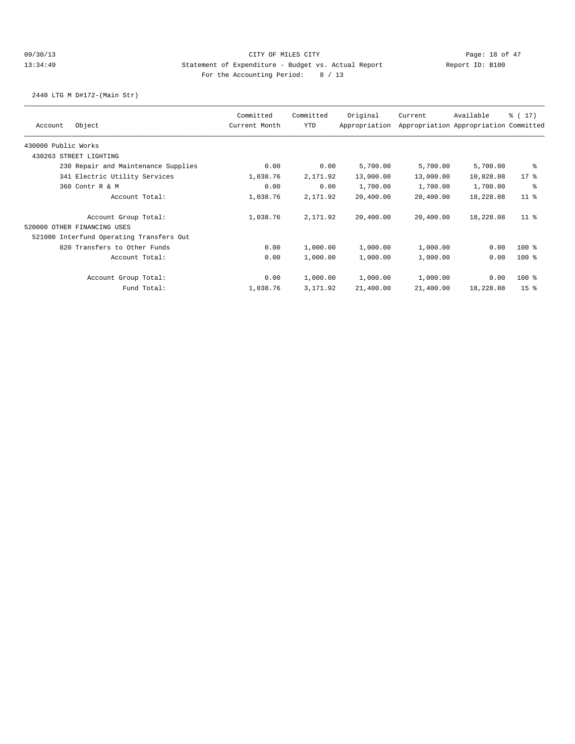CITY OF MILES CITY

Statement of Expenditure - Budget vs. Actual Report

Report ID: B100

For the Accounting Period: 8 / 13

09/30/13
13:34:49

2440 LTG M D#172-(Main Str)

| Account Object | Committed Current Month | Committed YTD | Original Appropriation | Current Appropriation | Available Appropriation | % ( 17) Committed |
|---|---|---|---|---|---|---|
| 430000 Public Works | | | | | | |
| 430263 STREET LIGHTING | | | | | | |
| 230 Repair and Maintenance Supplies | 0.00 | 0.00 | 5,700.00 | 5,700.00 | 5,700.00 | % |
| 341 Electric Utility Services | 1,038.76 | 2,171.92 | 13,000.00 | 13,000.00 | 10,828.08 | 17 % |
| 360 Contr R & M | 0.00 | 0.00 | 1,700.00 | 1,700.00 | 1,700.00 | % |
| Account Total: | 1,038.76 | 2,171.92 | 20,400.00 | 20,400.00 | 18,228.08 | 11 % |
| Account Group Total: | 1,038.76 | 2,171.92 | 20,400.00 | 20,400.00 | 18,228.08 | 11 % |
| 520000 OTHER FINANCING USES | | | | | | |
| 521000 Interfund Operating Transfers Out | | | | | | |
| 820 Transfers to Other Funds | 0.00 | 1,000.00 | 1,000.00 | 1,000.00 | 0.00 | 100 % |
| Account Total: | 0.00 | 1,000.00 | 1,000.00 | 1,000.00 | 0.00 | 100 % |
| Account Group Total: | 0.00 | 1,000.00 | 1,000.00 | 1,000.00 | 0.00 | 100 % |
| Fund Total: | 1,038.76 | 3,171.92 | 21,400.00 | 21,400.00 | 18,228.08 | 15 % |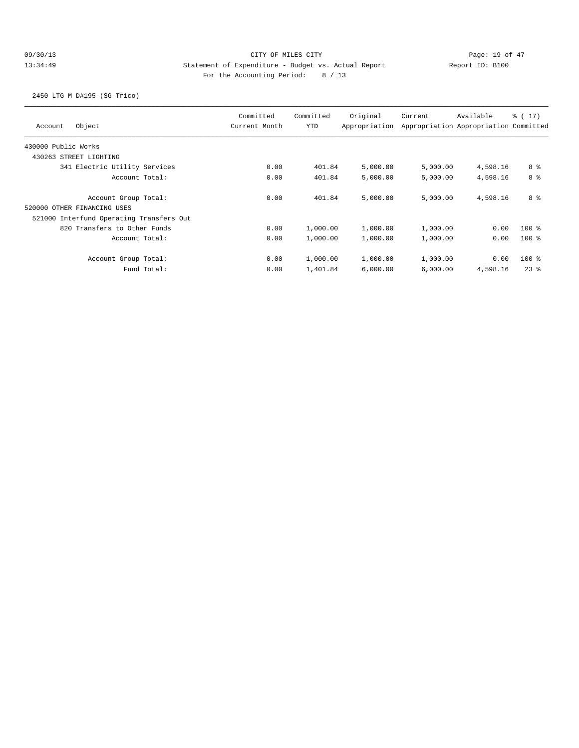CITY OF MILES CITY

Statement of Expenditure - Budget vs. Actual Report

For the Accounting Period: 8 / 13

09/30/13 13:34:49 — Report ID: B100

2450 LTG M D#195-(SG-Trico)

| Account Object | Committed Current Month | Committed YTD | Original Appropriation | Current Appropriation | Available Appropriation | % ( 17) Committed |
|---|---|---|---|---|---|---|
| 430000 Public Works | | | | | | |
| 430263 STREET LIGHTING | | | | | | |
| 341 Electric Utility Services | 0.00 | 401.84 | 5,000.00 | 5,000.00 | 4,598.16 | 8 % |
| Account Total: | 0.00 | 401.84 | 5,000.00 | 5,000.00 | 4,598.16 | 8 % |
| Account Group Total: | 0.00 | 401.84 | 5,000.00 | 5,000.00 | 4,598.16 | 8 % |
| 520000 OTHER FINANCING USES | | | | | | |
| 521000 Interfund Operating Transfers Out | | | | | | |
| 820 Transfers to Other Funds | 0.00 | 1,000.00 | 1,000.00 | 1,000.00 | 0.00 | 100 % |
| Account Total: | 0.00 | 1,000.00 | 1,000.00 | 1,000.00 | 0.00 | 100 % |
| Account Group Total: | 0.00 | 1,000.00 | 1,000.00 | 1,000.00 | 0.00 | 100 % |
| Fund Total: | 0.00 | 1,401.84 | 6,000.00 | 6,000.00 | 4,598.16 | 23 % |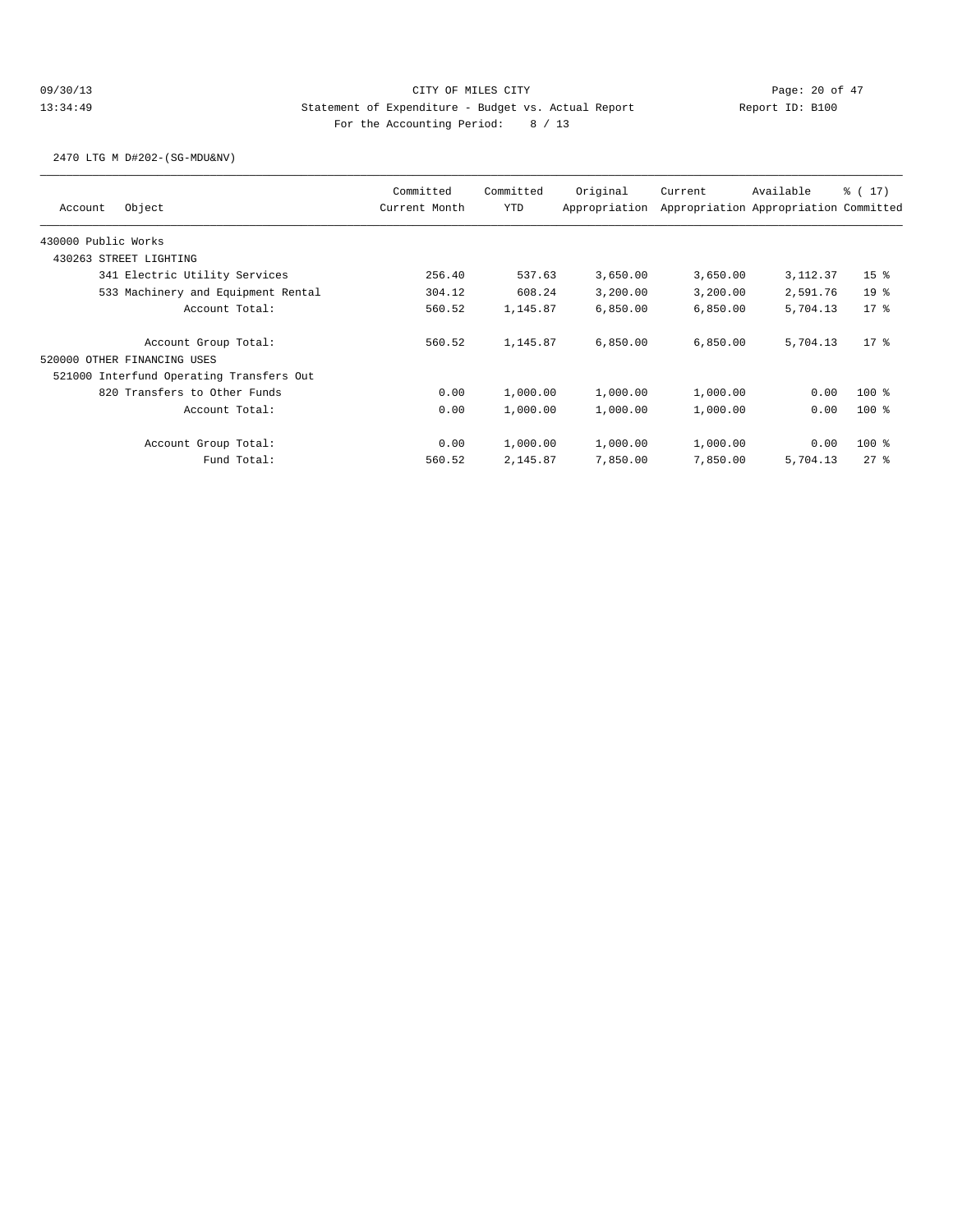CITY OF MILES CITY

Statement of Expenditure - Budget vs. Actual Report

Report ID: B100

For the Accounting Period: 8 / 13

09/30/13
13:34:49

2470 LTG M D#202-(SG-MDU&NV)

| Account | Object | Committed Current Month | Committed YTD | Original Appropriation | Current Appropriation | Available Appropriation | % ( 17) Committed |
|---|---|---|---|---|---|---|---|
| 430000 Public Works | | | | | | | |
| 430263 STREET LIGHTING | | | | | | | |
| | 341 Electric Utility Services | 256.40 | 537.63 | 3,650.00 | 3,650.00 | 3,112.37 | 15 % |
| | 533 Machinery and Equipment Rental | 304.12 | 608.24 | 3,200.00 | 3,200.00 | 2,591.76 | 19 % |
| | Account Total: | 560.52 | 1,145.87 | 6,850.00 | 6,850.00 | 5,704.13 | 17 % |
| | Account Group Total: | 560.52 | 1,145.87 | 6,850.00 | 6,850.00 | 5,704.13 | 17 % |
| 520000 OTHER FINANCING USES | | | | | | | |
| 521000 Interfund Operating Transfers Out | | | | | | | |
| | 820 Transfers to Other Funds | 0.00 | 1,000.00 | 1,000.00 | 1,000.00 | 0.00 | 100 % |
| | Account Total: | 0.00 | 1,000.00 | 1,000.00 | 1,000.00 | 0.00 | 100 % |
| | Account Group Total: | 0.00 | 1,000.00 | 1,000.00 | 1,000.00 | 0.00 | 100 % |
| | Fund Total: | 560.52 | 2,145.87 | 7,850.00 | 7,850.00 | 5,704.13 | 27 % |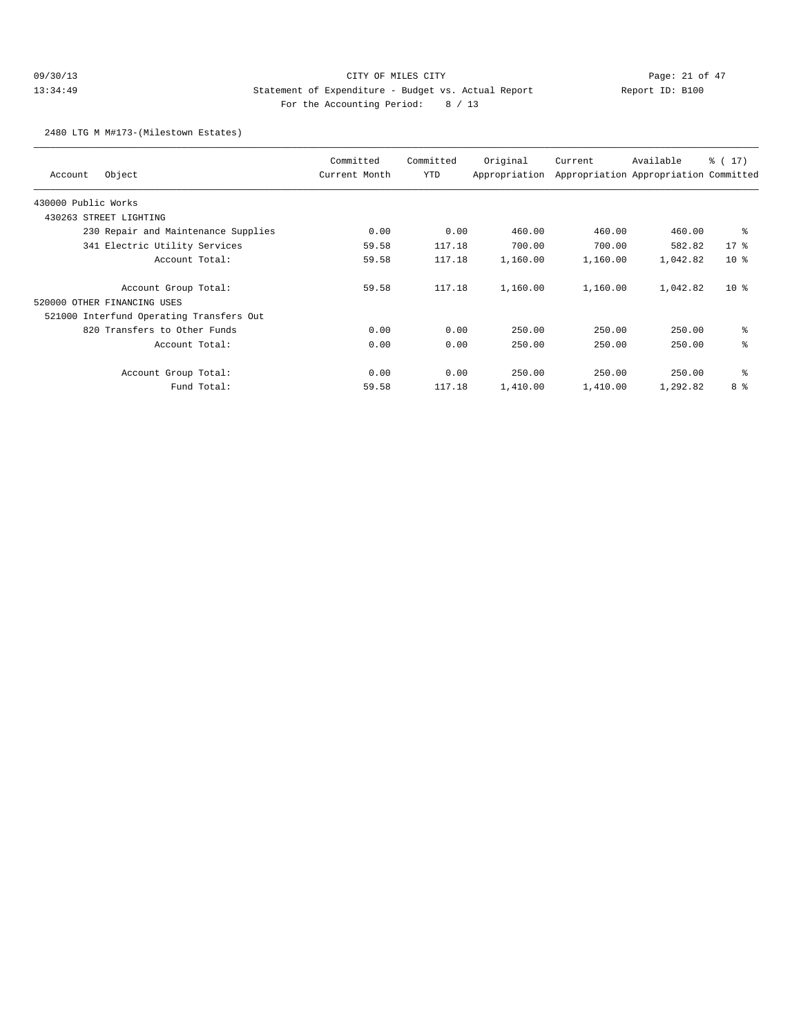CITY OF MILES CITY

Statement of Expenditure - Budget vs. Actual Report

For the Accounting Period: 8 / 13

09/30/13 13:34:49 Report ID: B100

2480 LTG M M#173-(Milestown Estates)

| Account | Object | Committed Current Month | Committed YTD | Original Appropriation | Current Appropriation | Available Appropriation | % ( 17) Committed |
|---|---|---|---|---|---|---|---|
| 430000 Public Works | | | | | | | |
| 430263 STREET LIGHTING | | | | | | | |
| | 230 Repair and Maintenance Supplies | 0.00 | 0.00 | 460.00 | 460.00 | 460.00 | % |
| | 341 Electric Utility Services | 59.58 | 117.18 | 700.00 | 700.00 | 582.82 | 17 % |
| | Account Total: | 59.58 | 117.18 | 1,160.00 | 1,160.00 | 1,042.82 | 10 % |
| | Account Group Total: | 59.58 | 117.18 | 1,160.00 | 1,160.00 | 1,042.82 | 10 % |
| 520000 OTHER FINANCING USES | | | | | | | |
| 521000 Interfund Operating Transfers Out | | | | | | | |
| | 820 Transfers to Other Funds | 0.00 | 0.00 | 250.00 | 250.00 | 250.00 | % |
| | Account Total: | 0.00 | 0.00 | 250.00 | 250.00 | 250.00 | % |
| | Account Group Total: | 0.00 | 0.00 | 250.00 | 250.00 | 250.00 | % |
| | Fund Total: | 59.58 | 117.18 | 1,410.00 | 1,410.00 | 1,292.82 | 8 % |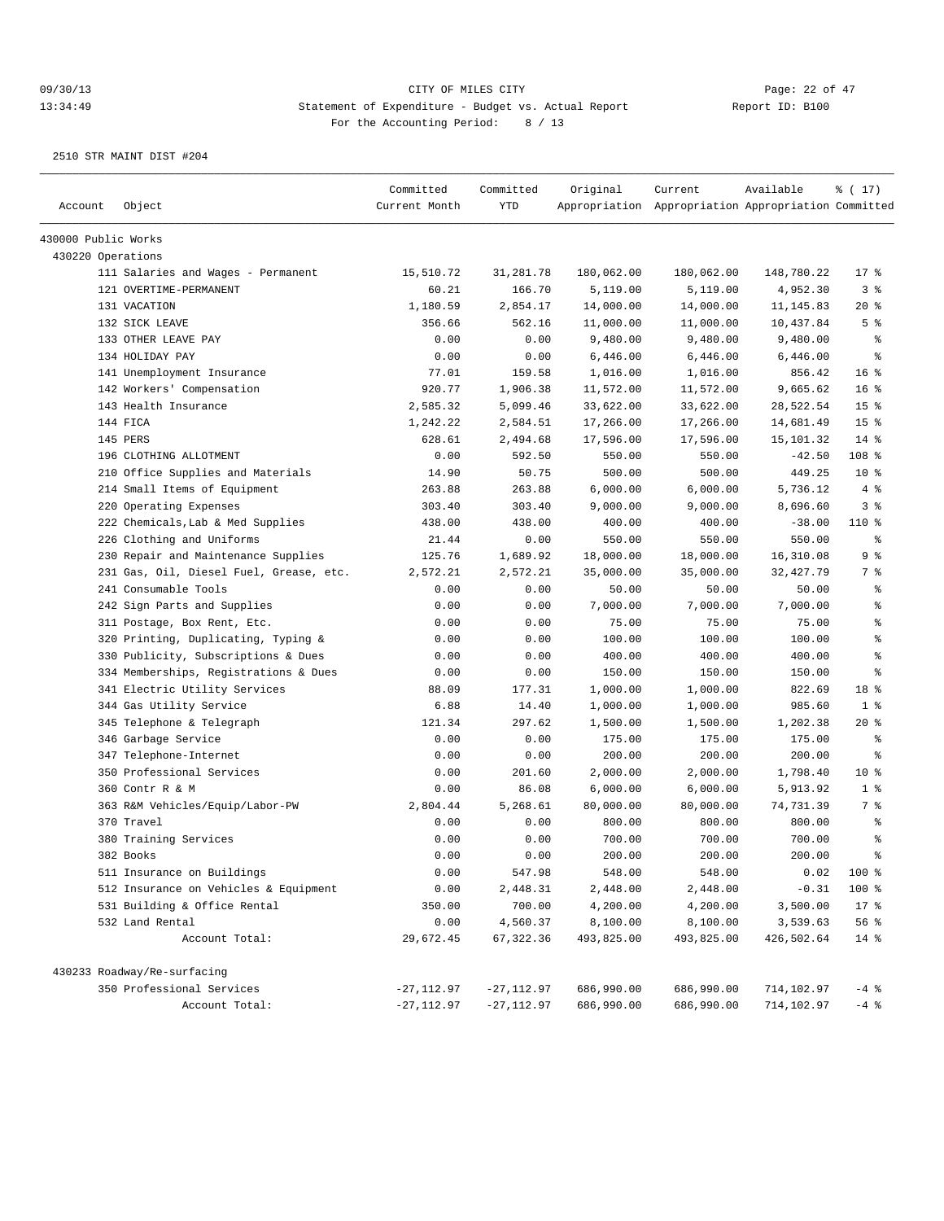CITY OF MILES CITY
Statement of Expenditure - Budget vs. Actual Report
For the Accounting Period: 8 / 13

2510 STR MAINT DIST #204

| Account | Object | Committed Current Month | Committed YTD | Original Appropriation | Current Appropriation | Available Appropriation | % ( 17) Committed |
|---|---|---|---|---|---|---|---|
| 430000 Public Works | | | | | | | |
| 430220 Operations | | | | | | | |
| | 111 Salaries and Wages - Permanent | 15,510.72 | 31,281.78 | 180,062.00 | 180,062.00 | 148,780.22 | 17 % |
| | 121 OVERTIME-PERMANENT | 60.21 | 166.70 | 5,119.00 | 5,119.00 | 4,952.30 | 3 % |
| | 131 VACATION | 1,180.59 | 2,854.17 | 14,000.00 | 14,000.00 | 11,145.83 | 20 % |
| | 132 SICK LEAVE | 356.66 | 562.16 | 11,000.00 | 11,000.00 | 10,437.84 | 5 % |
| | 133 OTHER LEAVE PAY | 0.00 | 0.00 | 9,480.00 | 9,480.00 | 9,480.00 | % |
| | 134 HOLIDAY PAY | 0.00 | 0.00 | 6,446.00 | 6,446.00 | 6,446.00 | % |
| | 141 Unemployment Insurance | 77.01 | 159.58 | 1,016.00 | 1,016.00 | 856.42 | 16 % |
| | 142 Workers' Compensation | 920.77 | 1,906.38 | 11,572.00 | 11,572.00 | 9,665.62 | 16 % |
| | 143 Health Insurance | 2,585.32 | 5,099.46 | 33,622.00 | 33,622.00 | 28,522.54 | 15 % |
| | 144 FICA | 1,242.22 | 2,584.51 | 17,266.00 | 17,266.00 | 14,681.49 | 15 % |
| | 145 PERS | 628.61 | 2,494.68 | 17,596.00 | 17,596.00 | 15,101.32 | 14 % |
| | 196 CLOTHING ALLOTMENT | 0.00 | 592.50 | 550.00 | 550.00 | -42.50 | 108 % |
| | 210 Office Supplies and Materials | 14.90 | 50.75 | 500.00 | 500.00 | 449.25 | 10 % |
| | 214 Small Items of Equipment | 263.88 | 263.88 | 6,000.00 | 6,000.00 | 5,736.12 | 4 % |
| | 220 Operating Expenses | 303.40 | 303.40 | 9,000.00 | 9,000.00 | 8,696.60 | 3 % |
| | 222 Chemicals,Lab & Med Supplies | 438.00 | 438.00 | 400.00 | 400.00 | -38.00 | 110 % |
| | 226 Clothing and Uniforms | 21.44 | 0.00 | 550.00 | 550.00 | 550.00 | % |
| | 230 Repair and Maintenance Supplies | 125.76 | 1,689.92 | 18,000.00 | 18,000.00 | 16,310.08 | 9 % |
| | 231 Gas, Oil, Diesel Fuel, Grease, etc. | 2,572.21 | 2,572.21 | 35,000.00 | 35,000.00 | 32,427.79 | 7 % |
| | 241 Consumable Tools | 0.00 | 0.00 | 50.00 | 50.00 | 50.00 | % |
| | 242 Sign Parts and Supplies | 0.00 | 0.00 | 7,000.00 | 7,000.00 | 7,000.00 | % |
| | 311 Postage, Box Rent, Etc. | 0.00 | 0.00 | 75.00 | 75.00 | 75.00 | % |
| | 320 Printing, Duplicating, Typing & | 0.00 | 0.00 | 100.00 | 100.00 | 100.00 | % |
| | 330 Publicity, Subscriptions & Dues | 0.00 | 0.00 | 400.00 | 400.00 | 400.00 | % |
| | 334 Memberships, Registrations & Dues | 0.00 | 0.00 | 150.00 | 150.00 | 150.00 | % |
| | 341 Electric Utility Services | 88.09 | 177.31 | 1,000.00 | 1,000.00 | 822.69 | 18 % |
| | 344 Gas Utility Service | 6.88 | 14.40 | 1,000.00 | 1,000.00 | 985.60 | 1 % |
| | 345 Telephone & Telegraph | 121.34 | 297.62 | 1,500.00 | 1,500.00 | 1,202.38 | 20 % |
| | 346 Garbage Service | 0.00 | 0.00 | 175.00 | 175.00 | 175.00 | % |
| | 347 Telephone-Internet | 0.00 | 0.00 | 200.00 | 200.00 | 200.00 | % |
| | 350 Professional Services | 0.00 | 201.60 | 2,000.00 | 2,000.00 | 1,798.40 | 10 % |
| | 360 Contr R & M | 0.00 | 86.08 | 6,000.00 | 6,000.00 | 5,913.92 | 1 % |
| | 363 R&M Vehicles/Equip/Labor-PW | 2,804.44 | 5,268.61 | 80,000.00 | 80,000.00 | 74,731.39 | 7 % |
| | 370 Travel | 0.00 | 0.00 | 800.00 | 800.00 | 800.00 | % |
| | 380 Training Services | 0.00 | 0.00 | 700.00 | 700.00 | 700.00 | % |
| | 382 Books | 0.00 | 0.00 | 200.00 | 200.00 | 200.00 | % |
| | 511 Insurance on Buildings | 0.00 | 547.98 | 548.00 | 548.00 | 0.02 | 100 % |
| | 512 Insurance on Vehicles & Equipment | 0.00 | 2,448.31 | 2,448.00 | 2,448.00 | -0.31 | 100 % |
| | 531 Building & Office Rental | 350.00 | 700.00 | 4,200.00 | 4,200.00 | 3,500.00 | 17 % |
| | 532 Land Rental | 0.00 | 4,560.37 | 8,100.00 | 8,100.00 | 3,539.63 | 56 % |
| | Account Total: | 29,672.45 | 67,322.36 | 493,825.00 | 493,825.00 | 426,502.64 | 14 % |
| 430233 Roadway/Re-surfacing | | | | | | | |
| | 350 Professional Services | -27,112.97 | -27,112.97 | 686,990.00 | 686,990.00 | 714,102.97 | -4 % |
| | Account Total: | -27,112.97 | -27,112.97 | 686,990.00 | 686,990.00 | 714,102.97 | -4 % |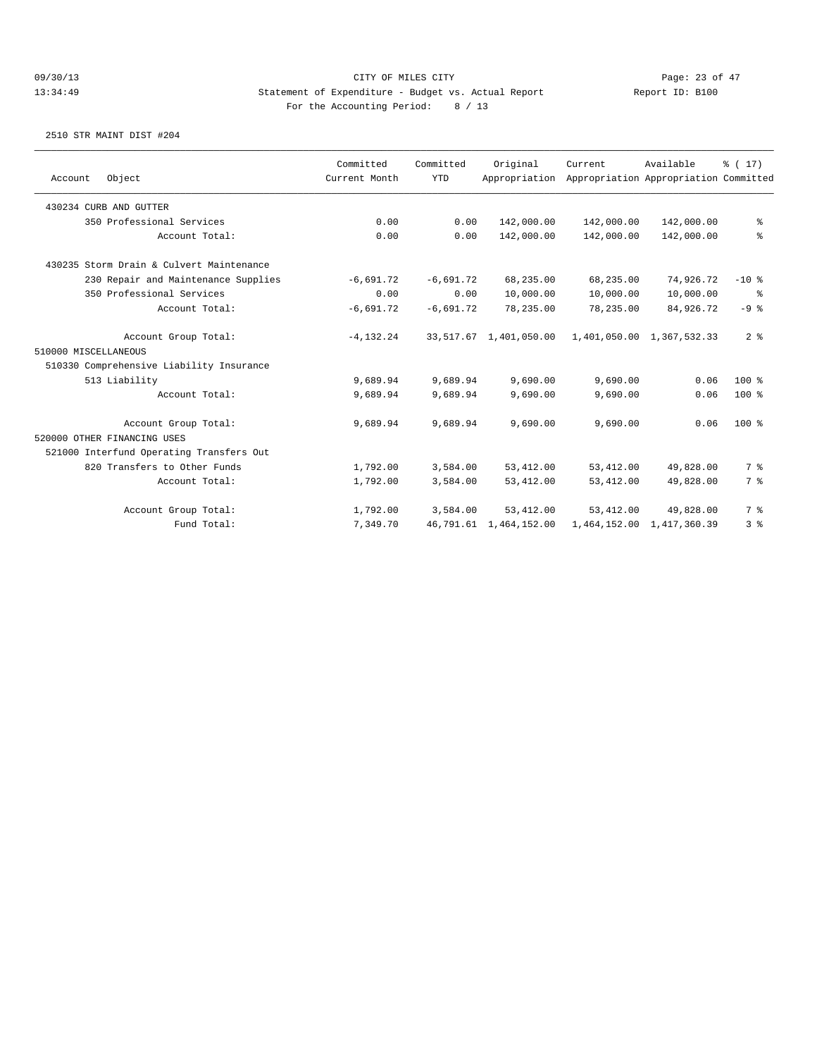CITY OF MILES CITY

Statement of Expenditure - Budget vs. Actual Report

Report ID: B100

For the Accounting Period: 8 / 13

2510 STR MAINT DIST #204

| Account Object | Committed Current Month | Committed YTD | Original Appropriation | Current Appropriation | Available Appropriation | % ( 17) Committed |
|---|---|---|---|---|---|---|
| 430234 CURB AND GUTTER | | | | | | |
| 350 Professional Services | 0.00 | 0.00 | 142,000.00 | 142,000.00 | 142,000.00 | % |
| Account Total: | 0.00 | 0.00 | 142,000.00 | 142,000.00 | 142,000.00 | % |
| 430235 Storm Drain & Culvert Maintenance | | | | | | |
| 230 Repair and Maintenance Supplies | -6,691.72 | -6,691.72 | 68,235.00 | 68,235.00 | 74,926.72 | -10 % |
| 350 Professional Services | 0.00 | 0.00 | 10,000.00 | 10,000.00 | 10,000.00 | % |
| Account Total: | -6,691.72 | -6,691.72 | 78,235.00 | 78,235.00 | 84,926.72 | -9 % |
| Account Group Total: | -4,132.24 | 33,517.67 | 1,401,050.00 | 1,401,050.00 | 1,367,532.33 | 2 % |
| 510000 MISCELLANEOUS | | | | | | |
| 510330 Comprehensive Liability Insurance | | | | | | |
| 513 Liability | 9,689.94 | 9,689.94 | 9,690.00 | 9,690.00 | 0.06 | 100 % |
| Account Total: | 9,689.94 | 9,689.94 | 9,690.00 | 9,690.00 | 0.06 | 100 % |
| Account Group Total: | 9,689.94 | 9,689.94 | 9,690.00 | 9,690.00 | 0.06 | 100 % |
| 520000 OTHER FINANCING USES | | | | | | |
| 521000 Interfund Operating Transfers Out | | | | | | |
| 820 Transfers to Other Funds | 1,792.00 | 3,584.00 | 53,412.00 | 53,412.00 | 49,828.00 | 7 % |
| Account Total: | 1,792.00 | 3,584.00 | 53,412.00 | 53,412.00 | 49,828.00 | 7 % |
| Account Group Total: | 1,792.00 | 3,584.00 | 53,412.00 | 53,412.00 | 49,828.00 | 7 % |
| Fund Total: | 7,349.70 | 46,791.61 | 1,464,152.00 | 1,464,152.00 | 1,417,360.39 | 3 % |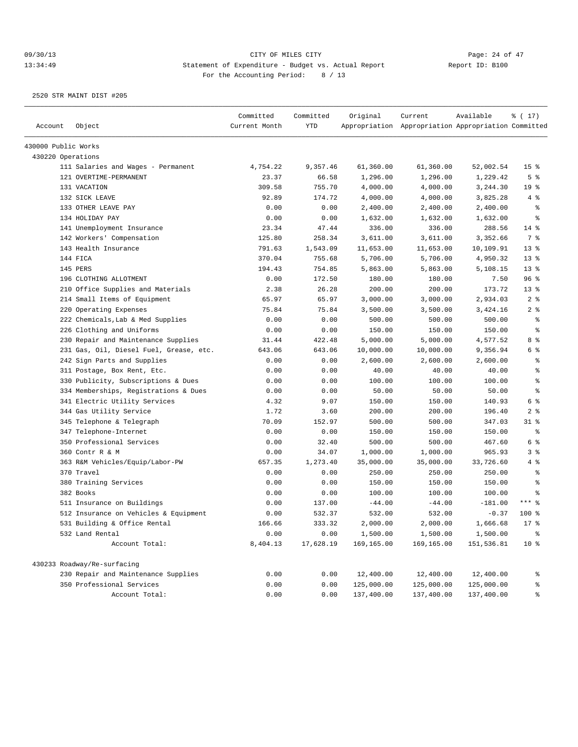CITY OF MILES CITY

Statement of Expenditure - Budget vs. Actual Report

For the Accounting Period: 8 / 13

09/30/13 13:34:49 — Report ID: B100

2520 STR MAINT DIST #205

| Account | Object | Committed Current Month | Committed YTD | Original Appropriation | Current Appropriation | Available Appropriation | % ( 17) Committed |
|---|---|---|---|---|---|---|---|
| 430000 Public Works | | | | | | | |
| 430220 Operations | | | | | | | |
| | 111 Salaries and Wages - Permanent | 4,754.22 | 9,357.46 | 61,360.00 | 61,360.00 | 52,002.54 | 15 % |
| | 121 OVERTIME-PERMANENT | 23.37 | 66.58 | 1,296.00 | 1,296.00 | 1,229.42 | 5 % |
| | 131 VACATION | 309.58 | 755.70 | 4,000.00 | 4,000.00 | 3,244.30 | 19 % |
| | 132 SICK LEAVE | 92.89 | 174.72 | 4,000.00 | 4,000.00 | 3,825.28 | 4 % |
| | 133 OTHER LEAVE PAY | 0.00 | 0.00 | 2,400.00 | 2,400.00 | 2,400.00 | % |
| | 134 HOLIDAY PAY | 0.00 | 0.00 | 1,632.00 | 1,632.00 | 1,632.00 | % |
| | 141 Unemployment Insurance | 23.34 | 47.44 | 336.00 | 336.00 | 288.56 | 14 % |
| | 142 Workers' Compensation | 125.80 | 258.34 | 3,611.00 | 3,611.00 | 3,352.66 | 7 % |
| | 143 Health Insurance | 791.63 | 1,543.09 | 11,653.00 | 11,653.00 | 10,109.91 | 13 % |
| | 144 FICA | 370.04 | 755.68 | 5,706.00 | 5,706.00 | 4,950.32 | 13 % |
| | 145 PERS | 194.43 | 754.85 | 5,863.00 | 5,863.00 | 5,108.15 | 13 % |
| | 196 CLOTHING ALLOTMENT | 0.00 | 172.50 | 180.00 | 180.00 | 7.50 | 96 % |
| | 210 Office Supplies and Materials | 2.38 | 26.28 | 200.00 | 200.00 | 173.72 | 13 % |
| | 214 Small Items of Equipment | 65.97 | 65.97 | 3,000.00 | 3,000.00 | 2,934.03 | 2 % |
| | 220 Operating Expenses | 75.84 | 75.84 | 3,500.00 | 3,500.00 | 3,424.16 | 2 % |
| | 222 Chemicals,Lab & Med Supplies | 0.00 | 0.00 | 500.00 | 500.00 | 500.00 | % |
| | 226 Clothing and Uniforms | 0.00 | 0.00 | 150.00 | 150.00 | 150.00 | % |
| | 230 Repair and Maintenance Supplies | 31.44 | 422.48 | 5,000.00 | 5,000.00 | 4,577.52 | 8 % |
| | 231 Gas, Oil, Diesel Fuel, Grease, etc. | 643.06 | 643.06 | 10,000.00 | 10,000.00 | 9,356.94 | 6 % |
| | 242 Sign Parts and Supplies | 0.00 | 0.00 | 2,600.00 | 2,600.00 | 2,600.00 | % |
| | 311 Postage, Box Rent, Etc. | 0.00 | 0.00 | 40.00 | 40.00 | 40.00 | % |
| | 330 Publicity, Subscriptions & Dues | 0.00 | 0.00 | 100.00 | 100.00 | 100.00 | % |
| | 334 Memberships, Registrations & Dues | 0.00 | 0.00 | 50.00 | 50.00 | 50.00 | % |
| | 341 Electric Utility Services | 4.32 | 9.07 | 150.00 | 150.00 | 140.93 | 6 % |
| | 344 Gas Utility Service | 1.72 | 3.60 | 200.00 | 200.00 | 196.40 | 2 % |
| | 345 Telephone & Telegraph | 70.09 | 152.97 | 500.00 | 500.00 | 347.03 | 31 % |
| | 347 Telephone-Internet | 0.00 | 0.00 | 150.00 | 150.00 | 150.00 | % |
| | 350 Professional Services | 0.00 | 32.40 | 500.00 | 500.00 | 467.60 | 6 % |
| | 360 Contr R & M | 0.00 | 34.07 | 1,000.00 | 1,000.00 | 965.93 | 3 % |
| | 363 R&M Vehicles/Equip/Labor-PW | 657.35 | 1,273.40 | 35,000.00 | 35,000.00 | 33,726.60 | 4 % |
| | 370 Travel | 0.00 | 0.00 | 250.00 | 250.00 | 250.00 | % |
| | 380 Training Services | 0.00 | 0.00 | 150.00 | 150.00 | 150.00 | % |
| | 382 Books | 0.00 | 0.00 | 100.00 | 100.00 | 100.00 | % |
| | 511 Insurance on Buildings | 0.00 | 137.00 | -44.00 | -44.00 | -181.00 | *** % |
| | 512 Insurance on Vehicles & Equipment | 0.00 | 532.37 | 532.00 | 532.00 | -0.37 | 100 % |
| | 531 Building & Office Rental | 166.66 | 333.32 | 2,000.00 | 2,000.00 | 1,666.68 | 17 % |
| | 532 Land Rental | 0.00 | 0.00 | 1,500.00 | 1,500.00 | 1,500.00 | % |
| | Account Total: | 8,404.13 | 17,628.19 | 169,165.00 | 169,165.00 | 151,536.81 | 10 % |
| 430233 Roadway/Re-surfacing | | | | | | | |
| | 230 Repair and Maintenance Supplies | 0.00 | 0.00 | 12,400.00 | 12,400.00 | 12,400.00 | % |
| | 350 Professional Services | 0.00 | 0.00 | 125,000.00 | 125,000.00 | 125,000.00 | % |
| | Account Total: | 0.00 | 0.00 | 137,400.00 | 137,400.00 | 137,400.00 | % |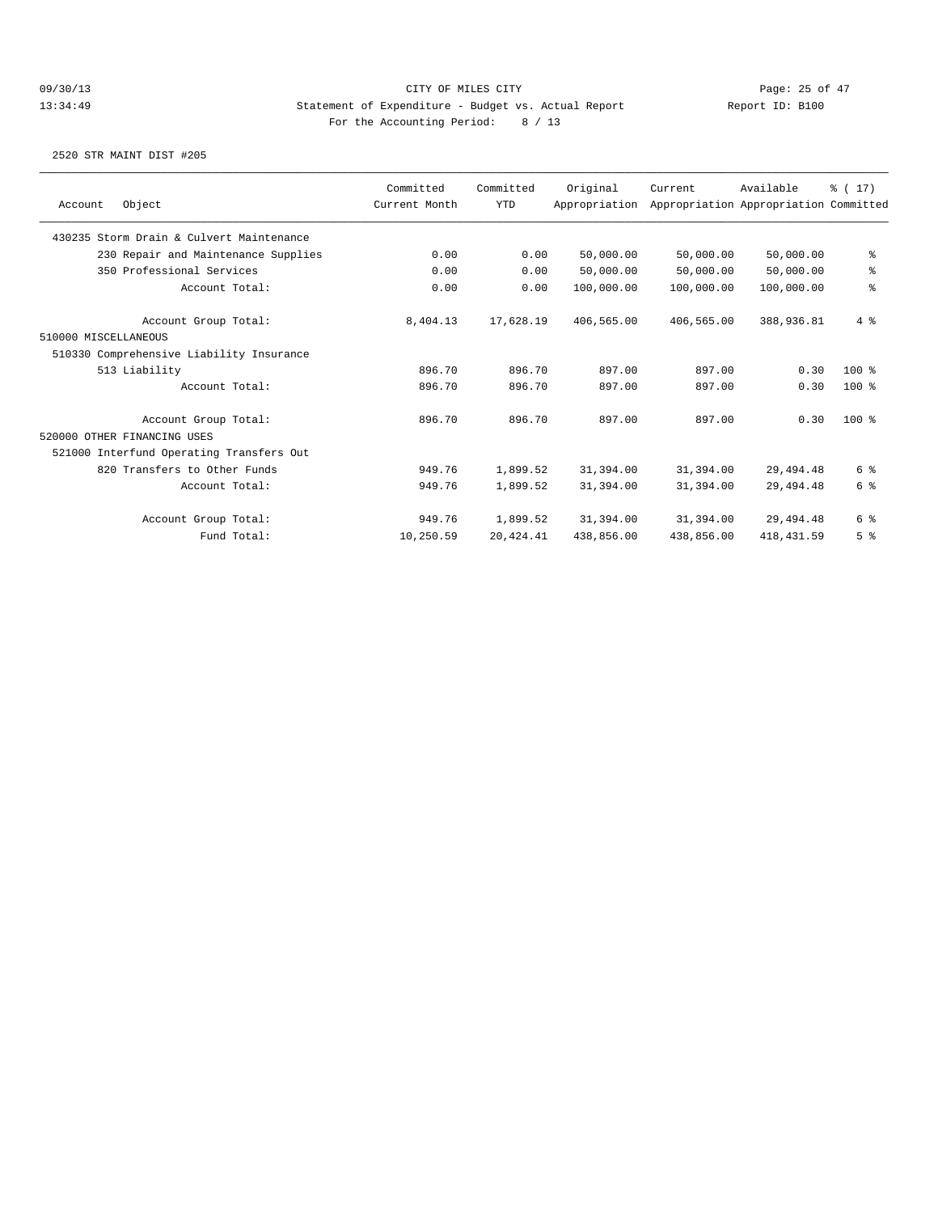09/30/13 CITY OF MILES CITY
13:34:49 Statement of Expenditure - Budget vs. Actual Report Report ID: B100
For the Accounting Period: 8 / 13

2520 STR MAINT DIST #205

| Account Object | Committed Current Month | Committed YTD | Original Appropriation | Current Appropriation | Available Appropriation | % ( 17) Committed |
|---|---|---|---|---|---|---|
| 430235 Storm Drain & Culvert Maintenance | | | | | | |
| 230 Repair and Maintenance Supplies | 0.00 | 0.00 | 50,000.00 | 50,000.00 | 50,000.00 | % |
| 350 Professional Services | 0.00 | 0.00 | 50,000.00 | 50,000.00 | 50,000.00 | % |
| Account Total: | 0.00 | 0.00 | 100,000.00 | 100,000.00 | 100,000.00 | % |
| Account Group Total: | 8,404.13 | 17,628.19 | 406,565.00 | 406,565.00 | 388,936.81 | 4 % |
| 510000 MISCELLANEOUS | | | | | | |
| 510330 Comprehensive Liability Insurance | | | | | | |
| 513 Liability | 896.70 | 896.70 | 897.00 | 897.00 | 0.30 | 100 % |
| Account Total: | 896.70 | 896.70 | 897.00 | 897.00 | 0.30 | 100 % |
| Account Group Total: | 896.70 | 896.70 | 897.00 | 897.00 | 0.30 | 100 % |
| 520000 OTHER FINANCING USES | | | | | | |
| 521000 Interfund Operating Transfers Out | | | | | | |
| 820 Transfers to Other Funds | 949.76 | 1,899.52 | 31,394.00 | 31,394.00 | 29,494.48 | 6 % |
| Account Total: | 949.76 | 1,899.52 | 31,394.00 | 31,394.00 | 29,494.48 | 6 % |
| Account Group Total: | 949.76 | 1,899.52 | 31,394.00 | 31,394.00 | 29,494.48 | 6 % |
| Fund Total: | 10,250.59 | 20,424.41 | 438,856.00 | 438,856.00 | 418,431.59 | 5 % |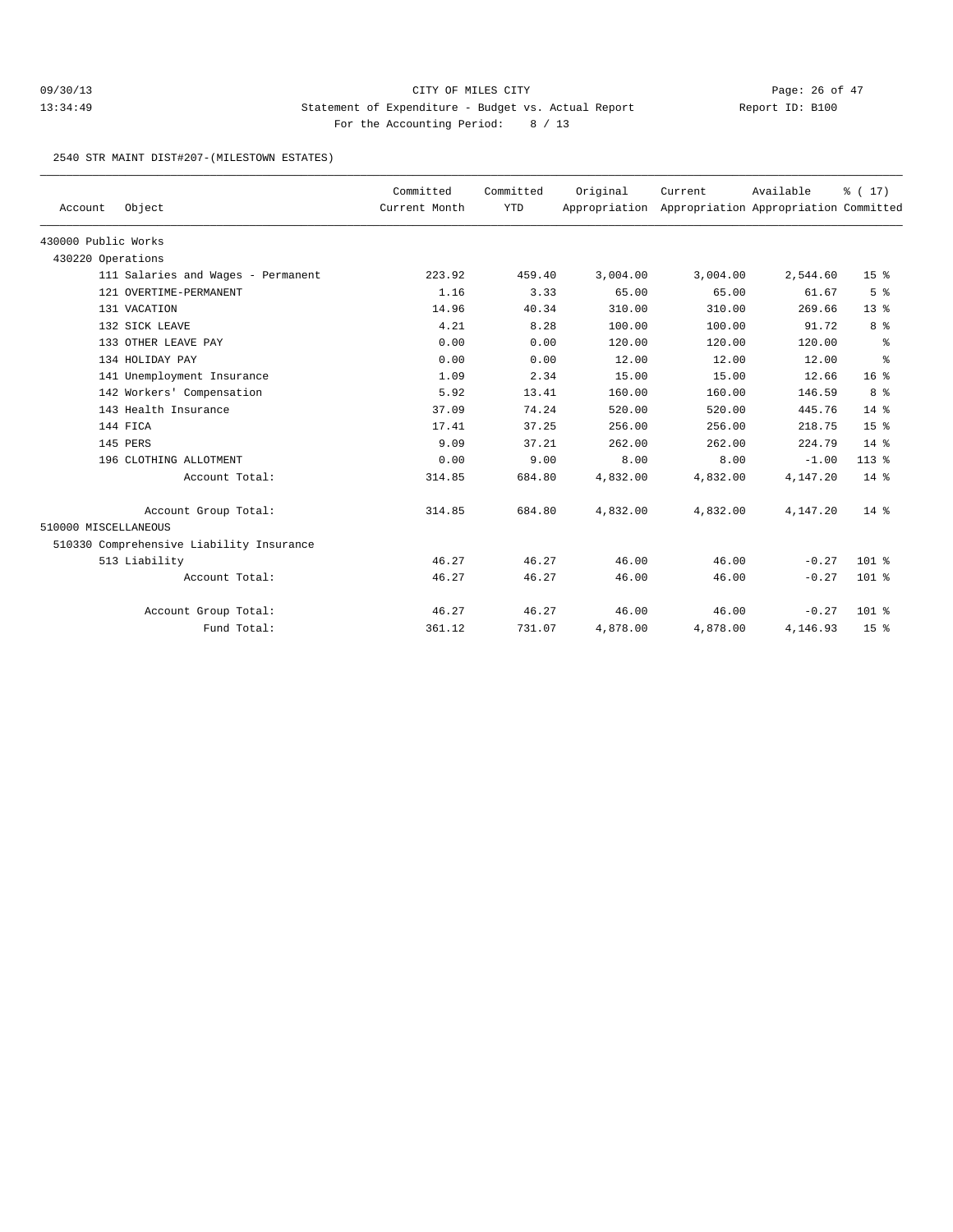CITY OF MILES CITY

Statement of Expenditure - Budget vs. Actual Report

Report ID: B100

For the Accounting Period: 8 / 13

09/30/13 13:34:49

2540 STR MAINT DIST#207-(MILESTOWN ESTATES)

| Account Object | Committed Current Month | Committed YTD | Original Appropriation | Current Appropriation | Available Appropriation | % ( 17) Committed |
|---|---|---|---|---|---|---|
| 430000 Public Works | | | | | | |
| 430220 Operations | | | | | | |
| 111 Salaries and Wages - Permanent | 223.92 | 459.40 | 3,004.00 | 3,004.00 | 2,544.60 | 15 % |
| 121 OVERTIME-PERMANENT | 1.16 | 3.33 | 65.00 | 65.00 | 61.67 | 5 % |
| 131 VACATION | 14.96 | 40.34 | 310.00 | 310.00 | 269.66 | 13 % |
| 132 SICK LEAVE | 4.21 | 8.28 | 100.00 | 100.00 | 91.72 | 8 % |
| 133 OTHER LEAVE PAY | 0.00 | 0.00 | 120.00 | 120.00 | 120.00 | % |
| 134 HOLIDAY PAY | 0.00 | 0.00 | 12.00 | 12.00 | 12.00 | % |
| 141 Unemployment Insurance | 1.09 | 2.34 | 15.00 | 15.00 | 12.66 | 16 % |
| 142 Workers' Compensation | 5.92 | 13.41 | 160.00 | 160.00 | 146.59 | 8 % |
| 143 Health Insurance | 37.09 | 74.24 | 520.00 | 520.00 | 445.76 | 14 % |
| 144 FICA | 17.41 | 37.25 | 256.00 | 256.00 | 218.75 | 15 % |
| 145 PERS | 9.09 | 37.21 | 262.00 | 262.00 | 224.79 | 14 % |
| 196 CLOTHING ALLOTMENT | 0.00 | 9.00 | 8.00 | 8.00 | -1.00 | 113 % |
| Account Total: | 314.85 | 684.80 | 4,832.00 | 4,832.00 | 4,147.20 | 14 % |
| Account Group Total: | 314.85 | 684.80 | 4,832.00 | 4,832.00 | 4,147.20 | 14 % |
| 510000 MISCELLANEOUS | | | | | | |
| 510330 Comprehensive Liability Insurance | | | | | | |
| 513 Liability | 46.27 | 46.27 | 46.00 | 46.00 | -0.27 | 101 % |
| Account Total: | 46.27 | 46.27 | 46.00 | 46.00 | -0.27 | 101 % |
| Account Group Total: | 46.27 | 46.27 | 46.00 | 46.00 | -0.27 | 101 % |
| Fund Total: | 361.12 | 731.07 | 4,878.00 | 4,878.00 | 4,146.93 | 15 % |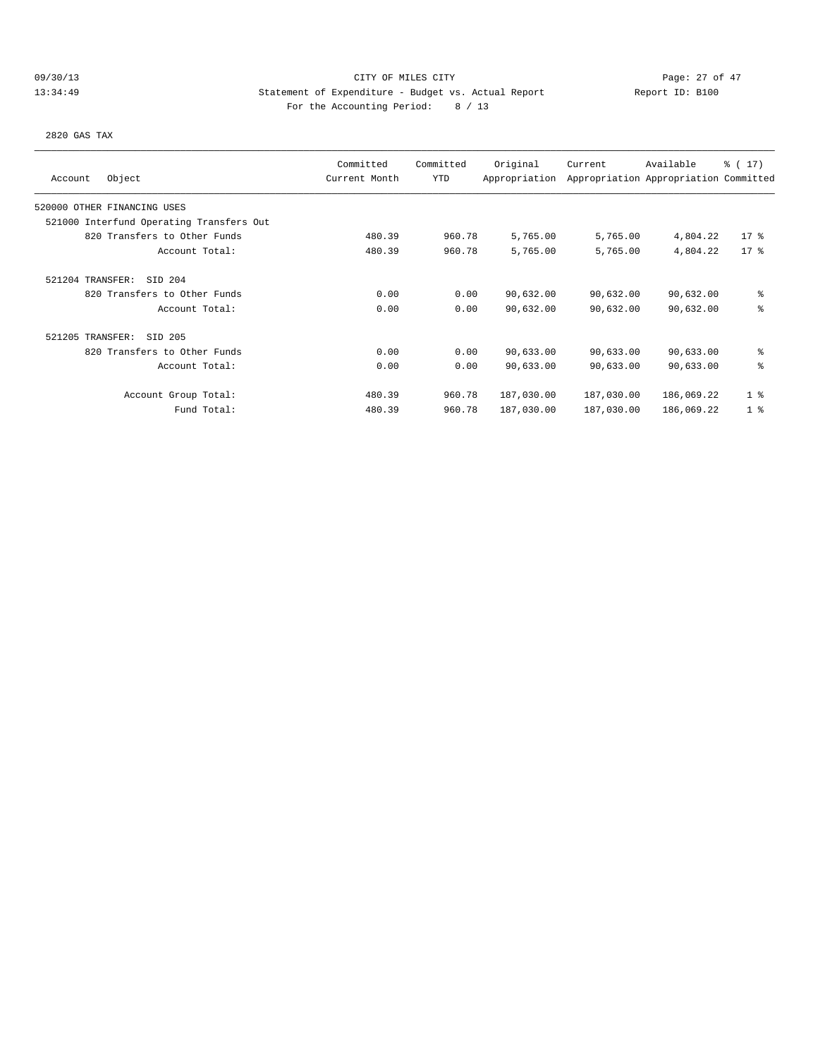CITY OF MILES CITY

Statement of Expenditure - Budget vs. Actual Report

Report ID: B100

For the Accounting Period: 8 / 13

09/30/13 13:34:49

2820 GAS TAX

| Account Object | Committed Current Month | Committed YTD | Original Appropriation | Current Appropriation | Available Appropriation | % ( 17) Committed |
|---|---|---|---|---|---|---|
| 520000 OTHER FINANCING USES | | | | | | |
| 521000 Interfund Operating Transfers Out | | | | | | |
| 820 Transfers to Other Funds | 480.39 | 960.78 | 5,765.00 | 5,765.00 | 4,804.22 | 17 % |
| Account Total: | 480.39 | 960.78 | 5,765.00 | 5,765.00 | 4,804.22 | 17 % |
| 521204 TRANSFER: SID 204 | | | | | | |
| 820 Transfers to Other Funds | 0.00 | 0.00 | 90,632.00 | 90,632.00 | 90,632.00 | % |
| Account Total: | 0.00 | 0.00 | 90,632.00 | 90,632.00 | 90,632.00 | % |
| 521205 TRANSFER: SID 205 | | | | | | |
| 820 Transfers to Other Funds | 0.00 | 0.00 | 90,633.00 | 90,633.00 | 90,633.00 | % |
| Account Total: | 0.00 | 0.00 | 90,633.00 | 90,633.00 | 90,633.00 | % |
| Account Group Total: | 480.39 | 960.78 | 187,030.00 | 187,030.00 | 186,069.22 | 1 % |
| Fund Total: | 480.39 | 960.78 | 187,030.00 | 187,030.00 | 186,069.22 | 1 % |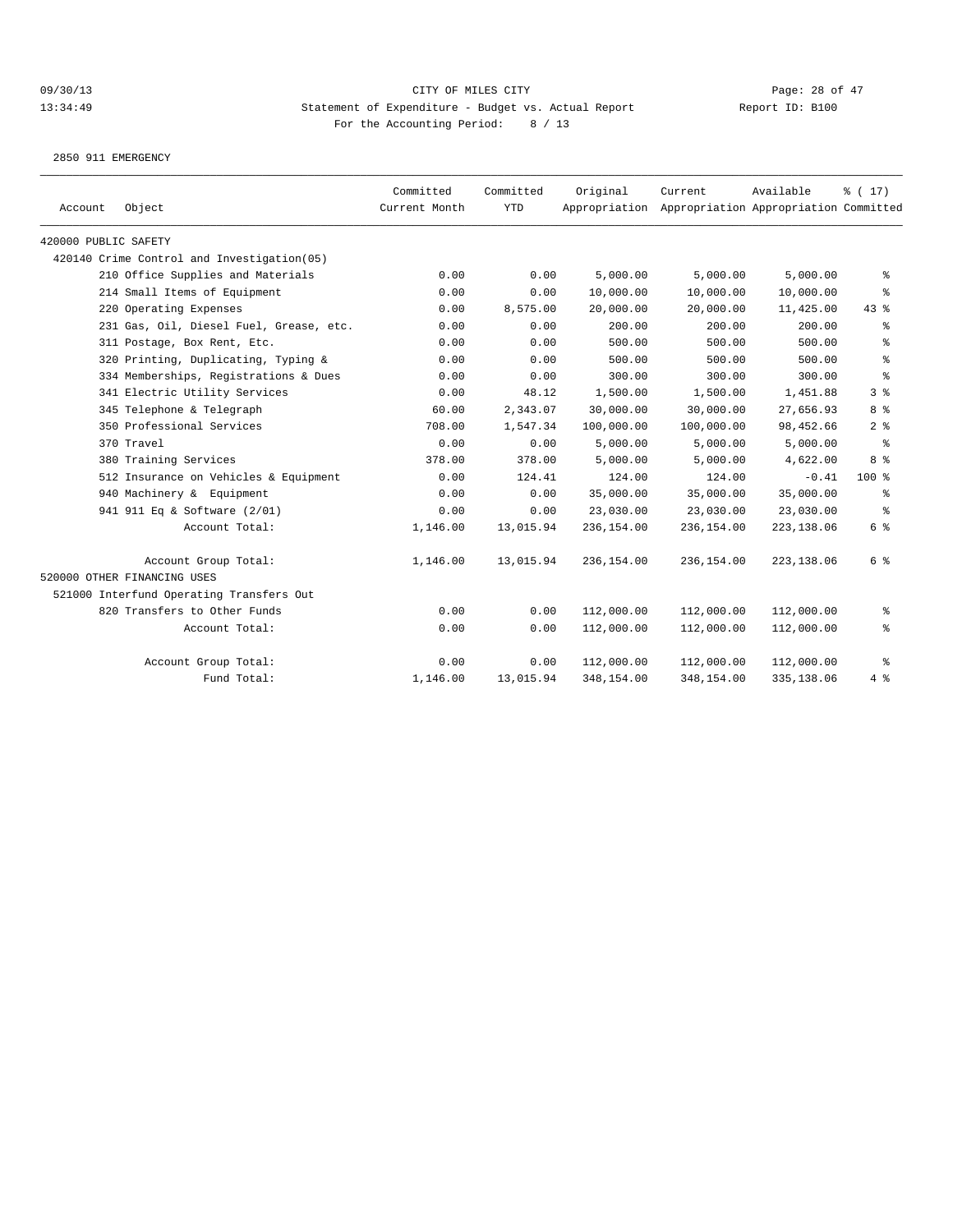CITY OF MILES CITY

Statement of Expenditure - Budget vs. Actual Report

Report ID: B100

For the Accounting Period: 8 / 13

09/30/13
13:34:49

2850 911 EMERGENCY

| Account | Object | Committed Current Month | Committed YTD | Original Appropriation | Current Appropriation | Available Appropriation | % ( 17) Committed |
|---|---|---|---|---|---|---|---|
| 420000 PUBLIC SAFETY | | | | | | | |
| 420140 Crime Control and Investigation(05) | | | | | | | |
| | 210 Office Supplies and Materials | 0.00 | 0.00 | 5,000.00 | 5,000.00 | 5,000.00 | % |
| | 214 Small Items of Equipment | 0.00 | 0.00 | 10,000.00 | 10,000.00 | 10,000.00 | % |
| | 220 Operating Expenses | 0.00 | 8,575.00 | 20,000.00 | 20,000.00 | 11,425.00 | 43 % |
| | 231 Gas, Oil, Diesel Fuel, Grease, etc. | 0.00 | 0.00 | 200.00 | 200.00 | 200.00 | % |
| | 311 Postage, Box Rent, Etc. | 0.00 | 0.00 | 500.00 | 500.00 | 500.00 | % |
| | 320 Printing, Duplicating, Typing & | 0.00 | 0.00 | 500.00 | 500.00 | 500.00 | % |
| | 334 Memberships, Registrations & Dues | 0.00 | 0.00 | 300.00 | 300.00 | 300.00 | % |
| | 341 Electric Utility Services | 0.00 | 48.12 | 1,500.00 | 1,500.00 | 1,451.88 | 3 % |
| | 345 Telephone & Telegraph | 60.00 | 2,343.07 | 30,000.00 | 30,000.00 | 27,656.93 | 8 % |
| | 350 Professional Services | 708.00 | 1,547.34 | 100,000.00 | 100,000.00 | 98,452.66 | 2 % |
| | 370 Travel | 0.00 | 0.00 | 5,000.00 | 5,000.00 | 5,000.00 | % |
| | 380 Training Services | 378.00 | 378.00 | 5,000.00 | 5,000.00 | 4,622.00 | 8 % |
| | 512 Insurance on Vehicles & Equipment | 0.00 | 124.41 | 124.00 | 124.00 | -0.41 | 100 % |
| | 940 Machinery & Equipment | 0.00 | 0.00 | 35,000.00 | 35,000.00 | 35,000.00 | % |
| | 941 911 Eq & Software (2/01) | 0.00 | 0.00 | 23,030.00 | 23,030.00 | 23,030.00 | % |
| | Account Total: | 1,146.00 | 13,015.94 | 236,154.00 | 236,154.00 | 223,138.06 | 6 % |
| | Account Group Total: | 1,146.00 | 13,015.94 | 236,154.00 | 236,154.00 | 223,138.06 | 6 % |
| 520000 OTHER FINANCING USES | | | | | | | |
| 521000 Interfund Operating Transfers Out | | | | | | | |
| | 820 Transfers to Other Funds | 0.00 | 0.00 | 112,000.00 | 112,000.00 | 112,000.00 | % |
| | Account Total: | 0.00 | 0.00 | 112,000.00 | 112,000.00 | 112,000.00 | % |
| | Account Group Total: | 0.00 | 0.00 | 112,000.00 | 112,000.00 | 112,000.00 | % |
| | Fund Total: | 1,146.00 | 13,015.94 | 348,154.00 | 348,154.00 | 335,138.06 | 4 % |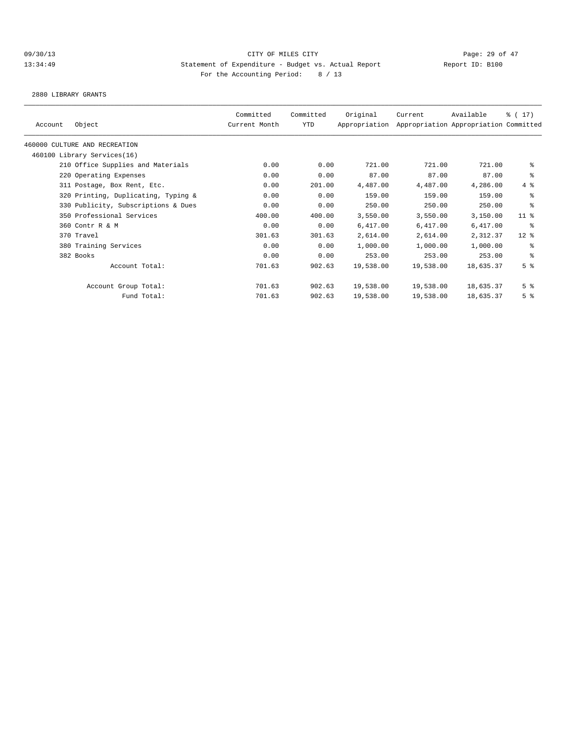09/30/13 CITY OF MILES CITY
13:34:49 Statement of Expenditure - Budget vs. Actual Report Report ID: B100
For the Accounting Period: 8 / 13

2880 LIBRARY GRANTS

| Account | Object | Committed Current Month | Committed YTD | Original Appropriation | Current Appropriation | Available Appropriation | % ( 17) Committed |
|---|---|---|---|---|---|---|---|
| 460000 CULTURE AND RECREATION | | | | | | | |
| 460100 Library Services(16) | | | | | | | |
| | 210 Office Supplies and Materials | 0.00 | 0.00 | 721.00 | 721.00 | 721.00 | % |
| | 220 Operating Expenses | 0.00 | 0.00 | 87.00 | 87.00 | 87.00 | % |
| | 311 Postage, Box Rent, Etc. | 0.00 | 201.00 | 4,487.00 | 4,487.00 | 4,286.00 | 4 % |
| | 320 Printing, Duplicating, Typing & | 0.00 | 0.00 | 159.00 | 159.00 | 159.00 | % |
| | 330 Publicity, Subscriptions & Dues | 0.00 | 0.00 | 250.00 | 250.00 | 250.00 | % |
| | 350 Professional Services | 400.00 | 400.00 | 3,550.00 | 3,550.00 | 3,150.00 | 11 % |
| | 360 Contr R & M | 0.00 | 0.00 | 6,417.00 | 6,417.00 | 6,417.00 | % |
| | 370 Travel | 301.63 | 301.63 | 2,614.00 | 2,614.00 | 2,312.37 | 12 % |
| | 380 Training Services | 0.00 | 0.00 | 1,000.00 | 1,000.00 | 1,000.00 | % |
| | 382 Books | 0.00 | 0.00 | 253.00 | 253.00 | 253.00 | % |
| | Account Total: | 701.63 | 902.63 | 19,538.00 | 19,538.00 | 18,635.37 | 5 % |
| | Account Group Total: | 701.63 | 902.63 | 19,538.00 | 19,538.00 | 18,635.37 | 5 % |
| | Fund Total: | 701.63 | 902.63 | 19,538.00 | 19,538.00 | 18,635.37 | 5 % |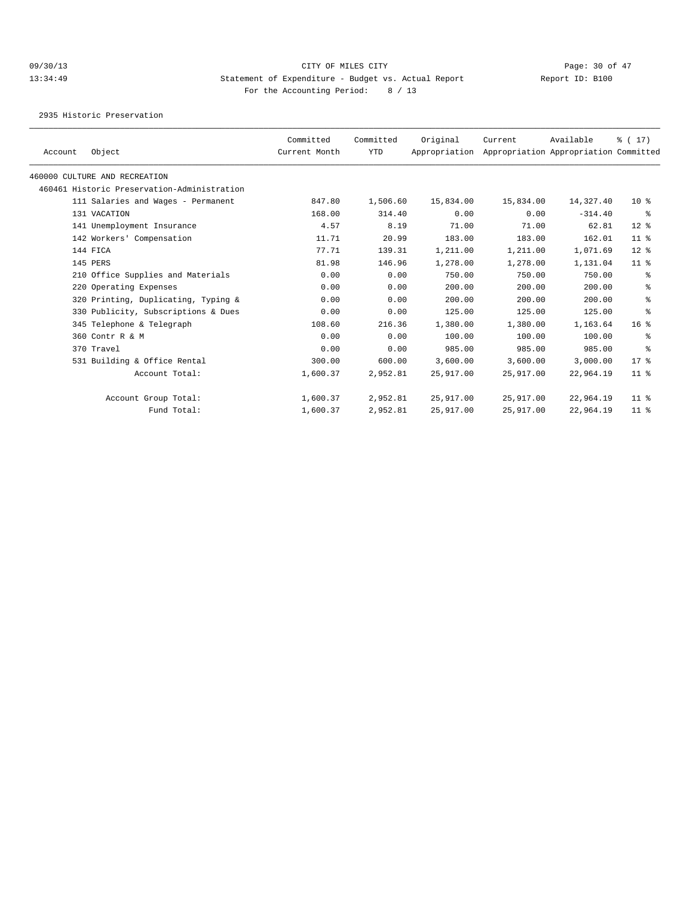CITY OF MILES CITY

Statement of Expenditure - Budget vs. Actual Report

Report ID: B100

For the Accounting Period: 8 / 13

09/30/13
13:34:49

2935 Historic Preservation

| Account | Object | Committed Current Month | Committed YTD | Original Appropriation | Current Appropriation | Available Appropriation | % ( 17) Committed |
|---|---|---|---|---|---|---|---|
| 460000 CULTURE AND RECREATION | | | | | | | |
| 460461 Historic Preservation-Administration | | | | | | | |
| | 111 Salaries and Wages - Permanent | 847.80 | 1,506.60 | 15,834.00 | 15,834.00 | 14,327.40 | 10 % |
| | 131 VACATION | 168.00 | 314.40 | 0.00 | 0.00 | -314.40 | % |
| | 141 Unemployment Insurance | 4.57 | 8.19 | 71.00 | 71.00 | 62.81 | 12 % |
| | 142 Workers' Compensation | 11.71 | 20.99 | 183.00 | 183.00 | 162.01 | 11 % |
| | 144 FICA | 77.71 | 139.31 | 1,211.00 | 1,211.00 | 1,071.69 | 12 % |
| | 145 PERS | 81.98 | 146.96 | 1,278.00 | 1,278.00 | 1,131.04 | 11 % |
| | 210 Office Supplies and Materials | 0.00 | 0.00 | 750.00 | 750.00 | 750.00 | % |
| | 220 Operating Expenses | 0.00 | 0.00 | 200.00 | 200.00 | 200.00 | % |
| | 320 Printing, Duplicating, Typing & | 0.00 | 0.00 | 200.00 | 200.00 | 200.00 | % |
| | 330 Publicity, Subscriptions & Dues | 0.00 | 0.00 | 125.00 | 125.00 | 125.00 | % |
| | 345 Telephone & Telegraph | 108.60 | 216.36 | 1,380.00 | 1,380.00 | 1,163.64 | 16 % |
| | 360 Contr R & M | 0.00 | 0.00 | 100.00 | 100.00 | 100.00 | % |
| | 370 Travel | 0.00 | 0.00 | 985.00 | 985.00 | 985.00 | % |
| | 531 Building & Office Rental | 300.00 | 600.00 | 3,600.00 | 3,600.00 | 3,000.00 | 17 % |
| | Account Total: | 1,600.37 | 2,952.81 | 25,917.00 | 25,917.00 | 22,964.19 | 11 % |
| | Account Group Total: | 1,600.37 | 2,952.81 | 25,917.00 | 25,917.00 | 22,964.19 | 11 % |
| | Fund Total: | 1,600.37 | 2,952.81 | 25,917.00 | 25,917.00 | 22,964.19 | 11 % |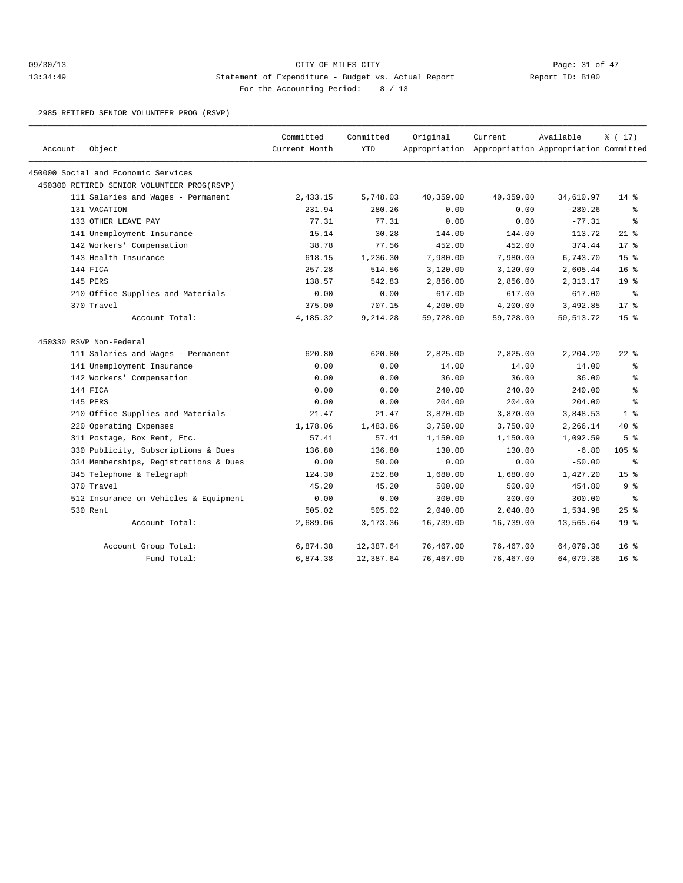09/30/13 CITY OF MILES CITY
13:34:49 Statement of Expenditure - Budget vs. Actual Report Report ID: B100
For the Accounting Period: 8 / 13

2985 RETIRED SENIOR VOLUNTEER PROG (RSVP)

| Account | Object | Committed Current Month | Committed YTD | Original Appropriation | Current Appropriation | Available Appropriation | % ( 17) Committed |
|---|---|---|---|---|---|---|---|
| 450000 Social and Economic Services | | | | | | | |
| 450300 RETIRED SENIOR VOLUNTEER PROG(RSVP) | | | | | | | |
| | 111 Salaries and Wages - Permanent | 2,433.15 | 5,748.03 | 40,359.00 | 40,359.00 | 34,610.97 | 14 % |
| | 131 VACATION | 231.94 | 280.26 | 0.00 | 0.00 | -280.26 | % |
| | 133 OTHER LEAVE PAY | 77.31 | 77.31 | 0.00 | 0.00 | -77.31 | % |
| | 141 Unemployment Insurance | 15.14 | 30.28 | 144.00 | 144.00 | 113.72 | 21 % |
| | 142 Workers' Compensation | 38.78 | 77.56 | 452.00 | 452.00 | 374.44 | 17 % |
| | 143 Health Insurance | 618.15 | 1,236.30 | 7,980.00 | 7,980.00 | 6,743.70 | 15 % |
| | 144 FICA | 257.28 | 514.56 | 3,120.00 | 3,120.00 | 2,605.44 | 16 % |
| | 145 PERS | 138.57 | 542.83 | 2,856.00 | 2,856.00 | 2,313.17 | 19 % |
| | 210 Office Supplies and Materials | 0.00 | 0.00 | 617.00 | 617.00 | 617.00 | % |
| | 370 Travel | 375.00 | 707.15 | 4,200.00 | 4,200.00 | 3,492.85 | 17 % |
| | Account Total: | 4,185.32 | 9,214.28 | 59,728.00 | 59,728.00 | 50,513.72 | 15 % |
| 450330 RSVP Non-Federal | | | | | | | |
| | 111 Salaries and Wages - Permanent | 620.80 | 620.80 | 2,825.00 | 2,825.00 | 2,204.20 | 22 % |
| | 141 Unemployment Insurance | 0.00 | 0.00 | 14.00 | 14.00 | 14.00 | % |
| | 142 Workers' Compensation | 0.00 | 0.00 | 36.00 | 36.00 | 36.00 | % |
| | 144 FICA | 0.00 | 0.00 | 240.00 | 240.00 | 240.00 | % |
| | 145 PERS | 0.00 | 0.00 | 204.00 | 204.00 | 204.00 | % |
| | 210 Office Supplies and Materials | 21.47 | 21.47 | 3,870.00 | 3,870.00 | 3,848.53 | 1 % |
| | 220 Operating Expenses | 1,178.06 | 1,483.86 | 3,750.00 | 3,750.00 | 2,266.14 | 40 % |
| | 311 Postage, Box Rent, Etc. | 57.41 | 57.41 | 1,150.00 | 1,150.00 | 1,092.59 | 5 % |
| | 330 Publicity, Subscriptions & Dues | 136.80 | 136.80 | 130.00 | 130.00 | -6.80 | 105 % |
| | 334 Memberships, Registrations & Dues | 0.00 | 50.00 | 0.00 | 0.00 | -50.00 | % |
| | 345 Telephone & Telegraph | 124.30 | 252.80 | 1,680.00 | 1,680.00 | 1,427.20 | 15 % |
| | 370 Travel | 45.20 | 45.20 | 500.00 | 500.00 | 454.80 | 9 % |
| | 512 Insurance on Vehicles & Equipment | 0.00 | 0.00 | 300.00 | 300.00 | 300.00 | % |
| | 530 Rent | 505.02 | 505.02 | 2,040.00 | 2,040.00 | 1,534.98 | 25 % |
| | Account Total: | 2,689.06 | 3,173.36 | 16,739.00 | 16,739.00 | 13,565.64 | 19 % |
| | Account Group Total: | 6,874.38 | 12,387.64 | 76,467.00 | 76,467.00 | 64,079.36 | 16 % |
| | Fund Total: | 6,874.38 | 12,387.64 | 76,467.00 | 76,467.00 | 64,079.36 | 16 % |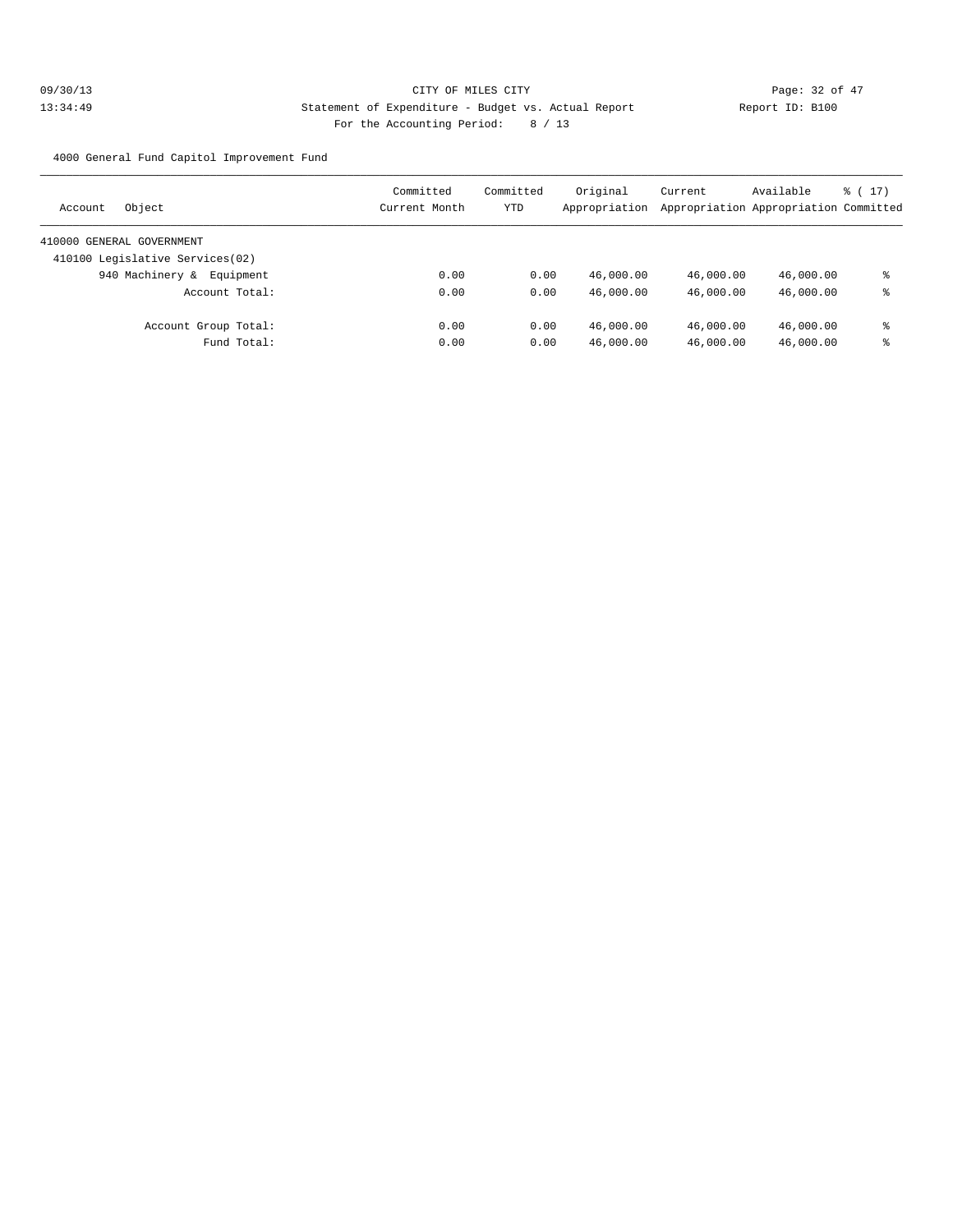CITY OF MILES CITY

Statement of Expenditure - Budget vs. Actual Report

For the Accounting Period: 8 / 13

09/30/13 13:34:49 Report ID: B100

4000 General Fund Capitol Improvement Fund

| Account Object | Committed Current Month | Committed YTD | Original Appropriation | Current Appropriation | Available Appropriation | % ( 17) Committed |
|---|---|---|---|---|---|---|
| 410000 GENERAL GOVERNMENT | | | | | | |
| 410100 Legislative Services(02) | | | | | | |
| 940 Machinery & Equipment | 0.00 | 0.00 | 46,000.00 | 46,000.00 | 46,000.00 | % |
| Account Total: | 0.00 | 0.00 | 46,000.00 | 46,000.00 | 46,000.00 | % |
| Account Group Total: | 0.00 | 0.00 | 46,000.00 | 46,000.00 | 46,000.00 | % |
| Fund Total: | 0.00 | 0.00 | 46,000.00 | 46,000.00 | 46,000.00 | % |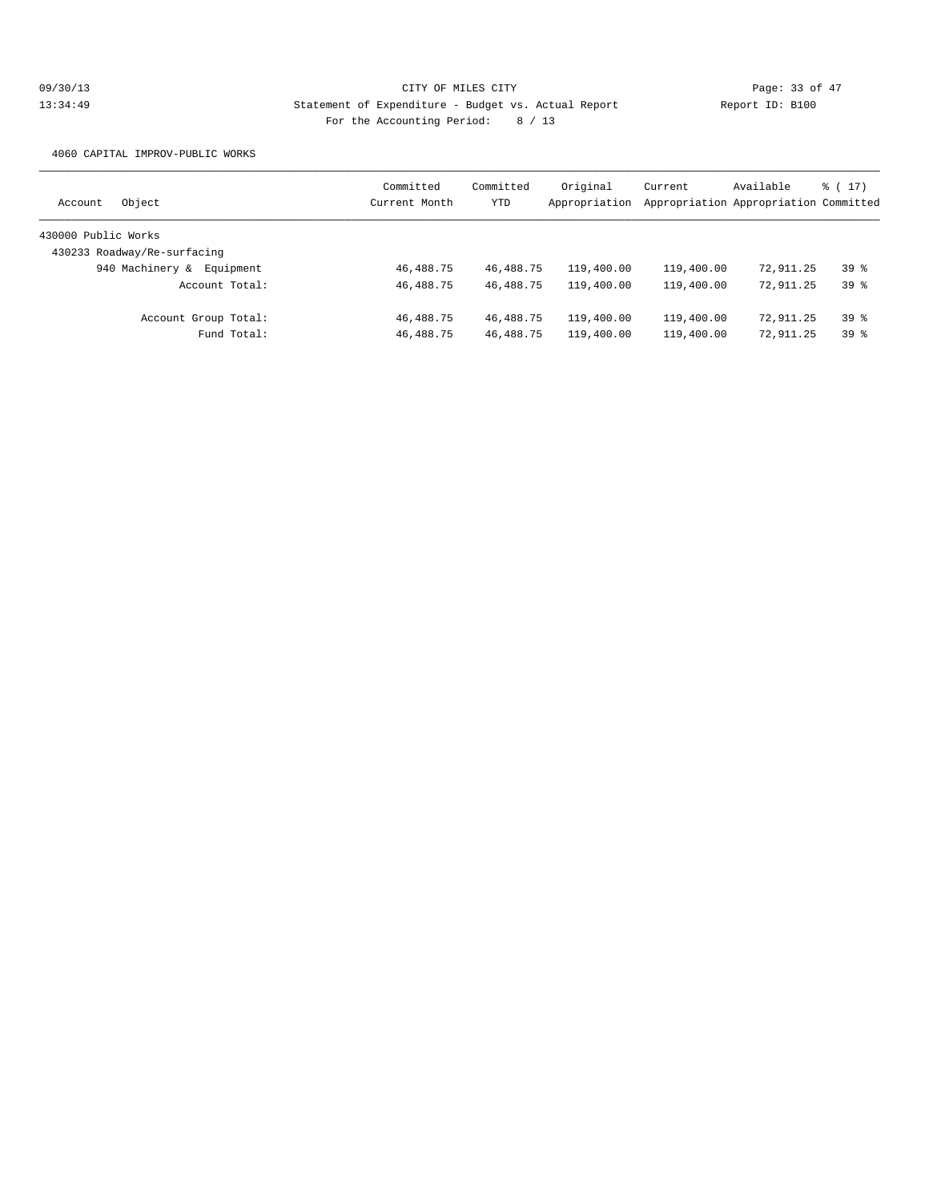CITY OF MILES CITY

Statement of Expenditure - Budget vs. Actual Report

Report ID: B100

For the Accounting Period: 8 / 13

09/30/13 13:34:49

4060 CAPITAL IMPROV-PUBLIC WORKS

| Account Object | Committed Current Month | Committed YTD | Original Appropriation | Current Appropriation | Available Appropriation | % ( 17) Committed |
|---|---|---|---|---|---|---|
| 430000 Public Works | | | | | | |
| 430233 Roadway/Re-surfacing | | | | | | |
| 940 Machinery & Equipment | 46,488.75 | 46,488.75 | 119,400.00 | 119,400.00 | 72,911.25 | 39 % |
| Account Total: | 46,488.75 | 46,488.75 | 119,400.00 | 119,400.00 | 72,911.25 | 39 % |
| Account Group Total: | 46,488.75 | 46,488.75 | 119,400.00 | 119,400.00 | 72,911.25 | 39 % |
| Fund Total: | 46,488.75 | 46,488.75 | 119,400.00 | 119,400.00 | 72,911.25 | 39 % |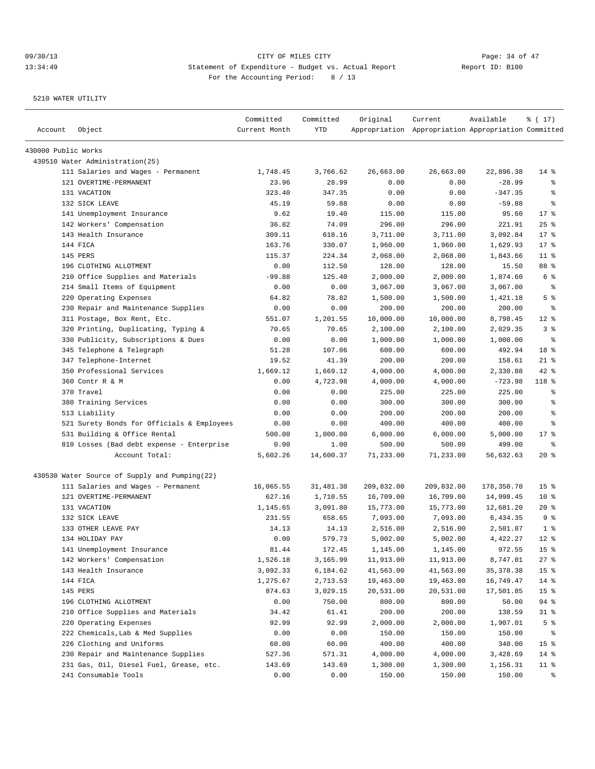CITY OF MILES CITY
Statement of Expenditure - Budget vs. Actual Report
Report ID: B100
For the Accounting Period: 8 / 13

09/30/13
13:34:49

5210 WATER UTILITY

| Account | Object | Committed Current Month | Committed YTD | Original Appropriation | Current Appropriation | Available Appropriation | % ( 17) Committed |
|---|---|---|---|---|---|---|---|
| 430000 Public Works | | | | | | | |
| 430510 Water Administration(25) | | | | | | | |
| | 111 Salaries and Wages - Permanent | 1,748.45 | 3,766.62 | 26,663.00 | 26,663.00 | 22,896.38 | 14 % |
| | 121 OVERTIME-PERMANENT | 23.96 | 28.99 | 0.00 | 0.00 | -28.99 | % |
| | 131 VACATION | 323.40 | 347.35 | 0.00 | 0.00 | -347.35 | % |
| | 132 SICK LEAVE | 45.19 | 59.88 | 0.00 | 0.00 | -59.88 | % |
| | 141 Unemployment Insurance | 9.62 | 19.40 | 115.00 | 115.00 | 95.60 | 17 % |
| | 142 Workers' Compensation | 36.82 | 74.09 | 296.00 | 296.00 | 221.91 | 25 % |
| | 143 Health Insurance | 309.11 | 618.16 | 3,711.00 | 3,711.00 | 3,092.84 | 17 % |
| | 144 FICA | 163.76 | 330.07 | 1,960.00 | 1,960.00 | 1,629.93 | 17 % |
| | 145 PERS | 115.37 | 224.34 | 2,068.00 | 2,068.00 | 1,843.66 | 11 % |
| | 196 CLOTHING ALLOTMENT | 0.00 | 112.50 | 128.00 | 128.00 | 15.50 | 88 % |
| | 210 Office Supplies and Materials | -99.88 | 125.40 | 2,000.00 | 2,000.00 | 1,874.60 | 6 % |
| | 214 Small Items of Equipment | 0.00 | 0.00 | 3,067.00 | 3,067.00 | 3,067.00 | % |
| | 220 Operating Expenses | 64.82 | 78.82 | 1,500.00 | 1,500.00 | 1,421.18 | 5 % |
| | 230 Repair and Maintenance Supplies | 0.00 | 0.00 | 200.00 | 200.00 | 200.00 | % |
| | 311 Postage, Box Rent, Etc. | 551.07 | 1,201.55 | 10,000.00 | 10,000.00 | 8,798.45 | 12 % |
| | 320 Printing, Duplicating, Typing & | 70.65 | 70.65 | 2,100.00 | 2,100.00 | 2,029.35 | 3 % |
| | 330 Publicity, Subscriptions & Dues | 0.00 | 0.00 | 1,000.00 | 1,000.00 | 1,000.00 | % |
| | 345 Telephone & Telegraph | 51.28 | 107.06 | 600.00 | 600.00 | 492.94 | 18 % |
| | 347 Telephone-Internet | 19.52 | 41.39 | 200.00 | 200.00 | 158.61 | 21 % |
| | 350 Professional Services | 1,669.12 | 1,669.12 | 4,000.00 | 4,000.00 | 2,330.88 | 42 % |
| | 360 Contr R & M | 0.00 | 4,723.98 | 4,000.00 | 4,000.00 | -723.98 | 118 % |
| | 370 Travel | 0.00 | 0.00 | 225.00 | 225.00 | 225.00 | % |
| | 380 Training Services | 0.00 | 0.00 | 300.00 | 300.00 | 300.00 | % |
| | 513 Liability | 0.00 | 0.00 | 200.00 | 200.00 | 200.00 | % |
| | 521 Surety Bonds for Officials & Employees | 0.00 | 0.00 | 400.00 | 400.00 | 400.00 | % |
| | 531 Building & Office Rental | 500.00 | 1,000.00 | 6,000.00 | 6,000.00 | 5,000.00 | 17 % |
| | 810 Losses (Bad debt expense - Enterprise | 0.00 | 1.00 | 500.00 | 500.00 | 499.00 | % |
| | Account Total: | 5,602.26 | 14,600.37 | 71,233.00 | 71,233.00 | 56,632.63 | 20 % |
| 430530 Water Source of Supply and Pumping(22) | | | | | | | |
| | 111 Salaries and Wages - Permanent | 16,065.55 | 31,481.30 | 209,832.00 | 209,832.00 | 178,350.70 | 15 % |
| | 121 OVERTIME-PERMANENT | 627.16 | 1,710.55 | 16,709.00 | 16,709.00 | 14,998.45 | 10 % |
| | 131 VACATION | 1,145.65 | 3,091.80 | 15,773.00 | 15,773.00 | 12,681.20 | 20 % |
| | 132 SICK LEAVE | 231.55 | 658.65 | 7,093.00 | 7,093.00 | 6,434.35 | 9 % |
| | 133 OTHER LEAVE PAY | 14.13 | 14.13 | 2,516.00 | 2,516.00 | 2,501.87 | 1 % |
| | 134 HOLIDAY PAY | 0.00 | 579.73 | 5,002.00 | 5,002.00 | 4,422.27 | 12 % |
| | 141 Unemployment Insurance | 81.44 | 172.45 | 1,145.00 | 1,145.00 | 972.55 | 15 % |
| | 142 Workers' Compensation | 1,526.18 | 3,165.99 | 11,913.00 | 11,913.00 | 8,747.01 | 27 % |
| | 143 Health Insurance | 3,092.33 | 6,184.62 | 41,563.00 | 41,563.00 | 35,378.38 | 15 % |
| | 144 FICA | 1,275.67 | 2,713.53 | 19,463.00 | 19,463.00 | 16,749.47 | 14 % |
| | 145 PERS | 874.63 | 3,029.15 | 20,531.00 | 20,531.00 | 17,501.85 | 15 % |
| | 196 CLOTHING ALLOTMENT | 0.00 | 750.00 | 800.00 | 800.00 | 50.00 | 94 % |
| | 210 Office Supplies and Materials | 34.42 | 61.41 | 200.00 | 200.00 | 138.59 | 31 % |
| | 220 Operating Expenses | 92.99 | 92.99 | 2,000.00 | 2,000.00 | 1,907.01 | 5 % |
| | 222 Chemicals,Lab & Med Supplies | 0.00 | 0.00 | 150.00 | 150.00 | 150.00 | % |
| | 226 Clothing and Uniforms | 60.00 | 60.00 | 400.00 | 400.00 | 340.00 | 15 % |
| | 230 Repair and Maintenance Supplies | 527.36 | 571.31 | 4,000.00 | 4,000.00 | 3,428.69 | 14 % |
| | 231 Gas, Oil, Diesel Fuel, Grease, etc. | 143.69 | 143.69 | 1,300.00 | 1,300.00 | 1,156.31 | 11 % |
| | 241 Consumable Tools | 0.00 | 0.00 | 150.00 | 150.00 | 150.00 | % |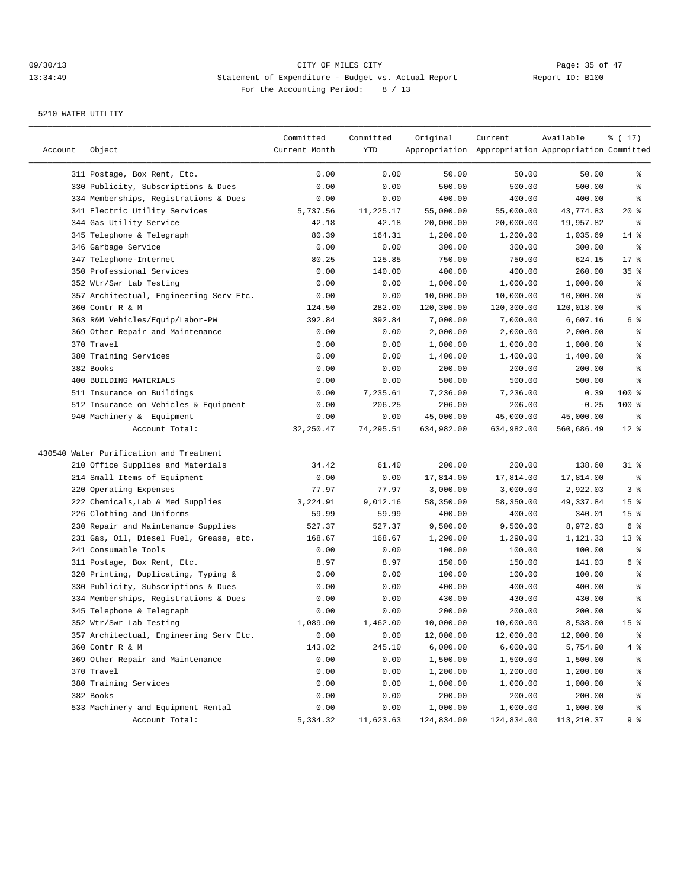CITY OF MILES CITY
Statement of Expenditure - Budget vs. Actual Report
For the Accounting Period: 8 / 13

5210 WATER UTILITY

| Account | Object | Committed Current Month | Committed YTD | Original Appropriation | Current Appropriation | Available Appropriation | % ( 17) Committed |
|---|---|---|---|---|---|---|---|
| | 311 Postage, Box Rent, Etc. | 0.00 | 0.00 | 50.00 | 50.00 | 50.00 | % |
| | 330 Publicity, Subscriptions & Dues | 0.00 | 0.00 | 500.00 | 500.00 | 500.00 | % |
| | 334 Memberships, Registrations & Dues | 0.00 | 0.00 | 400.00 | 400.00 | 400.00 | % |
| | 341 Electric Utility Services | 5,737.56 | 11,225.17 | 55,000.00 | 55,000.00 | 43,774.83 | 20 % |
| | 344 Gas Utility Service | 42.18 | 42.18 | 20,000.00 | 20,000.00 | 19,957.82 | % |
| | 345 Telephone & Telegraph | 80.39 | 164.31 | 1,200.00 | 1,200.00 | 1,035.69 | 14 % |
| | 346 Garbage Service | 0.00 | 0.00 | 300.00 | 300.00 | 300.00 | % |
| | 347 Telephone-Internet | 80.25 | 125.85 | 750.00 | 750.00 | 624.15 | 17 % |
| | 350 Professional Services | 0.00 | 140.00 | 400.00 | 400.00 | 260.00 | 35 % |
| | 352 Wtr/Swr Lab Testing | 0.00 | 0.00 | 1,000.00 | 1,000.00 | 1,000.00 | % |
| | 357 Architectual, Engineering Serv Etc. | 0.00 | 0.00 | 10,000.00 | 10,000.00 | 10,000.00 | % |
| | 360 Contr R & M | 124.50 | 282.00 | 120,300.00 | 120,300.00 | 120,018.00 | % |
| | 363 R&M Vehicles/Equip/Labor-PW | 392.84 | 392.84 | 7,000.00 | 7,000.00 | 6,607.16 | 6 % |
| | 369 Other Repair and Maintenance | 0.00 | 0.00 | 2,000.00 | 2,000.00 | 2,000.00 | % |
| | 370 Travel | 0.00 | 0.00 | 1,000.00 | 1,000.00 | 1,000.00 | % |
| | 380 Training Services | 0.00 | 0.00 | 1,400.00 | 1,400.00 | 1,400.00 | % |
| | 382 Books | 0.00 | 0.00 | 200.00 | 200.00 | 200.00 | % |
| | 400 BUILDING MATERIALS | 0.00 | 0.00 | 500.00 | 500.00 | 500.00 | % |
| | 511 Insurance on Buildings | 0.00 | 7,235.61 | 7,236.00 | 7,236.00 | 0.39 | 100 % |
| | 512 Insurance on Vehicles & Equipment | 0.00 | 206.25 | 206.00 | 206.00 | -0.25 | 100 % |
| | 940 Machinery & Equipment | 0.00 | 0.00 | 45,000.00 | 45,000.00 | 45,000.00 | % |
| | Account Total: | 32,250.47 | 74,295.51 | 634,982.00 | 634,982.00 | 560,686.49 | 12 % |
| 430540 | Water Purification and Treatment | | | | | | |
| | 210 Office Supplies and Materials | 34.42 | 61.40 | 200.00 | 200.00 | 138.60 | 31 % |
| | 214 Small Items of Equipment | 0.00 | 0.00 | 17,814.00 | 17,814.00 | 17,814.00 | % |
| | 220 Operating Expenses | 77.97 | 77.97 | 3,000.00 | 3,000.00 | 2,922.03 | 3 % |
| | 222 Chemicals,Lab & Med Supplies | 3,224.91 | 9,012.16 | 58,350.00 | 58,350.00 | 49,337.84 | 15 % |
| | 226 Clothing and Uniforms | 59.99 | 59.99 | 400.00 | 400.00 | 340.01 | 15 % |
| | 230 Repair and Maintenance Supplies | 527.37 | 527.37 | 9,500.00 | 9,500.00 | 8,972.63 | 6 % |
| | 231 Gas, Oil, Diesel Fuel, Grease, etc. | 168.67 | 168.67 | 1,290.00 | 1,290.00 | 1,121.33 | 13 % |
| | 241 Consumable Tools | 0.00 | 0.00 | 100.00 | 100.00 | 100.00 | % |
| | 311 Postage, Box Rent, Etc. | 8.97 | 8.97 | 150.00 | 150.00 | 141.03 | 6 % |
| | 320 Printing, Duplicating, Typing & | 0.00 | 0.00 | 100.00 | 100.00 | 100.00 | % |
| | 330 Publicity, Subscriptions & Dues | 0.00 | 0.00 | 400.00 | 400.00 | 400.00 | % |
| | 334 Memberships, Registrations & Dues | 0.00 | 0.00 | 430.00 | 430.00 | 430.00 | % |
| | 345 Telephone & Telegraph | 0.00 | 0.00 | 200.00 | 200.00 | 200.00 | % |
| | 352 Wtr/Swr Lab Testing | 1,089.00 | 1,462.00 | 10,000.00 | 10,000.00 | 8,538.00 | 15 % |
| | 357 Architectual, Engineering Serv Etc. | 0.00 | 0.00 | 12,000.00 | 12,000.00 | 12,000.00 | % |
| | 360 Contr R & M | 143.02 | 245.10 | 6,000.00 | 6,000.00 | 5,754.90 | 4 % |
| | 369 Other Repair and Maintenance | 0.00 | 0.00 | 1,500.00 | 1,500.00 | 1,500.00 | % |
| | 370 Travel | 0.00 | 0.00 | 1,200.00 | 1,200.00 | 1,200.00 | % |
| | 380 Training Services | 0.00 | 0.00 | 1,000.00 | 1,000.00 | 1,000.00 | % |
| | 382 Books | 0.00 | 0.00 | 200.00 | 200.00 | 200.00 | % |
| | 533 Machinery and Equipment Rental | 0.00 | 0.00 | 1,000.00 | 1,000.00 | 1,000.00 | % |
| | Account Total: | 5,334.32 | 11,623.63 | 124,834.00 | 124,834.00 | 113,210.37 | 9 % |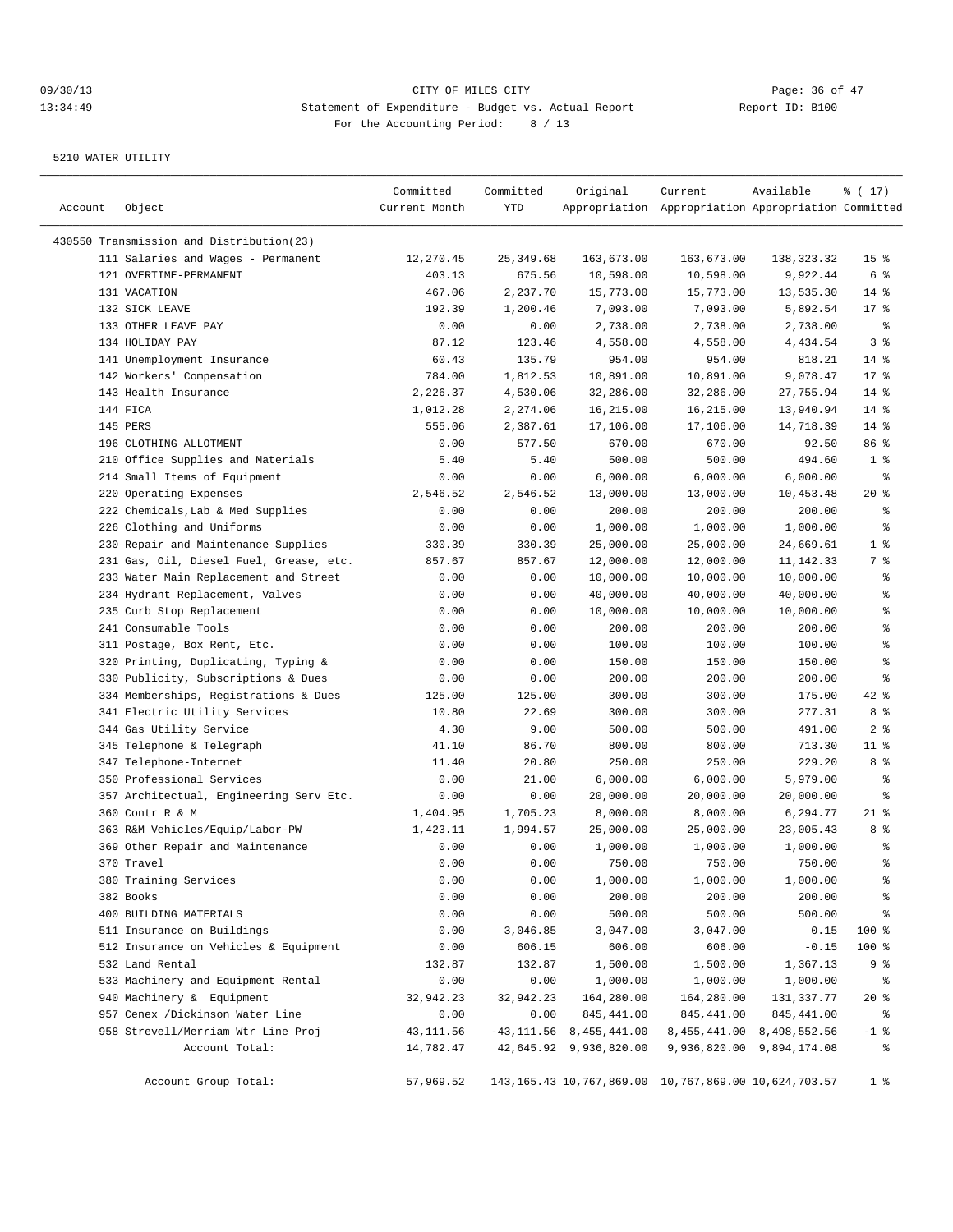09/30/13 CITY OF MILES CITY
13:34:49 Statement of Expenditure - Budget vs. Actual Report Report ID: B100
For the Accounting Period: 8 / 13

5210 WATER UTILITY

| Account | Object | Committed Current Month | Committed YTD | Original Appropriation | Current Appropriation | Available Appropriation | % ( 17) Committed |
|---|---|---|---|---|---|---|---|
| 430550 Transmission and Distribution(23) | | | | | | | |
| | 111 Salaries and Wages - Permanent | 12,270.45 | 25,349.68 | 163,673.00 | 163,673.00 | 138,323.32 | 15 % |
| | 121 OVERTIME-PERMANENT | 403.13 | 675.56 | 10,598.00 | 10,598.00 | 9,922.44 | 6 % |
| | 131 VACATION | 467.06 | 2,237.70 | 15,773.00 | 15,773.00 | 13,535.30 | 14 % |
| | 132 SICK LEAVE | 192.39 | 1,200.46 | 7,093.00 | 7,093.00 | 5,892.54 | 17 % |
| | 133 OTHER LEAVE PAY | 0.00 | 0.00 | 2,738.00 | 2,738.00 | 2,738.00 | % |
| | 134 HOLIDAY PAY | 87.12 | 123.46 | 4,558.00 | 4,558.00 | 4,434.54 | 3 % |
| | 141 Unemployment Insurance | 60.43 | 135.79 | 954.00 | 954.00 | 818.21 | 14 % |
| | 142 Workers' Compensation | 784.00 | 1,812.53 | 10,891.00 | 10,891.00 | 9,078.47 | 17 % |
| | 143 Health Insurance | 2,226.37 | 4,530.06 | 32,286.00 | 32,286.00 | 27,755.94 | 14 % |
| | 144 FICA | 1,012.28 | 2,274.06 | 16,215.00 | 16,215.00 | 13,940.94 | 14 % |
| | 145 PERS | 555.06 | 2,387.61 | 17,106.00 | 17,106.00 | 14,718.39 | 14 % |
| | 196 CLOTHING ALLOTMENT | 0.00 | 577.50 | 670.00 | 670.00 | 92.50 | 86 % |
| | 210 Office Supplies and Materials | 5.40 | 5.40 | 500.00 | 500.00 | 494.60 | 1 % |
| | 214 Small Items of Equipment | 0.00 | 0.00 | 6,000.00 | 6,000.00 | 6,000.00 | % |
| | 220 Operating Expenses | 2,546.52 | 2,546.52 | 13,000.00 | 13,000.00 | 10,453.48 | 20 % |
| | 222 Chemicals,Lab & Med Supplies | 0.00 | 0.00 | 200.00 | 200.00 | 200.00 | % |
| | 226 Clothing and Uniforms | 0.00 | 0.00 | 1,000.00 | 1,000.00 | 1,000.00 | % |
| | 230 Repair and Maintenance Supplies | 330.39 | 330.39 | 25,000.00 | 25,000.00 | 24,669.61 | 1 % |
| | 231 Gas, Oil, Diesel Fuel, Grease, etc. | 857.67 | 857.67 | 12,000.00 | 12,000.00 | 11,142.33 | 7 % |
| | 233 Water Main Replacement and Street | 0.00 | 0.00 | 10,000.00 | 10,000.00 | 10,000.00 | % |
| | 234 Hydrant Replacement, Valves | 0.00 | 0.00 | 40,000.00 | 40,000.00 | 40,000.00 | % |
| | 235 Curb Stop Replacement | 0.00 | 0.00 | 10,000.00 | 10,000.00 | 10,000.00 | % |
| | 241 Consumable Tools | 0.00 | 0.00 | 200.00 | 200.00 | 200.00 | % |
| | 311 Postage, Box Rent, Etc. | 0.00 | 0.00 | 100.00 | 100.00 | 100.00 | % |
| | 320 Printing, Duplicating, Typing & | 0.00 | 0.00 | 150.00 | 150.00 | 150.00 | % |
| | 330 Publicity, Subscriptions & Dues | 0.00 | 0.00 | 200.00 | 200.00 | 200.00 | % |
| | 334 Memberships, Registrations & Dues | 125.00 | 125.00 | 300.00 | 300.00 | 175.00 | 42 % |
| | 341 Electric Utility Services | 10.80 | 22.69 | 300.00 | 300.00 | 277.31 | 8 % |
| | 344 Gas Utility Service | 4.30 | 9.00 | 500.00 | 500.00 | 491.00 | 2 % |
| | 345 Telephone & Telegraph | 41.10 | 86.70 | 800.00 | 800.00 | 713.30 | 11 % |
| | 347 Telephone-Internet | 11.40 | 20.80 | 250.00 | 250.00 | 229.20 | 8 % |
| | 350 Professional Services | 0.00 | 21.00 | 6,000.00 | 6,000.00 | 5,979.00 | % |
| | 357 Architectual, Engineering Serv Etc. | 0.00 | 0.00 | 20,000.00 | 20,000.00 | 20,000.00 | % |
| | 360 Contr R & M | 1,404.95 | 1,705.23 | 8,000.00 | 8,000.00 | 6,294.77 | 21 % |
| | 363 R&M Vehicles/Equip/Labor-PW | 1,423.11 | 1,994.57 | 25,000.00 | 25,000.00 | 23,005.43 | 8 % |
| | 369 Other Repair and Maintenance | 0.00 | 0.00 | 1,000.00 | 1,000.00 | 1,000.00 | % |
| | 370 Travel | 0.00 | 0.00 | 750.00 | 750.00 | 750.00 | % |
| | 380 Training Services | 0.00 | 0.00 | 1,000.00 | 1,000.00 | 1,000.00 | % |
| | 382 Books | 0.00 | 0.00 | 200.00 | 200.00 | 200.00 | % |
| | 400 BUILDING MATERIALS | 0.00 | 0.00 | 500.00 | 500.00 | 500.00 | % |
| | 511 Insurance on Buildings | 0.00 | 3,046.85 | 3,047.00 | 3,047.00 | 0.15 | 100 % |
| | 512 Insurance on Vehicles & Equipment | 0.00 | 606.15 | 606.00 | 606.00 | -0.15 | 100 % |
| | 532 Land Rental | 132.87 | 132.87 | 1,500.00 | 1,500.00 | 1,367.13 | 9 % |
| | 533 Machinery and Equipment Rental | 0.00 | 0.00 | 1,000.00 | 1,000.00 | 1,000.00 | % |
| | 940 Machinery & Equipment | 32,942.23 | 32,942.23 | 164,280.00 | 164,280.00 | 131,337.77 | 20 % |
| | 957 Cenex /Dickinson Water Line | 0.00 | 0.00 | 845,441.00 | 845,441.00 | 845,441.00 | % |
| | 958 Strevell/Merriam Wtr Line Proj | -43,111.56 | -43,111.56 | 8,455,441.00 | 8,455,441.00 | 8,498,552.56 | -1 % |
| | Account Total: | 14,782.47 | 42,645.92 | 9,936,820.00 | 9,936,820.00 | 9,894,174.08 | % |
| | Account Group Total: | 57,969.52 | 143,165.43 | 10,767,869.00 | 10,767,869.00 | 10,624,703.57 | 1 % |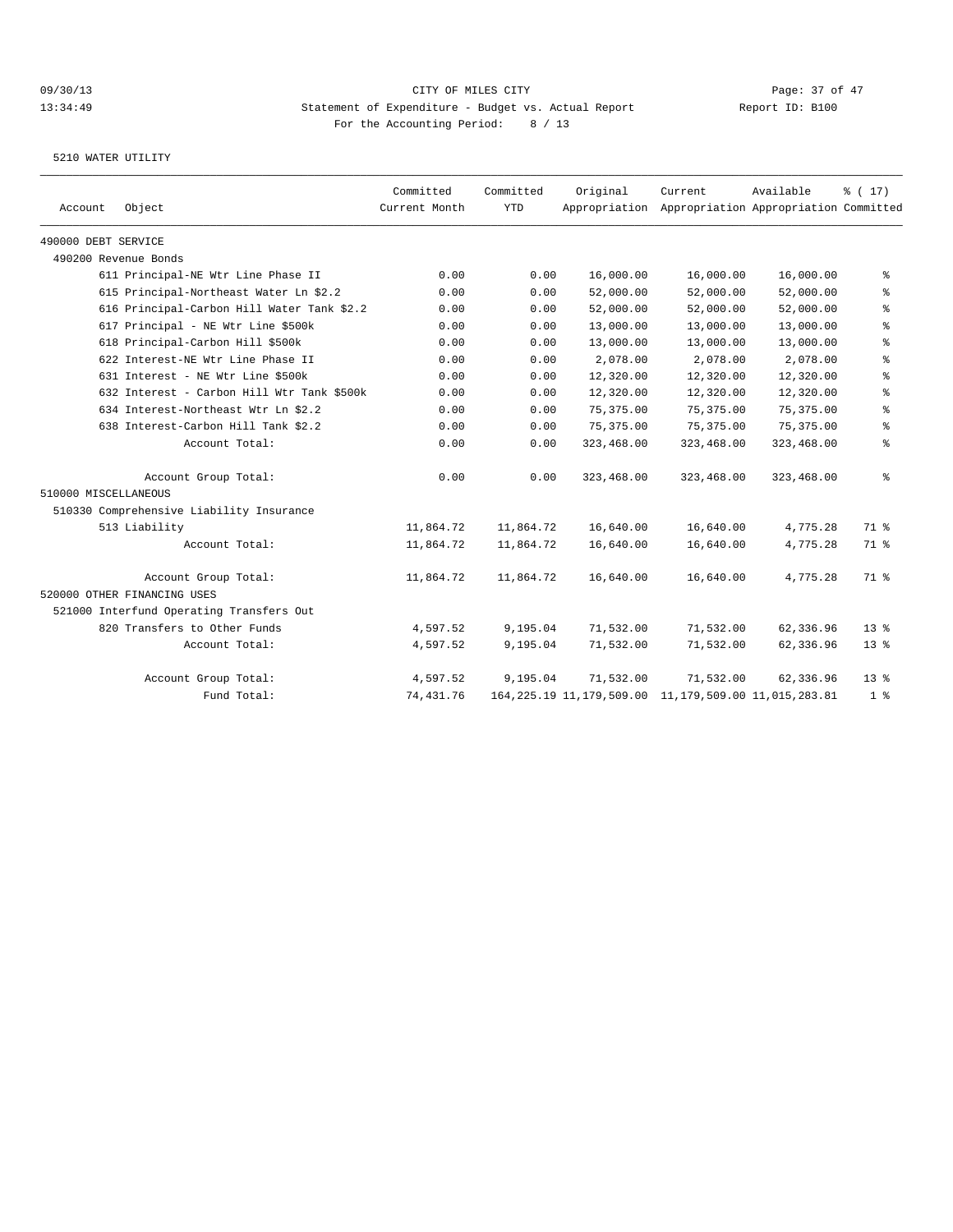CITY OF MILES CITY

Statement of Expenditure - Budget vs. Actual Report

Report ID: B100

For the Accounting Period: 8 / 13

09/30/13
13:34:49

5210 WATER UTILITY

| Account | Object | Committed Current Month | Committed YTD | Original Appropriation | Current Appropriation | Available Appropriation | % ( 17) Committed |
|---|---|---|---|---|---|---|---|
| 490000 DEBT SERVICE | | | | | | | |
| 490200 Revenue Bonds | | | | | | | |
| | 611 Principal-NE Wtr Line Phase II | 0.00 | 0.00 | 16,000.00 | 16,000.00 | 16,000.00 | % |
| | 615 Principal-Northeast Water Ln $2.2 | 0.00 | 0.00 | 52,000.00 | 52,000.00 | 52,000.00 | % |
| | 616 Principal-Carbon Hill Water Tank $2.2 | 0.00 | 0.00 | 52,000.00 | 52,000.00 | 52,000.00 | % |
| | 617 Principal - NE Wtr Line $500k | 0.00 | 0.00 | 13,000.00 | 13,000.00 | 13,000.00 | % |
| | 618 Principal-Carbon Hill $500k | 0.00 | 0.00 | 13,000.00 | 13,000.00 | 13,000.00 | % |
| | 622 Interest-NE Wtr Line Phase II | 0.00 | 0.00 | 2,078.00 | 2,078.00 | 2,078.00 | % |
| | 631 Interest - NE Wtr Line $500k | 0.00 | 0.00 | 12,320.00 | 12,320.00 | 12,320.00 | % |
| | 632 Interest - Carbon Hill Wtr Tank $500k | 0.00 | 0.00 | 12,320.00 | 12,320.00 | 12,320.00 | % |
| | 634 Interest-Northeast Wtr Ln $2.2 | 0.00 | 0.00 | 75,375.00 | 75,375.00 | 75,375.00 | % |
| | 638 Interest-Carbon Hill Tank $2.2 | 0.00 | 0.00 | 75,375.00 | 75,375.00 | 75,375.00 | % |
| | Account Total: | 0.00 | 0.00 | 323,468.00 | 323,468.00 | 323,468.00 | % |
| | Account Group Total: | 0.00 | 0.00 | 323,468.00 | 323,468.00 | 323,468.00 | % |
| 510000 MISCELLANEOUS | | | | | | | |
| 510330 Comprehensive Liability Insurance | | | | | | | |
| | 513 Liability | 11,864.72 | 11,864.72 | 16,640.00 | 16,640.00 | 4,775.28 | 71 % |
| | Account Total: | 11,864.72 | 11,864.72 | 16,640.00 | 16,640.00 | 4,775.28 | 71 % |
| | Account Group Total: | 11,864.72 | 11,864.72 | 16,640.00 | 16,640.00 | 4,775.28 | 71 % |
| 520000 OTHER FINANCING USES | | | | | | | |
| 521000 Interfund Operating Transfers Out | | | | | | | |
| | 820 Transfers to Other Funds | 4,597.52 | 9,195.04 | 71,532.00 | 71,532.00 | 62,336.96 | 13 % |
| | Account Total: | 4,597.52 | 9,195.04 | 71,532.00 | 71,532.00 | 62,336.96 | 13 % |
| | Account Group Total: | 4,597.52 | 9,195.04 | 71,532.00 | 71,532.00 | 62,336.96 | 13 % |
| | Fund Total: | 74,431.76 | 164,225.19 | 11,179,509.00 | 11,179,509.00 | 11,015,283.81 | 1 % |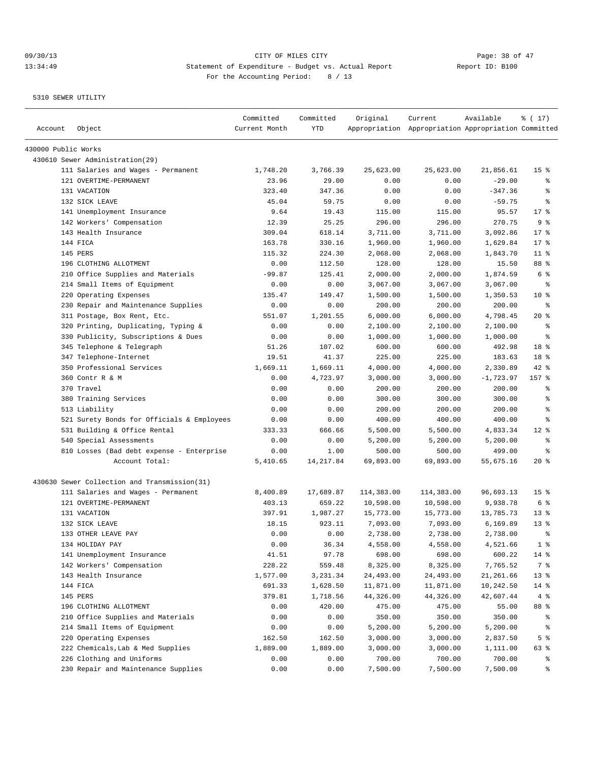09/30/13 CITY OF MILES CITY
13:34:49 Statement of Expenditure - Budget vs. Actual Report Report ID: B100
For the Accounting Period: 8 / 13

5310 SEWER UTILITY

| Account | Object | Committed Current Month | Committed YTD | Original Appropriation | Current Appropriation | Available Appropriation | % ( 17) Committed |
|---|---|---|---|---|---|---|---|
| 430000 Public Works | | | | | | | |
| 430610 Sewer Administration(29) | | | | | | | |
| | 111 Salaries and Wages - Permanent | 1,748.20 | 3,766.39 | 25,623.00 | 25,623.00 | 21,856.61 | 15 % |
| | 121 OVERTIME-PERMANENT | 23.96 | 29.00 | 0.00 | 0.00 | -29.00 | % |
| | 131 VACATION | 323.40 | 347.36 | 0.00 | 0.00 | -347.36 | % |
| | 132 SICK LEAVE | 45.04 | 59.75 | 0.00 | 0.00 | -59.75 | % |
| | 141 Unemployment Insurance | 9.64 | 19.43 | 115.00 | 115.00 | 95.57 | 17 % |
| | 142 Workers' Compensation | 12.39 | 25.25 | 296.00 | 296.00 | 270.75 | 9 % |
| | 143 Health Insurance | 309.04 | 618.14 | 3,711.00 | 3,711.00 | 3,092.86 | 17 % |
| | 144 FICA | 163.78 | 330.16 | 1,960.00 | 1,960.00 | 1,629.84 | 17 % |
| | 145 PERS | 115.32 | 224.30 | 2,068.00 | 2,068.00 | 1,843.70 | 11 % |
| | 196 CLOTHING ALLOTMENT | 0.00 | 112.50 | 128.00 | 128.00 | 15.50 | 88 % |
| | 210 Office Supplies and Materials | -99.87 | 125.41 | 2,000.00 | 2,000.00 | 1,874.59 | 6 % |
| | 214 Small Items of Equipment | 0.00 | 0.00 | 3,067.00 | 3,067.00 | 3,067.00 | % |
| | 220 Operating Expenses | 135.47 | 149.47 | 1,500.00 | 1,500.00 | 1,350.53 | 10 % |
| | 230 Repair and Maintenance Supplies | 0.00 | 0.00 | 200.00 | 200.00 | 200.00 | % |
| | 311 Postage, Box Rent, Etc. | 551.07 | 1,201.55 | 6,000.00 | 6,000.00 | 4,798.45 | 20 % |
| | 320 Printing, Duplicating, Typing & | 0.00 | 0.00 | 2,100.00 | 2,100.00 | 2,100.00 | % |
| | 330 Publicity, Subscriptions & Dues | 0.00 | 0.00 | 1,000.00 | 1,000.00 | 1,000.00 | % |
| | 345 Telephone & Telegraph | 51.26 | 107.02 | 600.00 | 600.00 | 492.98 | 18 % |
| | 347 Telephone-Internet | 19.51 | 41.37 | 225.00 | 225.00 | 183.63 | 18 % |
| | 350 Professional Services | 1,669.11 | 1,669.11 | 4,000.00 | 4,000.00 | 2,330.89 | 42 % |
| | 360 Contr R & M | 0.00 | 4,723.97 | 3,000.00 | 3,000.00 | -1,723.97 | 157 % |
| | 370 Travel | 0.00 | 0.00 | 200.00 | 200.00 | 200.00 | % |
| | 380 Training Services | 0.00 | 0.00 | 300.00 | 300.00 | 300.00 | % |
| | 513 Liability | 0.00 | 0.00 | 200.00 | 200.00 | 200.00 | % |
| | 521 Surety Bonds for Officials & Employees | 0.00 | 0.00 | 400.00 | 400.00 | 400.00 | % |
| | 531 Building & Office Rental | 333.33 | 666.66 | 5,500.00 | 5,500.00 | 4,833.34 | 12 % |
| | 540 Special Assessments | 0.00 | 0.00 | 5,200.00 | 5,200.00 | 5,200.00 | % |
| | 810 Losses (Bad debt expense - Enterprise | 0.00 | 1.00 | 500.00 | 500.00 | 499.00 | % |
| | Account Total: | 5,410.65 | 14,217.84 | 69,893.00 | 69,893.00 | 55,675.16 | 20 % |
| 430630 Sewer Collection and Transmission(31) | | | | | | | |
| | 111 Salaries and Wages - Permanent | 8,400.89 | 17,689.87 | 114,383.00 | 114,383.00 | 96,693.13 | 15 % |
| | 121 OVERTIME-PERMANENT | 403.13 | 659.22 | 10,598.00 | 10,598.00 | 9,938.78 | 6 % |
| | 131 VACATION | 397.91 | 1,987.27 | 15,773.00 | 15,773.00 | 13,785.73 | 13 % |
| | 132 SICK LEAVE | 18.15 | 923.11 | 7,093.00 | 7,093.00 | 6,169.89 | 13 % |
| | 133 OTHER LEAVE PAY | 0.00 | 0.00 | 2,738.00 | 2,738.00 | 2,738.00 | % |
| | 134 HOLIDAY PAY | 0.00 | 36.34 | 4,558.00 | 4,558.00 | 4,521.66 | 1 % |
| | 141 Unemployment Insurance | 41.51 | 97.78 | 698.00 | 698.00 | 600.22 | 14 % |
| | 142 Workers' Compensation | 228.22 | 559.48 | 8,325.00 | 8,325.00 | 7,765.52 | 7 % |
| | 143 Health Insurance | 1,577.00 | 3,231.34 | 24,493.00 | 24,493.00 | 21,261.66 | 13 % |
| | 144 FICA | 691.33 | 1,628.50 | 11,871.00 | 11,871.00 | 10,242.50 | 14 % |
| | 145 PERS | 379.81 | 1,718.56 | 44,326.00 | 44,326.00 | 42,607.44 | 4 % |
| | 196 CLOTHING ALLOTMENT | 0.00 | 420.00 | 475.00 | 475.00 | 55.00 | 88 % |
| | 210 Office Supplies and Materials | 0.00 | 0.00 | 350.00 | 350.00 | 350.00 | % |
| | 214 Small Items of Equipment | 0.00 | 0.00 | 5,200.00 | 5,200.00 | 5,200.00 | % |
| | 220 Operating Expenses | 162.50 | 162.50 | 3,000.00 | 3,000.00 | 2,837.50 | 5 % |
| | 222 Chemicals,Lab & Med Supplies | 1,889.00 | 1,889.00 | 3,000.00 | 3,000.00 | 1,111.00 | 63 % |
| | 226 Clothing and Uniforms | 0.00 | 0.00 | 700.00 | 700.00 | 700.00 | % |
| | 230 Repair and Maintenance Supplies | 0.00 | 0.00 | 7,500.00 | 7,500.00 | 7,500.00 | % |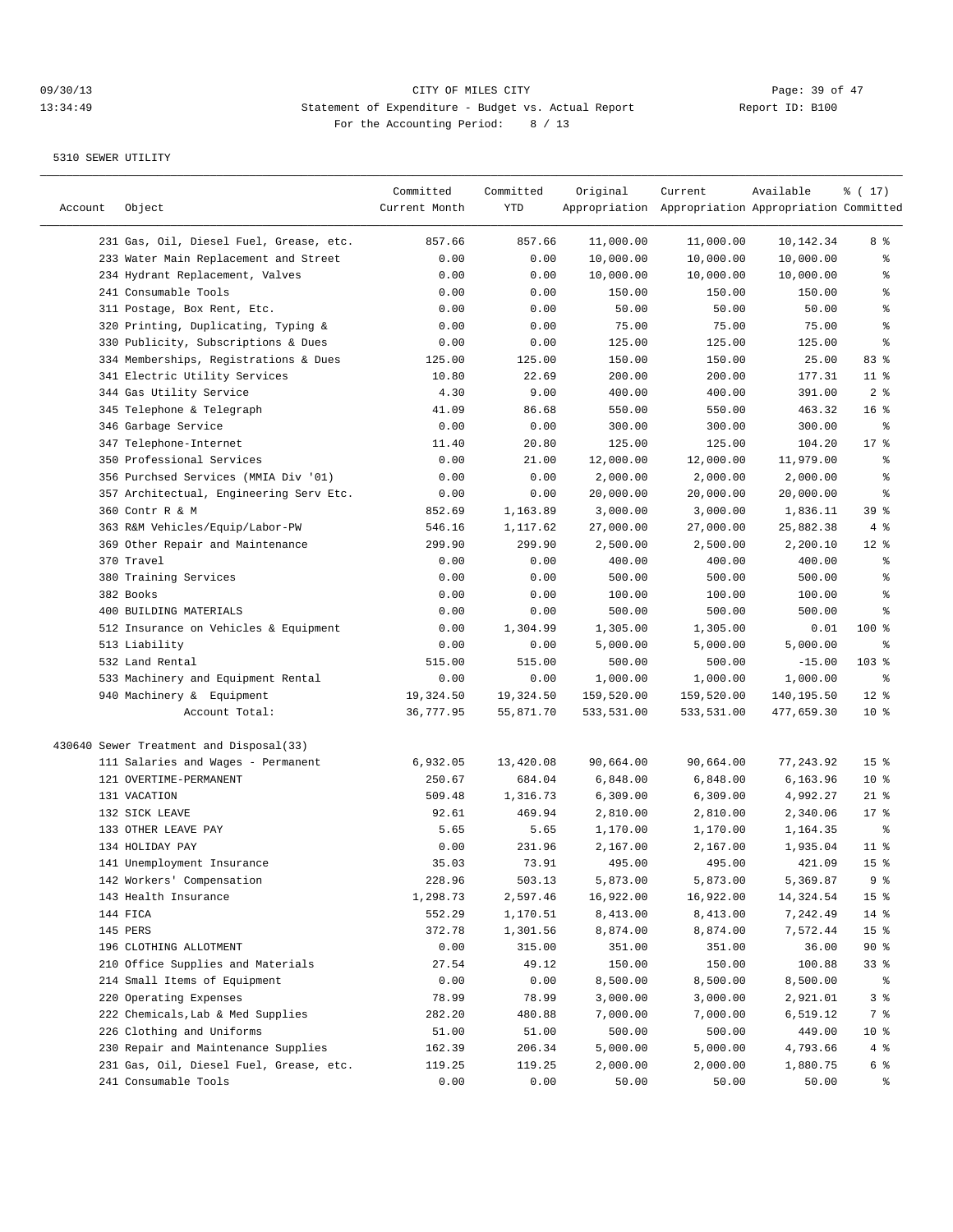09/30/13 CITY OF MILES CITY
13:34:49 Statement of Expenditure - Budget vs. Actual Report Report ID: B100
For the Accounting Period: 8 / 13

5310 SEWER UTILITY

| Account | Object | Committed Current Month | Committed YTD | Original Appropriation | Current Appropriation | Available Appropriation | % ( 17) Committed |
|---|---|---|---|---|---|---|---|
| | 231 Gas, Oil, Diesel Fuel, Grease, etc. | 857.66 | 857.66 | 11,000.00 | 11,000.00 | 10,142.34 | 8 % |
| | 233 Water Main Replacement and Street | 0.00 | 0.00 | 10,000.00 | 10,000.00 | 10,000.00 | % |
| | 234 Hydrant Replacement, Valves | 0.00 | 0.00 | 10,000.00 | 10,000.00 | 10,000.00 | % |
| | 241 Consumable Tools | 0.00 | 0.00 | 150.00 | 150.00 | 150.00 | % |
| | 311 Postage, Box Rent, Etc. | 0.00 | 0.00 | 50.00 | 50.00 | 50.00 | % |
| | 320 Printing, Duplicating, Typing & | 0.00 | 0.00 | 75.00 | 75.00 | 75.00 | % |
| | 330 Publicity, Subscriptions & Dues | 0.00 | 0.00 | 125.00 | 125.00 | 125.00 | % |
| | 334 Memberships, Registrations & Dues | 125.00 | 125.00 | 150.00 | 150.00 | 25.00 | 83 % |
| | 341 Electric Utility Services | 10.80 | 22.69 | 200.00 | 200.00 | 177.31 | 11 % |
| | 344 Gas Utility Service | 4.30 | 9.00 | 400.00 | 400.00 | 391.00 | 2 % |
| | 345 Telephone & Telegraph | 41.09 | 86.68 | 550.00 | 550.00 | 463.32 | 16 % |
| | 346 Garbage Service | 0.00 | 0.00 | 300.00 | 300.00 | 300.00 | % |
| | 347 Telephone-Internet | 11.40 | 20.80 | 125.00 | 125.00 | 104.20 | 17 % |
| | 350 Professional Services | 0.00 | 21.00 | 12,000.00 | 12,000.00 | 11,979.00 | % |
| | 356 Purchsed Services (MMIA Div '01) | 0.00 | 0.00 | 2,000.00 | 2,000.00 | 2,000.00 | % |
| | 357 Architectual, Engineering Serv Etc. | 0.00 | 0.00 | 20,000.00 | 20,000.00 | 20,000.00 | % |
| | 360 Contr R & M | 852.69 | 1,163.89 | 3,000.00 | 3,000.00 | 1,836.11 | 39 % |
| | 363 R&M Vehicles/Equip/Labor-PW | 546.16 | 1,117.62 | 27,000.00 | 27,000.00 | 25,882.38 | 4 % |
| | 369 Other Repair and Maintenance | 299.90 | 299.90 | 2,500.00 | 2,500.00 | 2,200.10 | 12 % |
| | 370 Travel | 0.00 | 0.00 | 400.00 | 400.00 | 400.00 | % |
| | 380 Training Services | 0.00 | 0.00 | 500.00 | 500.00 | 500.00 | % |
| | 382 Books | 0.00 | 0.00 | 100.00 | 100.00 | 100.00 | % |
| | 400 BUILDING MATERIALS | 0.00 | 0.00 | 500.00 | 500.00 | 500.00 | % |
| | 512 Insurance on Vehicles & Equipment | 0.00 | 1,304.99 | 1,305.00 | 1,305.00 | 0.01 | 100 % |
| | 513 Liability | 0.00 | 0.00 | 5,000.00 | 5,000.00 | 5,000.00 | % |
| | 532 Land Rental | 515.00 | 515.00 | 500.00 | 500.00 | -15.00 | 103 % |
| | 533 Machinery and Equipment Rental | 0.00 | 0.00 | 1,000.00 | 1,000.00 | 1,000.00 | % |
| | 940 Machinery & Equipment | 19,324.50 | 19,324.50 | 159,520.00 | 159,520.00 | 140,195.50 | 12 % |
| | Account Total: | 36,777.95 | 55,871.70 | 533,531.00 | 533,531.00 | 477,659.30 | 10 % |
| 430640 | Sewer Treatment and Disposal(33) | | | | | | |
| | 111 Salaries and Wages - Permanent | 6,932.05 | 13,420.08 | 90,664.00 | 90,664.00 | 77,243.92 | 15 % |
| | 121 OVERTIME-PERMANENT | 250.67 | 684.04 | 6,848.00 | 6,848.00 | 6,163.96 | 10 % |
| | 131 VACATION | 509.48 | 1,316.73 | 6,309.00 | 6,309.00 | 4,992.27 | 21 % |
| | 132 SICK LEAVE | 92.61 | 469.94 | 2,810.00 | 2,810.00 | 2,340.06 | 17 % |
| | 133 OTHER LEAVE PAY | 5.65 | 5.65 | 1,170.00 | 1,170.00 | 1,164.35 | % |
| | 134 HOLIDAY PAY | 0.00 | 231.96 | 2,167.00 | 2,167.00 | 1,935.04 | 11 % |
| | 141 Unemployment Insurance | 35.03 | 73.91 | 495.00 | 495.00 | 421.09 | 15 % |
| | 142 Workers' Compensation | 228.96 | 503.13 | 5,873.00 | 5,873.00 | 5,369.87 | 9 % |
| | 143 Health Insurance | 1,298.73 | 2,597.46 | 16,922.00 | 16,922.00 | 14,324.54 | 15 % |
| | 144 FICA | 552.29 | 1,170.51 | 8,413.00 | 8,413.00 | 7,242.49 | 14 % |
| | 145 PERS | 372.78 | 1,301.56 | 8,874.00 | 8,874.00 | 7,572.44 | 15 % |
| | 196 CLOTHING ALLOTMENT | 0.00 | 315.00 | 351.00 | 351.00 | 36.00 | 90 % |
| | 210 Office Supplies and Materials | 27.54 | 49.12 | 150.00 | 150.00 | 100.88 | 33 % |
| | 214 Small Items of Equipment | 0.00 | 0.00 | 8,500.00 | 8,500.00 | 8,500.00 | % |
| | 220 Operating Expenses | 78.99 | 78.99 | 3,000.00 | 3,000.00 | 2,921.01 | 3 % |
| | 222 Chemicals, Lab & Med Supplies | 282.20 | 480.88 | 7,000.00 | 7,000.00 | 6,519.12 | 7 % |
| | 226 Clothing and Uniforms | 51.00 | 51.00 | 500.00 | 500.00 | 449.00 | 10 % |
| | 230 Repair and Maintenance Supplies | 162.39 | 206.34 | 5,000.00 | 5,000.00 | 4,793.66 | 4 % |
| | 231 Gas, Oil, Diesel Fuel, Grease, etc. | 119.25 | 119.25 | 2,000.00 | 2,000.00 | 1,880.75 | 6 % |
| | 241 Consumable Tools | 0.00 | 0.00 | 50.00 | 50.00 | 50.00 | % |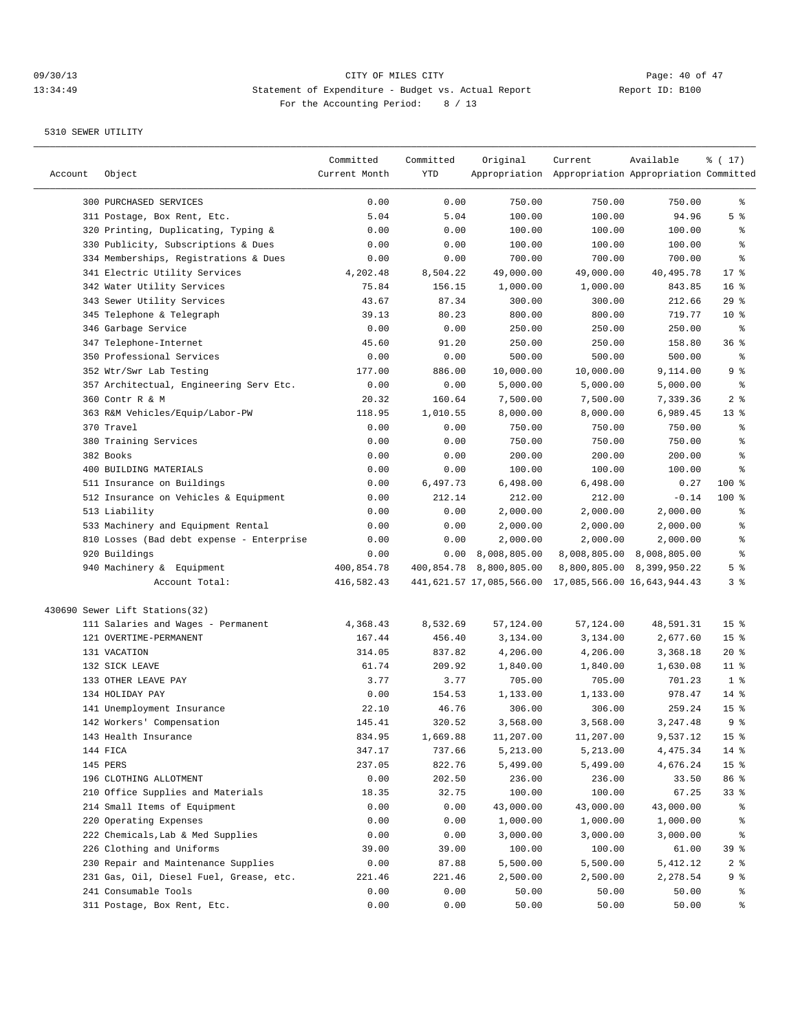09/30/13 CITY OF MILES CITY
13:34:49 Statement of Expenditure - Budget vs. Actual Report Report ID: B100
For the Accounting Period: 8 / 13

5310 SEWER UTILITY

| Account | Object | Committed Current Month | Committed YTD | Original Appropriation | Current Appropriation | Available Appropriation | % ( 17) Committed |
|---|---|---|---|---|---|---|---|
| | 300 PURCHASED SERVICES | 0.00 | 0.00 | 750.00 | 750.00 | 750.00 | % |
| | 311 Postage, Box Rent, Etc. | 5.04 | 5.04 | 100.00 | 100.00 | 94.96 | 5 % |
| | 320 Printing, Duplicating, Typing & | 0.00 | 0.00 | 100.00 | 100.00 | 100.00 | % |
| | 330 Publicity, Subscriptions & Dues | 0.00 | 0.00 | 100.00 | 100.00 | 100.00 | % |
| | 334 Memberships, Registrations & Dues | 0.00 | 0.00 | 700.00 | 700.00 | 700.00 | % |
| | 341 Electric Utility Services | 4,202.48 | 8,504.22 | 49,000.00 | 49,000.00 | 40,495.78 | 17 % |
| | 342 Water Utility Services | 75.84 | 156.15 | 1,000.00 | 1,000.00 | 843.85 | 16 % |
| | 343 Sewer Utility Services | 43.67 | 87.34 | 300.00 | 300.00 | 212.66 | 29 % |
| | 345 Telephone & Telegraph | 39.13 | 80.23 | 800.00 | 800.00 | 719.77 | 10 % |
| | 346 Garbage Service | 0.00 | 0.00 | 250.00 | 250.00 | 250.00 | % |
| | 347 Telephone-Internet | 45.60 | 91.20 | 250.00 | 250.00 | 158.80 | 36 % |
| | 350 Professional Services | 0.00 | 0.00 | 500.00 | 500.00 | 500.00 | % |
| | 352 Wtr/Swr Lab Testing | 177.00 | 886.00 | 10,000.00 | 10,000.00 | 9,114.00 | 9 % |
| | 357 Architectual, Engineering Serv Etc. | 0.00 | 0.00 | 5,000.00 | 5,000.00 | 5,000.00 | % |
| | 360 Contr R & M | 20.32 | 160.64 | 7,500.00 | 7,500.00 | 7,339.36 | 2 % |
| | 363 R&M Vehicles/Equip/Labor-PW | 118.95 | 1,010.55 | 8,000.00 | 8,000.00 | 6,989.45 | 13 % |
| | 370 Travel | 0.00 | 0.00 | 750.00 | 750.00 | 750.00 | % |
| | 380 Training Services | 0.00 | 0.00 | 750.00 | 750.00 | 750.00 | % |
| | 382 Books | 0.00 | 0.00 | 200.00 | 200.00 | 200.00 | % |
| | 400 BUILDING MATERIALS | 0.00 | 0.00 | 100.00 | 100.00 | 100.00 | % |
| | 511 Insurance on Buildings | 0.00 | 6,497.73 | 6,498.00 | 6,498.00 | 0.27 | 100 % |
| | 512 Insurance on Vehicles & Equipment | 0.00 | 212.14 | 212.00 | 212.00 | -0.14 | 100 % |
| | 513 Liability | 0.00 | 0.00 | 2,000.00 | 2,000.00 | 2,000.00 | % |
| | 533 Machinery and Equipment Rental | 0.00 | 0.00 | 2,000.00 | 2,000.00 | 2,000.00 | % |
| | 810 Losses (Bad debt expense - Enterprise | 0.00 | 0.00 | 2,000.00 | 2,000.00 | 2,000.00 | % |
| | 920 Buildings | 0.00 | 0.00 | 8,008,805.00 | 8,008,805.00 | 8,008,805.00 | % |
| | 940 Machinery & Equipment | 400,854.78 | 400,854.78 | 8,800,805.00 | 8,800,805.00 | 8,399,950.22 | 5 % |
| | Account Total: | 416,582.43 | 441,621.57 | 17,085,566.00 | 17,085,566.00 | 16,643,944.43 | 3 % |
| 430690 Sewer Lift Stations(32) | | | | | | | |
| | 111 Salaries and Wages - Permanent | 4,368.43 | 8,532.69 | 57,124.00 | 57,124.00 | 48,591.31 | 15 % |
| | 121 OVERTIME-PERMANENT | 167.44 | 456.40 | 3,134.00 | 3,134.00 | 2,677.60 | 15 % |
| | 131 VACATION | 314.05 | 837.82 | 4,206.00 | 4,206.00 | 3,368.18 | 20 % |
| | 132 SICK LEAVE | 61.74 | 209.92 | 1,840.00 | 1,840.00 | 1,630.08 | 11 % |
| | 133 OTHER LEAVE PAY | 3.77 | 3.77 | 705.00 | 705.00 | 701.23 | 1 % |
| | 134 HOLIDAY PAY | 0.00 | 154.53 | 1,133.00 | 1,133.00 | 978.47 | 14 % |
| | 141 Unemployment Insurance | 22.10 | 46.76 | 306.00 | 306.00 | 259.24 | 15 % |
| | 142 Workers' Compensation | 145.41 | 320.52 | 3,568.00 | 3,568.00 | 3,247.48 | 9 % |
| | 143 Health Insurance | 834.95 | 1,669.88 | 11,207.00 | 11,207.00 | 9,537.12 | 15 % |
| | 144 FICA | 347.17 | 737.66 | 5,213.00 | 5,213.00 | 4,475.34 | 14 % |
| | 145 PERS | 237.05 | 822.76 | 5,499.00 | 5,499.00 | 4,676.24 | 15 % |
| | 196 CLOTHING ALLOTMENT | 0.00 | 202.50 | 236.00 | 236.00 | 33.50 | 86 % |
| | 210 Office Supplies and Materials | 18.35 | 32.75 | 100.00 | 100.00 | 67.25 | 33 % |
| | 214 Small Items of Equipment | 0.00 | 0.00 | 43,000.00 | 43,000.00 | 43,000.00 | % |
| | 220 Operating Expenses | 0.00 | 0.00 | 1,000.00 | 1,000.00 | 1,000.00 | % |
| | 222 Chemicals,Lab & Med Supplies | 0.00 | 0.00 | 3,000.00 | 3,000.00 | 3,000.00 | % |
| | 226 Clothing and Uniforms | 39.00 | 39.00 | 100.00 | 100.00 | 61.00 | 39 % |
| | 230 Repair and Maintenance Supplies | 0.00 | 87.88 | 5,500.00 | 5,500.00 | 5,412.12 | 2 % |
| | 231 Gas, Oil, Diesel Fuel, Grease, etc. | 221.46 | 221.46 | 2,500.00 | 2,500.00 | 2,278.54 | 9 % |
| | 241 Consumable Tools | 0.00 | 0.00 | 50.00 | 50.00 | 50.00 | % |
| | 311 Postage, Box Rent, Etc. | 0.00 | 0.00 | 50.00 | 50.00 | 50.00 | % |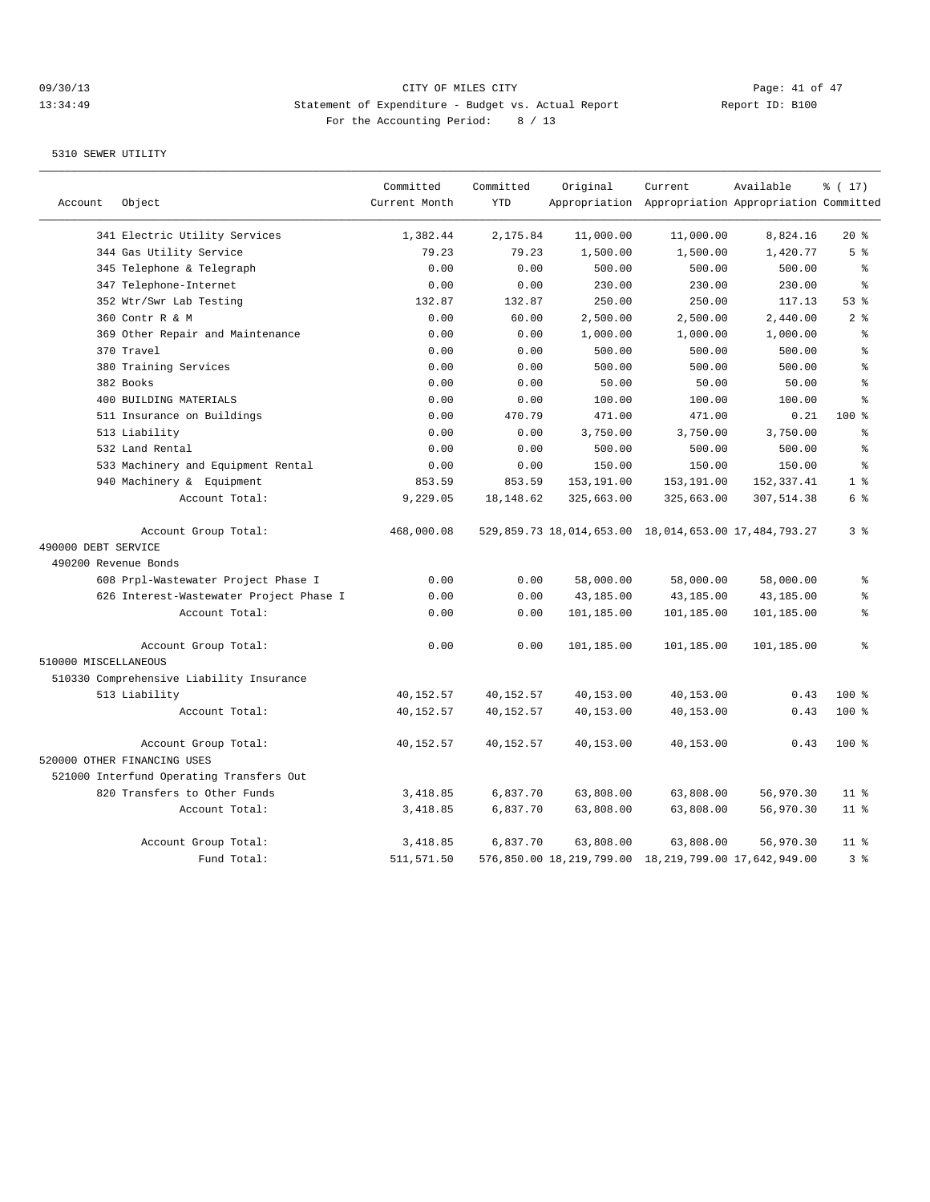CITY OF MILES CITY

Statement of Expenditure - Budget vs. Actual Report

Report ID: B100

For the Accounting Period: 8 / 13

09/30/13
13:34:49

5310 SEWER UTILITY

| Account | Object | Committed Current Month | Committed YTD | Original Appropriation | Current Appropriation | Available Appropriation | % ( 17) Committed |
|---|---|---|---|---|---|---|---|
| | 341 Electric Utility Services | 1,382.44 | 2,175.84 | 11,000.00 | 11,000.00 | 8,824.16 | 20 % |
| | 344 Gas Utility Service | 79.23 | 79.23 | 1,500.00 | 1,500.00 | 1,420.77 | 5 % |
| | 345 Telephone & Telegraph | 0.00 | 0.00 | 500.00 | 500.00 | 500.00 | % |
| | 347 Telephone-Internet | 0.00 | 0.00 | 230.00 | 230.00 | 230.00 | % |
| | 352 Wtr/Swr Lab Testing | 132.87 | 132.87 | 250.00 | 250.00 | 117.13 | 53 % |
| | 360 Contr R & M | 0.00 | 60.00 | 2,500.00 | 2,500.00 | 2,440.00 | 2 % |
| | 369 Other Repair and Maintenance | 0.00 | 0.00 | 1,000.00 | 1,000.00 | 1,000.00 | % |
| | 370 Travel | 0.00 | 0.00 | 500.00 | 500.00 | 500.00 | % |
| | 380 Training Services | 0.00 | 0.00 | 500.00 | 500.00 | 500.00 | % |
| | 382 Books | 0.00 | 0.00 | 50.00 | 50.00 | 50.00 | % |
| | 400 BUILDING MATERIALS | 0.00 | 0.00 | 100.00 | 100.00 | 100.00 | % |
| | 511 Insurance on Buildings | 0.00 | 470.79 | 471.00 | 471.00 | 0.21 | 100 % |
| | 513 Liability | 0.00 | 0.00 | 3,750.00 | 3,750.00 | 3,750.00 | % |
| | 532 Land Rental | 0.00 | 0.00 | 500.00 | 500.00 | 500.00 | % |
| | 533 Machinery and Equipment Rental | 0.00 | 0.00 | 150.00 | 150.00 | 150.00 | % |
| | 940 Machinery & Equipment | 853.59 | 853.59 | 153,191.00 | 153,191.00 | 152,337.41 | 1 % |
| | Account Total: | 9,229.05 | 18,148.62 | 325,663.00 | 325,663.00 | 307,514.38 | 6 % |
| | Account Group Total: | 468,000.08 | 529,859.73 | 18,014,653.00 | 18,014,653.00 | 17,484,793.27 | 3 % |
| 490000 DEBT SERVICE | | | | | | | |
| 490200 Revenue Bonds | | | | | | | |
| | 608 Prpl-Wastewater Project Phase I | 0.00 | 0.00 | 58,000.00 | 58,000.00 | 58,000.00 | % |
| | 626 Interest-Wastewater Project Phase I | 0.00 | 0.00 | 43,185.00 | 43,185.00 | 43,185.00 | % |
| | Account Total: | 0.00 | 0.00 | 101,185.00 | 101,185.00 | 101,185.00 | % |
| | Account Group Total: | 0.00 | 0.00 | 101,185.00 | 101,185.00 | 101,185.00 | % |
| 510000 MISCELLANEOUS | | | | | | | |
| 510330 Comprehensive Liability Insurance | | | | | | | |
| | 513 Liability | 40,152.57 | 40,152.57 | 40,153.00 | 40,153.00 | 0.43 | 100 % |
| | Account Total: | 40,152.57 | 40,152.57 | 40,153.00 | 40,153.00 | 0.43 | 100 % |
| | Account Group Total: | 40,152.57 | 40,152.57 | 40,153.00 | 40,153.00 | 0.43 | 100 % |
| 520000 OTHER FINANCING USES | | | | | | | |
| 521000 Interfund Operating Transfers Out | | | | | | | |
| | 820 Transfers to Other Funds | 3,418.85 | 6,837.70 | 63,808.00 | 63,808.00 | 56,970.30 | 11 % |
| | Account Total: | 3,418.85 | 6,837.70 | 63,808.00 | 63,808.00 | 56,970.30 | 11 % |
| | Account Group Total: | 3,418.85 | 6,837.70 | 63,808.00 | 63,808.00 | 56,970.30 | 11 % |
| | Fund Total: | 511,571.50 | 576,850.00 | 18,219,799.00 | 18,219,799.00 | 17,642,949.00 | 3 % |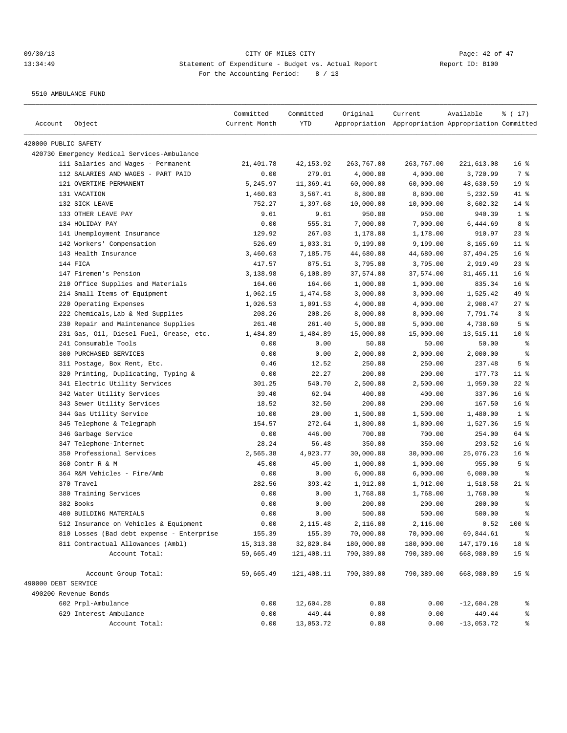09/30/13 CITY OF MILES CITY
13:34:49 Statement of Expenditure - Budget vs. Actual Report Report ID: B100
For the Accounting Period: 8 / 13

5510 AMBULANCE FUND

| Account | Object | Committed Current Month | Committed YTD | Original Appropriation | Current Appropriation | Available Appropriation | % ( 17) Committed |
|---|---|---|---|---|---|---|---|
| 420000 PUBLIC SAFETY | | | | | | | |
| 420730 Emergency Medical Services-Ambulance | | | | | | | |
| | 111 Salaries and Wages - Permanent | 21,401.78 | 42,153.92 | 263,767.00 | 263,767.00 | 221,613.08 | 16 % |
| | 112 SALARIES AND WAGES - PART PAID | 0.00 | 279.01 | 4,000.00 | 4,000.00 | 3,720.99 | 7 % |
| | 121 OVERTIME-PERMANENT | 5,245.97 | 11,369.41 | 60,000.00 | 60,000.00 | 48,630.59 | 19 % |
| | 131 VACATION | 1,460.03 | 3,567.41 | 8,800.00 | 8,800.00 | 5,232.59 | 41 % |
| | 132 SICK LEAVE | 752.27 | 1,397.68 | 10,000.00 | 10,000.00 | 8,602.32 | 14 % |
| | 133 OTHER LEAVE PAY | 9.61 | 9.61 | 950.00 | 950.00 | 940.39 | 1 % |
| | 134 HOLIDAY PAY | 0.00 | 555.31 | 7,000.00 | 7,000.00 | 6,444.69 | 8 % |
| | 141 Unemployment Insurance | 129.92 | 267.03 | 1,178.00 | 1,178.00 | 910.97 | 23 % |
| | 142 Workers' Compensation | 526.69 | 1,033.31 | 9,199.00 | 9,199.00 | 8,165.69 | 11 % |
| | 143 Health Insurance | 3,460.63 | 7,185.75 | 44,680.00 | 44,680.00 | 37,494.25 | 16 % |
| | 144 FICA | 417.57 | 875.51 | 3,795.00 | 3,795.00 | 2,919.49 | 23 % |
| | 147 Firemen's Pension | 3,138.98 | 6,108.89 | 37,574.00 | 37,574.00 | 31,465.11 | 16 % |
| | 210 Office Supplies and Materials | 164.66 | 164.66 | 1,000.00 | 1,000.00 | 835.34 | 16 % |
| | 214 Small Items of Equipment | 1,062.15 | 1,474.58 | 3,000.00 | 3,000.00 | 1,525.42 | 49 % |
| | 220 Operating Expenses | 1,026.53 | 1,091.53 | 4,000.00 | 4,000.00 | 2,908.47 | 27 % |
| | 222 Chemicals,Lab & Med Supplies | 208.26 | 208.26 | 8,000.00 | 8,000.00 | 7,791.74 | 3 % |
| | 230 Repair and Maintenance Supplies | 261.40 | 261.40 | 5,000.00 | 5,000.00 | 4,738.60 | 5 % |
| | 231 Gas, Oil, Diesel Fuel, Grease, etc. | 1,484.89 | 1,484.89 | 15,000.00 | 15,000.00 | 13,515.11 | 10 % |
| | 241 Consumable Tools | 0.00 | 0.00 | 50.00 | 50.00 | 50.00 | % |
| | 300 PURCHASED SERVICES | 0.00 | 0.00 | 2,000.00 | 2,000.00 | 2,000.00 | % |
| | 311 Postage, Box Rent, Etc. | 0.46 | 12.52 | 250.00 | 250.00 | 237.48 | 5 % |
| | 320 Printing, Duplicating, Typing & | 0.00 | 22.27 | 200.00 | 200.00 | 177.73 | 11 % |
| | 341 Electric Utility Services | 301.25 | 540.70 | 2,500.00 | 2,500.00 | 1,959.30 | 22 % |
| | 342 Water Utility Services | 39.40 | 62.94 | 400.00 | 400.00 | 337.06 | 16 % |
| | 343 Sewer Utility Services | 18.52 | 32.50 | 200.00 | 200.00 | 167.50 | 16 % |
| | 344 Gas Utility Service | 10.00 | 20.00 | 1,500.00 | 1,500.00 | 1,480.00 | 1 % |
| | 345 Telephone & Telegraph | 154.57 | 272.64 | 1,800.00 | 1,800.00 | 1,527.36 | 15 % |
| | 346 Garbage Service | 0.00 | 446.00 | 700.00 | 700.00 | 254.00 | 64 % |
| | 347 Telephone-Internet | 28.24 | 56.48 | 350.00 | 350.00 | 293.52 | 16 % |
| | 350 Professional Services | 2,565.38 | 4,923.77 | 30,000.00 | 30,000.00 | 25,076.23 | 16 % |
| | 360 Contr R & M | 45.00 | 45.00 | 1,000.00 | 1,000.00 | 955.00 | 5 % |
| | 364 R&M Vehicles - Fire/Amb | 0.00 | 0.00 | 6,000.00 | 6,000.00 | 6,000.00 | % |
| | 370 Travel | 282.56 | 393.42 | 1,912.00 | 1,912.00 | 1,518.58 | 21 % |
| | 380 Training Services | 0.00 | 0.00 | 1,768.00 | 1,768.00 | 1,768.00 | % |
| | 382 Books | 0.00 | 0.00 | 200.00 | 200.00 | 200.00 | % |
| | 400 BUILDING MATERIALS | 0.00 | 0.00 | 500.00 | 500.00 | 500.00 | % |
| | 512 Insurance on Vehicles & Equipment | 0.00 | 2,115.48 | 2,116.00 | 2,116.00 | 0.52 | 100 % |
| | 810 Losses (Bad debt expense - Enterprise | 155.39 | 155.39 | 70,000.00 | 70,000.00 | 69,844.61 | % |
| | 811 Contractual Allowances (Ambl) | 15,313.38 | 32,820.84 | 180,000.00 | 180,000.00 | 147,179.16 | 18 % |
| | Account Total: | 59,665.49 | 121,408.11 | 790,389.00 | 790,389.00 | 668,980.89 | 15 % |
| | Account Group Total: | 59,665.49 | 121,408.11 | 790,389.00 | 790,389.00 | 668,980.89 | 15 % |
| 490000 DEBT SERVICE | | | | | | | |
| 490200 Revenue Bonds | | | | | | | |
| | 602 Prpl-Ambulance | 0.00 | 12,604.28 | 0.00 | 0.00 | -12,604.28 | % |
| | 629 Interest-Ambulance | 0.00 | 449.44 | 0.00 | 0.00 | -449.44 | % |
| | Account Total: | 0.00 | 13,053.72 | 0.00 | 0.00 | -13,053.72 | % |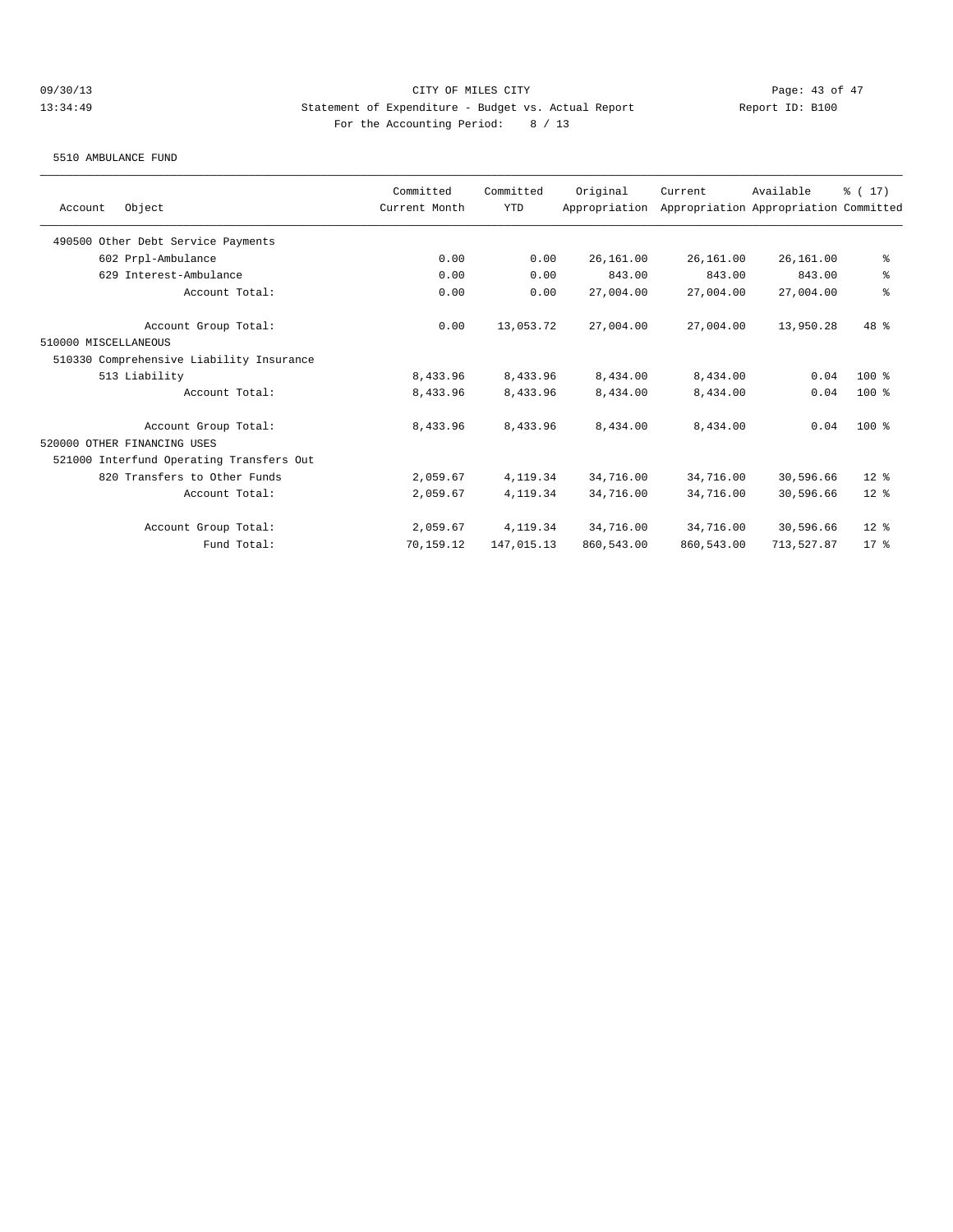CITY OF MILES CITY

Statement of Expenditure - Budget vs. Actual Report

For the Accounting Period: 8 / 13

Report ID: B100

5510 AMBULANCE FUND

| Account Object | Committed Current Month | Committed YTD | Original Appropriation | Current Appropriation | Available Appropriation | % ( 17) Committed |
|---|---|---|---|---|---|---|
| 490500 Other Debt Service Payments | | | | | | |
| 602 Prpl-Ambulance | 0.00 | 0.00 | 26,161.00 | 26,161.00 | 26,161.00 | % |
| 629 Interest-Ambulance | 0.00 | 0.00 | 843.00 | 843.00 | 843.00 | % |
| Account Total: | 0.00 | 0.00 | 27,004.00 | 27,004.00 | 27,004.00 | % |
| Account Group Total: | 0.00 | 13,053.72 | 27,004.00 | 27,004.00 | 13,950.28 | 48 % |
| 510000 MISCELLANEOUS | | | | | | |
| 510330 Comprehensive Liability Insurance | | | | | | |
| 513 Liability | 8,433.96 | 8,433.96 | 8,434.00 | 8,434.00 | 0.04 | 100 % |
| Account Total: | 8,433.96 | 8,433.96 | 8,434.00 | 8,434.00 | 0.04 | 100 % |
| Account Group Total: | 8,433.96 | 8,433.96 | 8,434.00 | 8,434.00 | 0.04 | 100 % |
| 520000 OTHER FINANCING USES | | | | | | |
| 521000 Interfund Operating Transfers Out | | | | | | |
| 820 Transfers to Other Funds | 2,059.67 | 4,119.34 | 34,716.00 | 34,716.00 | 30,596.66 | 12 % |
| Account Total: | 2,059.67 | 4,119.34 | 34,716.00 | 34,716.00 | 30,596.66 | 12 % |
| Account Group Total: | 2,059.67 | 4,119.34 | 34,716.00 | 34,716.00 | 30,596.66 | 12 % |
| Fund Total: | 70,159.12 | 147,015.13 | 860,543.00 | 860,543.00 | 713,527.87 | 17 % |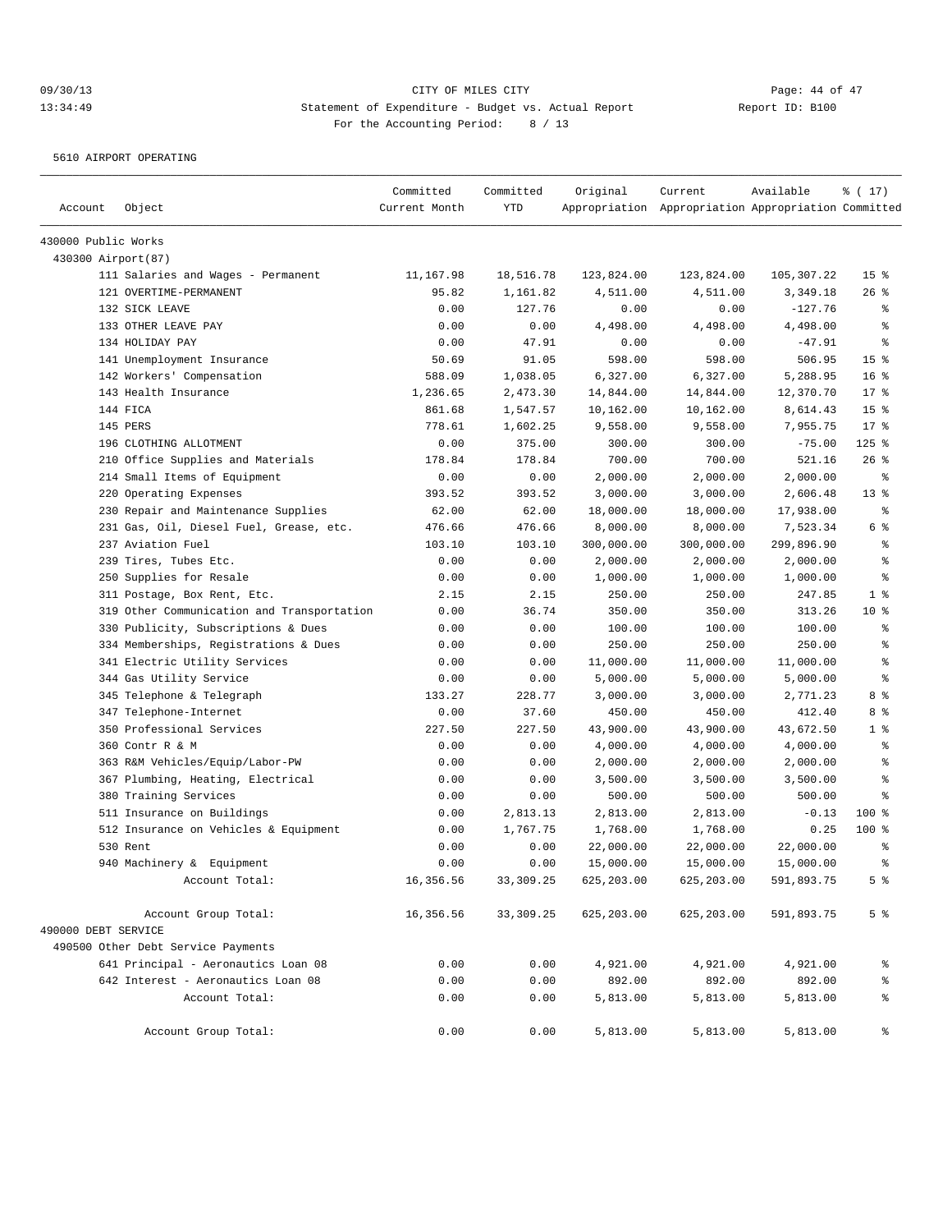09/30/13 CITY OF MILES CITY
13:34:49 Statement of Expenditure - Budget vs. Actual Report Report ID: B100
For the Accounting Period: 8 / 13

5610 AIRPORT OPERATING

| Account | Object | Committed Current Month | Committed YTD | Original Appropriation | Current Appropriation | Available Appropriation | % ( 17) Committed |
|---|---|---|---|---|---|---|---|
| 430000 Public Works | | | | | | | |
| 430300 Airport(87) | | | | | | | |
| | 111 Salaries and Wages - Permanent | 11,167.98 | 18,516.78 | 123,824.00 | 123,824.00 | 105,307.22 | 15 % |
| | 121 OVERTIME-PERMANENT | 95.82 | 1,161.82 | 4,511.00 | 4,511.00 | 3,349.18 | 26 % |
| | 132 SICK LEAVE | 0.00 | 127.76 | 0.00 | 0.00 | -127.76 | % |
| | 133 OTHER LEAVE PAY | 0.00 | 0.00 | 4,498.00 | 4,498.00 | 4,498.00 | % |
| | 134 HOLIDAY PAY | 0.00 | 47.91 | 0.00 | 0.00 | -47.91 | % |
| | 141 Unemployment Insurance | 50.69 | 91.05 | 598.00 | 598.00 | 506.95 | 15 % |
| | 142 Workers' Compensation | 588.09 | 1,038.05 | 6,327.00 | 6,327.00 | 5,288.95 | 16 % |
| | 143 Health Insurance | 1,236.65 | 2,473.30 | 14,844.00 | 14,844.00 | 12,370.70 | 17 % |
| | 144 FICA | 861.68 | 1,547.57 | 10,162.00 | 10,162.00 | 8,614.43 | 15 % |
| | 145 PERS | 778.61 | 1,602.25 | 9,558.00 | 9,558.00 | 7,955.75 | 17 % |
| | 196 CLOTHING ALLOTMENT | 0.00 | 375.00 | 300.00 | 300.00 | -75.00 | 125 % |
| | 210 Office Supplies and Materials | 178.84 | 178.84 | 700.00 | 700.00 | 521.16 | 26 % |
| | 214 Small Items of Equipment | 0.00 | 0.00 | 2,000.00 | 2,000.00 | 2,000.00 | % |
| | 220 Operating Expenses | 393.52 | 393.52 | 3,000.00 | 3,000.00 | 2,606.48 | 13 % |
| | 230 Repair and Maintenance Supplies | 62.00 | 62.00 | 18,000.00 | 18,000.00 | 17,938.00 | % |
| | 231 Gas, Oil, Diesel Fuel, Grease, etc. | 476.66 | 476.66 | 8,000.00 | 8,000.00 | 7,523.34 | 6 % |
| | 237 Aviation Fuel | 103.10 | 103.10 | 300,000.00 | 300,000.00 | 299,896.90 | % |
| | 239 Tires, Tubes Etc. | 0.00 | 0.00 | 2,000.00 | 2,000.00 | 2,000.00 | % |
| | 250 Supplies for Resale | 0.00 | 0.00 | 1,000.00 | 1,000.00 | 1,000.00 | % |
| | 311 Postage, Box Rent, Etc. | 2.15 | 2.15 | 250.00 | 250.00 | 247.85 | 1 % |
| | 319 Other Communication and Transportation | 0.00 | 36.74 | 350.00 | 350.00 | 313.26 | 10 % |
| | 330 Publicity, Subscriptions & Dues | 0.00 | 0.00 | 100.00 | 100.00 | 100.00 | % |
| | 334 Memberships, Registrations & Dues | 0.00 | 0.00 | 250.00 | 250.00 | 250.00 | % |
| | 341 Electric Utility Services | 0.00 | 0.00 | 11,000.00 | 11,000.00 | 11,000.00 | % |
| | 344 Gas Utility Service | 0.00 | 0.00 | 5,000.00 | 5,000.00 | 5,000.00 | % |
| | 345 Telephone & Telegraph | 133.27 | 228.77 | 3,000.00 | 3,000.00 | 2,771.23 | 8 % |
| | 347 Telephone-Internet | 0.00 | 37.60 | 450.00 | 450.00 | 412.40 | 8 % |
| | 350 Professional Services | 227.50 | 227.50 | 43,900.00 | 43,900.00 | 43,672.50 | 1 % |
| | 360 Contr R & M | 0.00 | 0.00 | 4,000.00 | 4,000.00 | 4,000.00 | % |
| | 363 R&M Vehicles/Equip/Labor-PW | 0.00 | 0.00 | 2,000.00 | 2,000.00 | 2,000.00 | % |
| | 367 Plumbing, Heating, Electrical | 0.00 | 0.00 | 3,500.00 | 3,500.00 | 3,500.00 | % |
| | 380 Training Services | 0.00 | 0.00 | 500.00 | 500.00 | 500.00 | % |
| | 511 Insurance on Buildings | 0.00 | 2,813.13 | 2,813.00 | 2,813.00 | -0.13 | 100 % |
| | 512 Insurance on Vehicles & Equipment | 0.00 | 1,767.75 | 1,768.00 | 1,768.00 | 0.25 | 100 % |
| | 530 Rent | 0.00 | 0.00 | 22,000.00 | 22,000.00 | 22,000.00 | % |
| | 940 Machinery & Equipment | 0.00 | 0.00 | 15,000.00 | 15,000.00 | 15,000.00 | % |
| | Account Total: | 16,356.56 | 33,309.25 | 625,203.00 | 625,203.00 | 591,893.75 | 5 % |
| | Account Group Total: | 16,356.56 | 33,309.25 | 625,203.00 | 625,203.00 | 591,893.75 | 5 % |
| 490000 DEBT SERVICE | | | | | | | |
| 490500 Other Debt Service Payments | | | | | | | |
| | 641 Principal - Aeronautics Loan 08 | 0.00 | 0.00 | 4,921.00 | 4,921.00 | 4,921.00 | % |
| | 642 Interest - Aeronautics Loan 08 | 0.00 | 0.00 | 892.00 | 892.00 | 892.00 | % |
| | Account Total: | 0.00 | 0.00 | 5,813.00 | 5,813.00 | 5,813.00 | % |
| | Account Group Total: | 0.00 | 0.00 | 5,813.00 | 5,813.00 | 5,813.00 | % |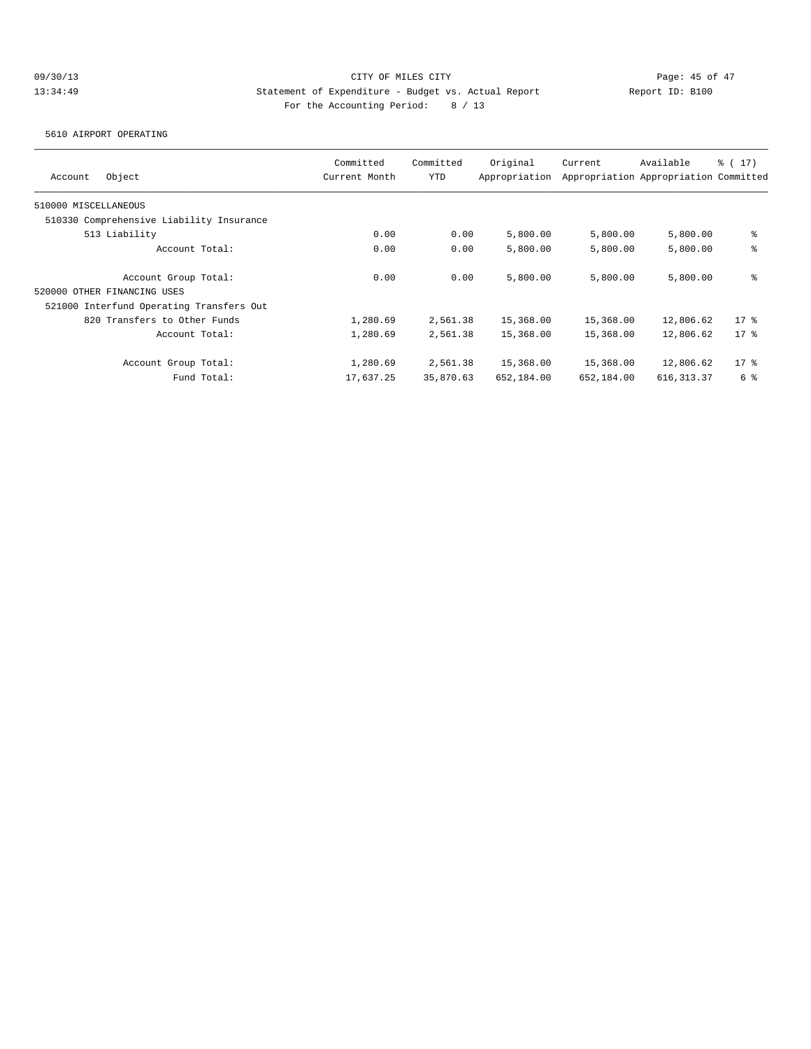CITY OF MILES CITY

Statement of Expenditure - Budget vs. Actual Report

Report ID: B100

For the Accounting Period: 8 / 13

09/30/13
13:34:49

5610 AIRPORT OPERATING

| Account Object | Committed Current Month | Committed YTD | Original Appropriation | Current Appropriation | Available Appropriation | % ( 17) Committed |
|---|---|---|---|---|---|---|
| 510000 MISCELLANEOUS | | | | | | |
| 510330 Comprehensive Liability Insurance | | | | | | |
| 513 Liability | 0.00 | 0.00 | 5,800.00 | 5,800.00 | 5,800.00 | % |
| Account Total: | 0.00 | 0.00 | 5,800.00 | 5,800.00 | 5,800.00 | % |
| Account Group Total: | 0.00 | 0.00 | 5,800.00 | 5,800.00 | 5,800.00 | % |
| 520000 OTHER FINANCING USES | | | | | | |
| 521000 Interfund Operating Transfers Out | | | | | | |
| 820 Transfers to Other Funds | 1,280.69 | 2,561.38 | 15,368.00 | 15,368.00 | 12,806.62 | 17 % |
| Account Total: | 1,280.69 | 2,561.38 | 15,368.00 | 15,368.00 | 12,806.62 | 17 % |
| Account Group Total: | 1,280.69 | 2,561.38 | 15,368.00 | 15,368.00 | 12,806.62 | 17 % |
| Fund Total: | 17,637.25 | 35,870.63 | 652,184.00 | 652,184.00 | 616,313.37 | 6 % |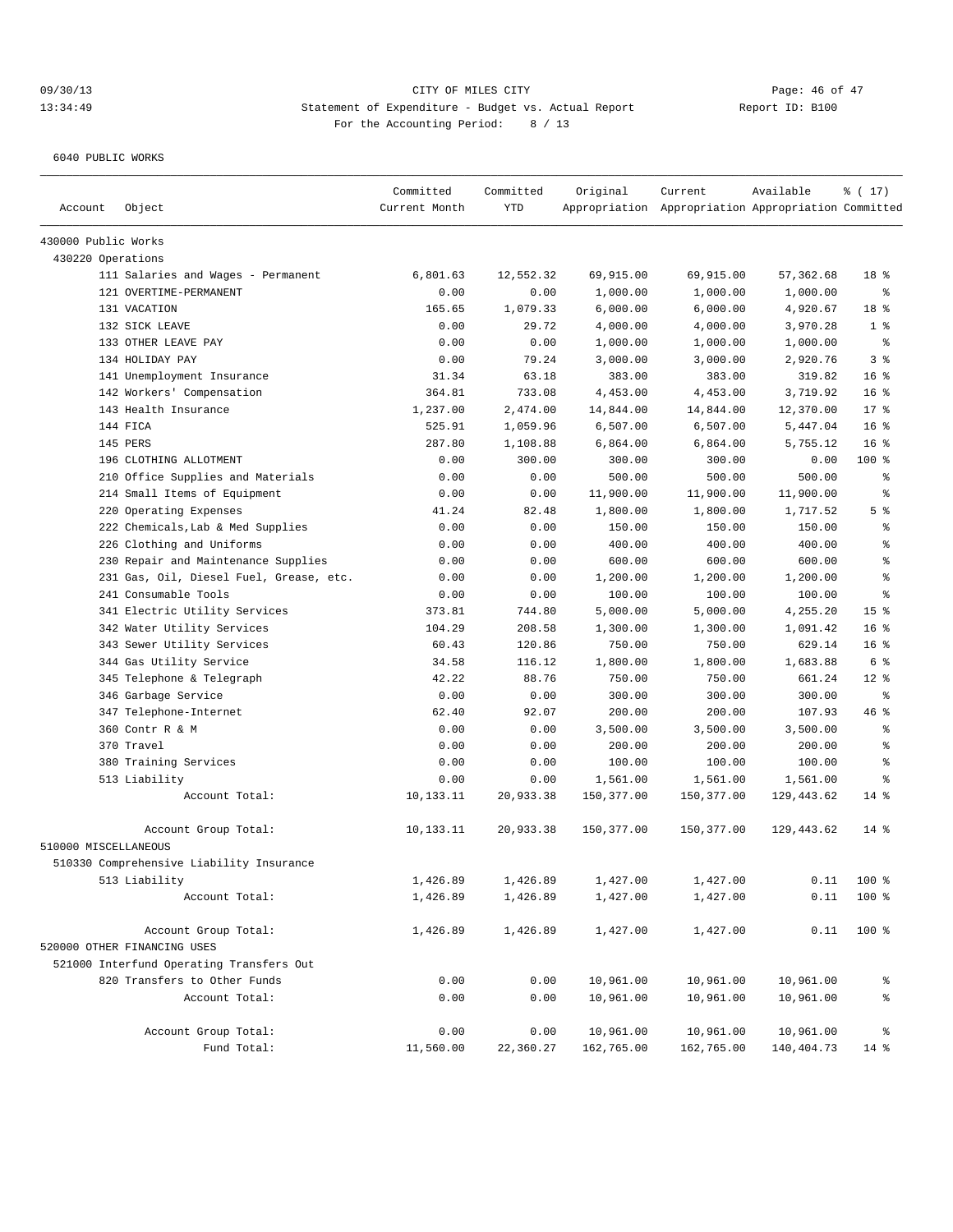CITY OF MILES CITY

Statement of Expenditure - Budget vs. Actual Report

For the Accounting Period: 8 / 13

09/30/13 13:34:49 Report ID: B100

6040 PUBLIC WORKS

| Account | Object | Committed Current Month | Committed YTD | Original Appropriation | Current Appropriation | Available Appropriation | % ( 17) Committed |
|---|---|---|---|---|---|---|---|
| 430000 Public Works | | | | | | | |
| 430220 Operations | | | | | | | |
| | 111 Salaries and Wages - Permanent | 6,801.63 | 12,552.32 | 69,915.00 | 69,915.00 | 57,362.68 | 18 % |
| | 121 OVERTIME-PERMANENT | 0.00 | 0.00 | 1,000.00 | 1,000.00 | 1,000.00 | % |
| | 131 VACATION | 165.65 | 1,079.33 | 6,000.00 | 6,000.00 | 4,920.67 | 18 % |
| | 132 SICK LEAVE | 0.00 | 29.72 | 4,000.00 | 4,000.00 | 3,970.28 | 1 % |
| | 133 OTHER LEAVE PAY | 0.00 | 0.00 | 1,000.00 | 1,000.00 | 1,000.00 | % |
| | 134 HOLIDAY PAY | 0.00 | 79.24 | 3,000.00 | 3,000.00 | 2,920.76 | 3 % |
| | 141 Unemployment Insurance | 31.34 | 63.18 | 383.00 | 383.00 | 319.82 | 16 % |
| | 142 Workers' Compensation | 364.81 | 733.08 | 4,453.00 | 4,453.00 | 3,719.92 | 16 % |
| | 143 Health Insurance | 1,237.00 | 2,474.00 | 14,844.00 | 14,844.00 | 12,370.00 | 17 % |
| | 144 FICA | 525.91 | 1,059.96 | 6,507.00 | 6,507.00 | 5,447.04 | 16 % |
| | 145 PERS | 287.80 | 1,108.88 | 6,864.00 | 6,864.00 | 5,755.12 | 16 % |
| | 196 CLOTHING ALLOTMENT | 0.00 | 300.00 | 300.00 | 300.00 | 0.00 | 100 % |
| | 210 Office Supplies and Materials | 0.00 | 0.00 | 500.00 | 500.00 | 500.00 | % |
| | 214 Small Items of Equipment | 0.00 | 0.00 | 11,900.00 | 11,900.00 | 11,900.00 | % |
| | 220 Operating Expenses | 41.24 | 82.48 | 1,800.00 | 1,800.00 | 1,717.52 | 5 % |
| | 222 Chemicals,Lab & Med Supplies | 0.00 | 0.00 | 150.00 | 150.00 | 150.00 | % |
| | 226 Clothing and Uniforms | 0.00 | 0.00 | 400.00 | 400.00 | 400.00 | % |
| | 230 Repair and Maintenance Supplies | 0.00 | 0.00 | 600.00 | 600.00 | 600.00 | % |
| | 231 Gas, Oil, Diesel Fuel, Grease, etc. | 0.00 | 0.00 | 1,200.00 | 1,200.00 | 1,200.00 | % |
| | 241 Consumable Tools | 0.00 | 0.00 | 100.00 | 100.00 | 100.00 | % |
| | 341 Electric Utility Services | 373.81 | 744.80 | 5,000.00 | 5,000.00 | 4,255.20 | 15 % |
| | 342 Water Utility Services | 104.29 | 208.58 | 1,300.00 | 1,300.00 | 1,091.42 | 16 % |
| | 343 Sewer Utility Services | 60.43 | 120.86 | 750.00 | 750.00 | 629.14 | 16 % |
| | 344 Gas Utility Service | 34.58 | 116.12 | 1,800.00 | 1,800.00 | 1,683.88 | 6 % |
| | 345 Telephone & Telegraph | 42.22 | 88.76 | 750.00 | 750.00 | 661.24 | 12 % |
| | 346 Garbage Service | 0.00 | 0.00 | 300.00 | 300.00 | 300.00 | % |
| | 347 Telephone-Internet | 62.40 | 92.07 | 200.00 | 200.00 | 107.93 | 46 % |
| | 360 Contr R & M | 0.00 | 0.00 | 3,500.00 | 3,500.00 | 3,500.00 | % |
| | 370 Travel | 0.00 | 0.00 | 200.00 | 200.00 | 200.00 | % |
| | 380 Training Services | 0.00 | 0.00 | 100.00 | 100.00 | 100.00 | % |
| | 513 Liability | 0.00 | 0.00 | 1,561.00 | 1,561.00 | 1,561.00 | % |
| | Account Total: | 10,133.11 | 20,933.38 | 150,377.00 | 150,377.00 | 129,443.62 | 14 % |
| | Account Group Total: | 10,133.11 | 20,933.38 | 150,377.00 | 150,377.00 | 129,443.62 | 14 % |
| 510000 MISCELLANEOUS | | | | | | | |
| 510330 Comprehensive Liability Insurance | | | | | | | |
| | 513 Liability | 1,426.89 | 1,426.89 | 1,427.00 | 1,427.00 | 0.11 | 100 % |
| | Account Total: | 1,426.89 | 1,426.89 | 1,427.00 | 1,427.00 | 0.11 | 100 % |
| | Account Group Total: | 1,426.89 | 1,426.89 | 1,427.00 | 1,427.00 | 0.11 | 100 % |
| 520000 OTHER FINANCING USES | | | | | | | |
| 521000 Interfund Operating Transfers Out | | | | | | | |
| | 820 Transfers to Other Funds | 0.00 | 0.00 | 10,961.00 | 10,961.00 | 10,961.00 | % |
| | Account Total: | 0.00 | 0.00 | 10,961.00 | 10,961.00 | 10,961.00 | % |
| | Account Group Total: | 0.00 | 0.00 | 10,961.00 | 10,961.00 | 10,961.00 | % |
| | Fund Total: | 11,560.00 | 22,360.27 | 162,765.00 | 162,765.00 | 140,404.73 | 14 % |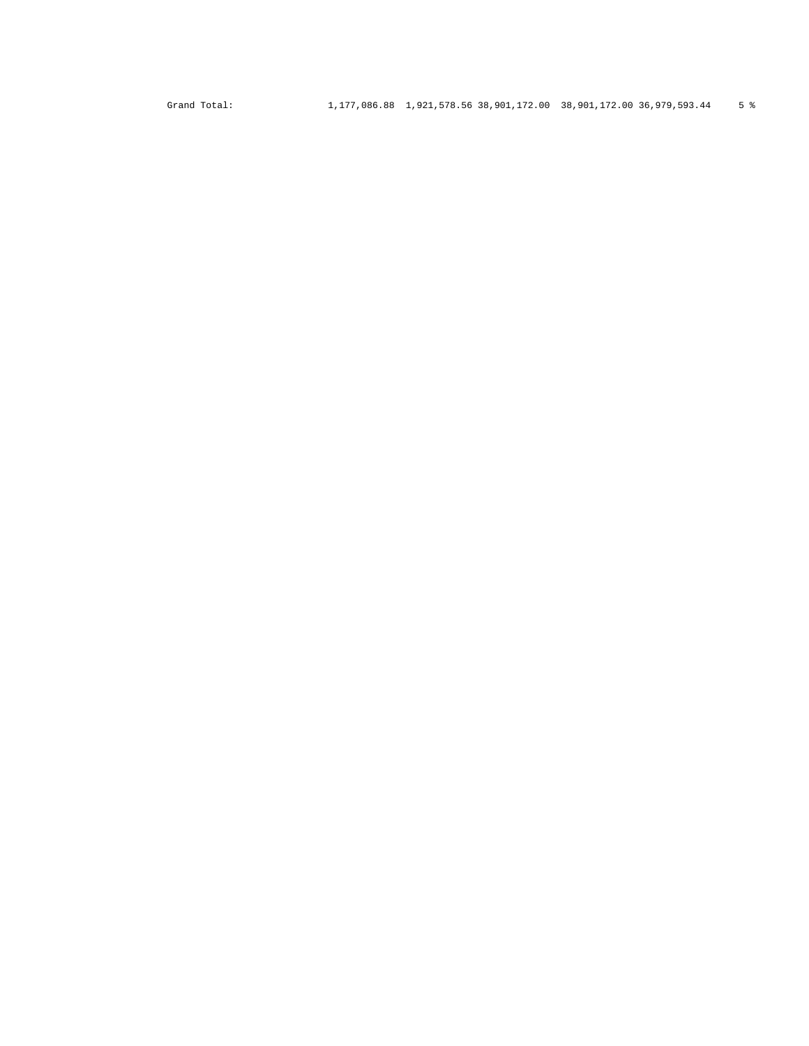| | | | | | | |
|---|---|---|---|---|---|---|
| Grand Total: | 1,177,086.88 | 1,921,578.56 | 38,901,172.00 | 38,901,172.00 | 36,979,593.44 | 5 % |